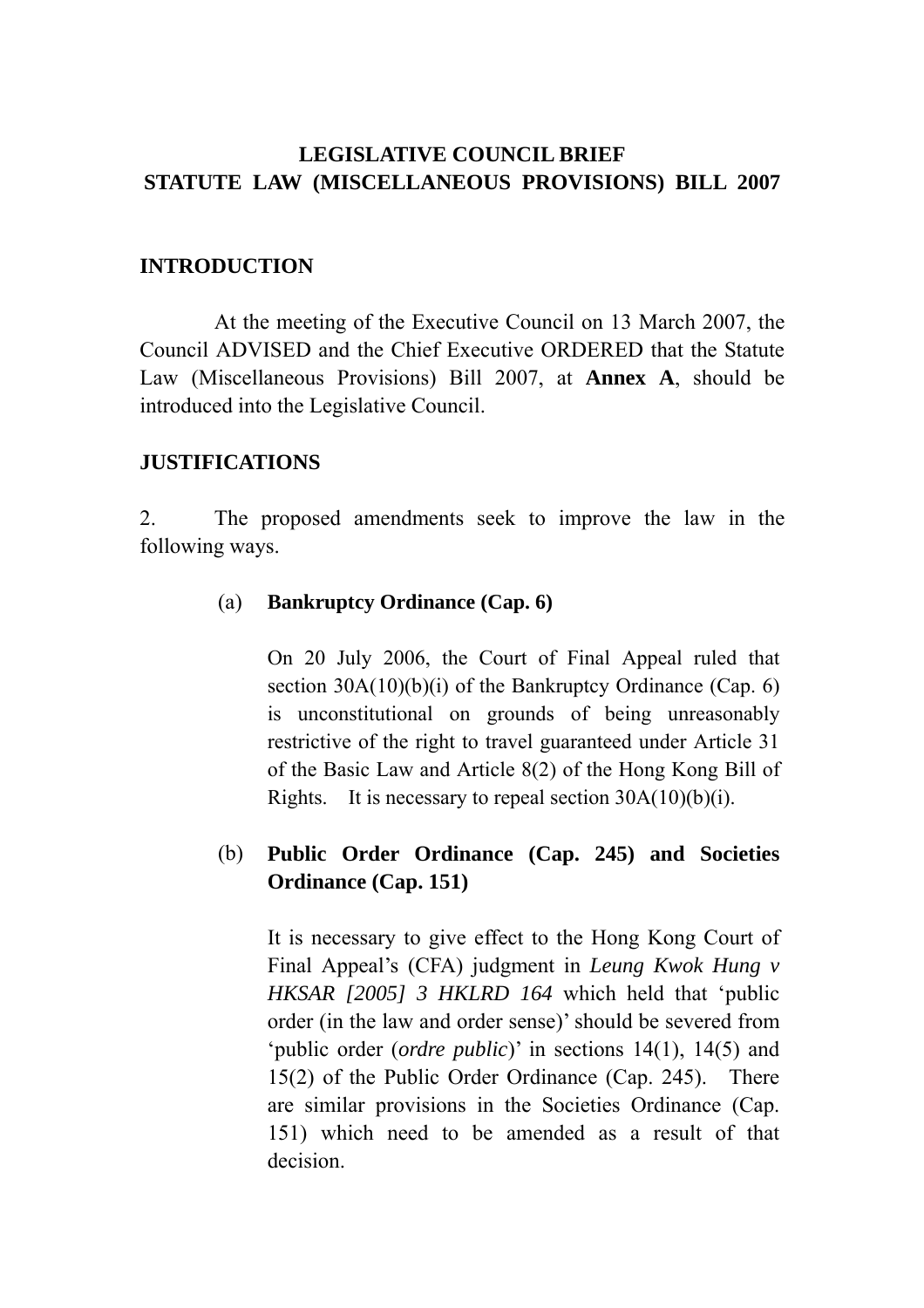# LEGISLATIVE COUNCIL BRIEF
# STATUTE LAW (MISCELLANEOUS PROVISIONS) BILL 2007

## INTRODUCTION

At the meeting of the Executive Council on 13 March 2007, the Council ADVISED and the Chief Executive ORDERED that the Statute Law (Miscellaneous Provisions) Bill 2007, at **Annex A**, should be introduced into the Legislative Council.

## JUSTIFICATIONS

2. The proposed amendments seek to improve the law in the following ways.

(a) **Bankruptcy Ordinance (Cap. 6)**

On 20 July 2006, the Court of Final Appeal ruled that section 30A(10)(b)(i) of the Bankruptcy Ordinance (Cap. 6) is unconstitutional on grounds of being unreasonably restrictive of the right to travel guaranteed under Article 31 of the Basic Law and Article 8(2) of the Hong Kong Bill of Rights. It is necessary to repeal section 30A(10)(b)(i).

(b) **Public Order Ordinance (Cap. 245) and Societies Ordinance (Cap. 151)**

It is necessary to give effect to the Hong Kong Court of Final Appeal's (CFA) judgment in *Leung Kwok Hung v HKSAR [2005] 3 HKLRD 164* which held that 'public order (in the law and order sense)' should be severed from 'public order (*ordre public*)' in sections 14(1), 14(5) and 15(2) of the Public Order Ordinance (Cap. 245). There are similar provisions in the Societies Ordinance (Cap. 151) which need to be amended as a result of that decision.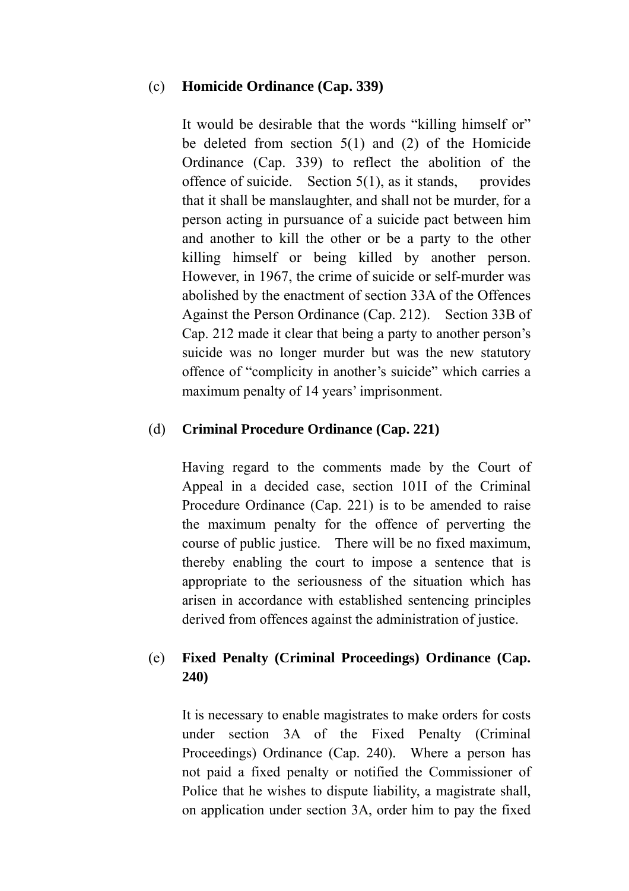(c) **Homicide Ordinance (Cap. 339)**

It would be desirable that the words "killing himself or" be deleted from section 5(1) and (2) of the Homicide Ordinance (Cap. 339) to reflect the abolition of the offence of suicide. Section 5(1), as it stands, provides that it shall be manslaughter, and shall not be murder, for a person acting in pursuance of a suicide pact between him and another to kill the other or be a party to the other killing himself or being killed by another person. However, in 1967, the crime of suicide or self-murder was abolished by the enactment of section 33A of the Offences Against the Person Ordinance (Cap. 212). Section 33B of Cap. 212 made it clear that being a party to another person's suicide was no longer murder but was the new statutory offence of "complicity in another's suicide" which carries a maximum penalty of 14 years' imprisonment.

(d) **Criminal Procedure Ordinance (Cap. 221)**

Having regard to the comments made by the Court of Appeal in a decided case, section 101I of the Criminal Procedure Ordinance (Cap. 221) is to be amended to raise the maximum penalty for the offence of perverting the course of public justice. There will be no fixed maximum, thereby enabling the court to impose a sentence that is appropriate to the seriousness of the situation which has arisen in accordance with established sentencing principles derived from offences against the administration of justice.

(e) **Fixed Penalty (Criminal Proceedings) Ordinance (Cap. 240)**

It is necessary to enable magistrates to make orders for costs under section 3A of the Fixed Penalty (Criminal Proceedings) Ordinance (Cap. 240). Where a person has not paid a fixed penalty or notified the Commissioner of Police that he wishes to dispute liability, a magistrate shall, on application under section 3A, order him to pay the fixed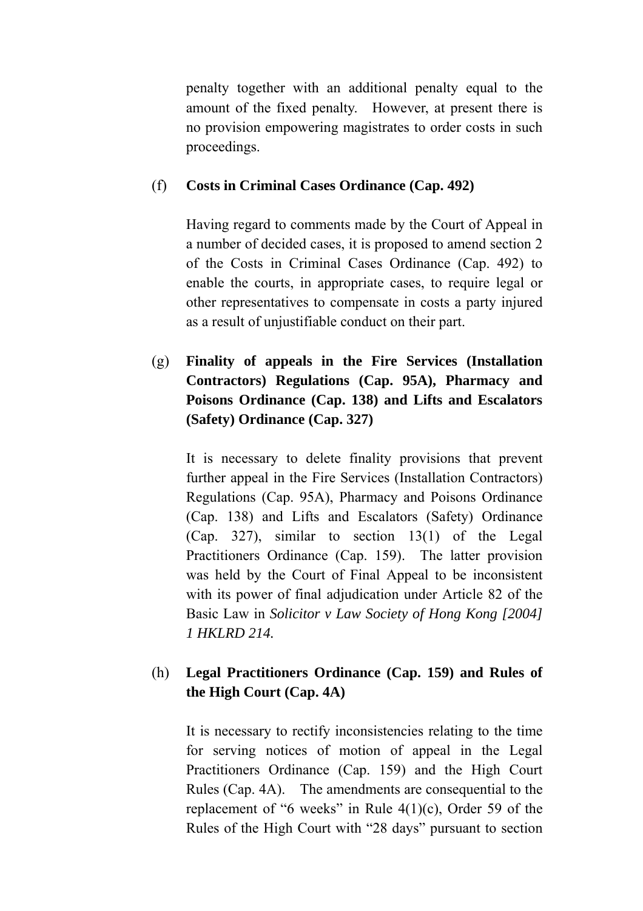penalty together with an additional penalty equal to the amount of the fixed penalty. However, at present there is no provision empowering magistrates to order costs in such proceedings.

(f) **Costs in Criminal Cases Ordinance (Cap. 492)**

Having regard to comments made by the Court of Appeal in a number of decided cases, it is proposed to amend section 2 of the Costs in Criminal Cases Ordinance (Cap. 492) to enable the courts, in appropriate cases, to require legal or other representatives to compensate in costs a party injured as a result of unjustifiable conduct on their part.

(g) **Finality of appeals in the Fire Services (Installation Contractors) Regulations (Cap. 95A), Pharmacy and Poisons Ordinance (Cap. 138) and Lifts and Escalators (Safety) Ordinance (Cap. 327)**

It is necessary to delete finality provisions that prevent further appeal in the Fire Services (Installation Contractors) Regulations (Cap. 95A), Pharmacy and Poisons Ordinance (Cap. 138) and Lifts and Escalators (Safety) Ordinance (Cap. 327), similar to section 13(1) of the Legal Practitioners Ordinance (Cap. 159). The latter provision was held by the Court of Final Appeal to be inconsistent with its power of final adjudication under Article 82 of the Basic Law in *Solicitor v Law Society of Hong Kong [2004] 1 HKLRD 214.*

(h) **Legal Practitioners Ordinance (Cap. 159) and Rules of the High Court (Cap. 4A)**

It is necessary to rectify inconsistencies relating to the time for serving notices of motion of appeal in the Legal Practitioners Ordinance (Cap. 159) and the High Court Rules (Cap. 4A). The amendments are consequential to the replacement of "6 weeks" in Rule 4(1)(c), Order 59 of the Rules of the High Court with "28 days" pursuant to section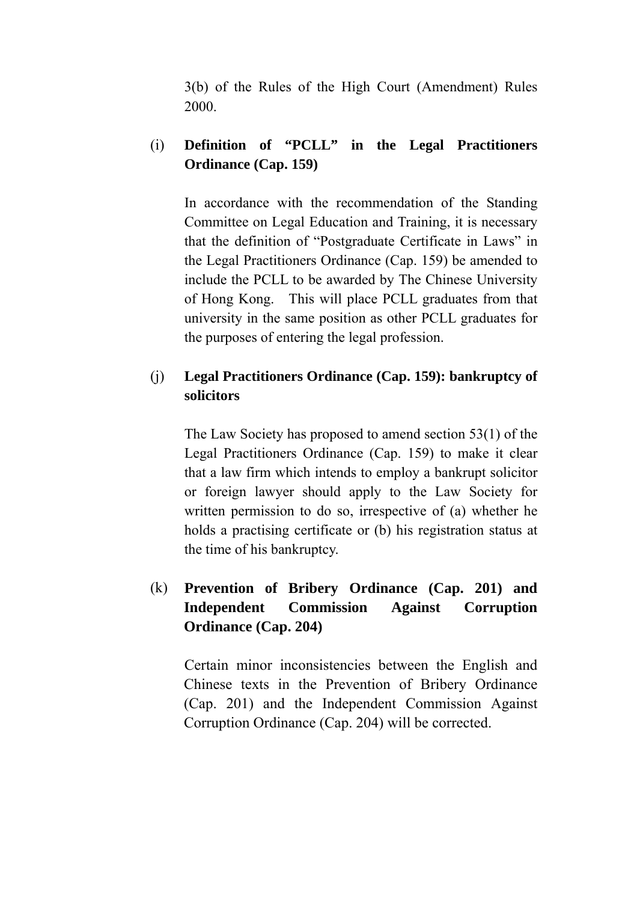3(b) of the Rules of the High Court (Amendment) Rules 2000.

(i) **Definition of "PCLL" in the Legal Practitioners Ordinance (Cap. 159)**

In accordance with the recommendation of the Standing Committee on Legal Education and Training, it is necessary that the definition of "Postgraduate Certificate in Laws" in the Legal Practitioners Ordinance (Cap. 159) be amended to include the PCLL to be awarded by The Chinese University of Hong Kong. This will place PCLL graduates from that university in the same position as other PCLL graduates for the purposes of entering the legal profession.

(j) **Legal Practitioners Ordinance (Cap. 159): bankruptcy of solicitors**

The Law Society has proposed to amend section 53(1) of the Legal Practitioners Ordinance (Cap. 159) to make it clear that a law firm which intends to employ a bankrupt solicitor or foreign lawyer should apply to the Law Society for written permission to do so, irrespective of (a) whether he holds a practising certificate or (b) his registration status at the time of his bankruptcy.

(k) **Prevention of Bribery Ordinance (Cap. 201) and Independent Commission Against Corruption Ordinance (Cap. 204)**

Certain minor inconsistencies between the English and Chinese texts in the Prevention of Bribery Ordinance (Cap. 201) and the Independent Commission Against Corruption Ordinance (Cap. 204) will be corrected.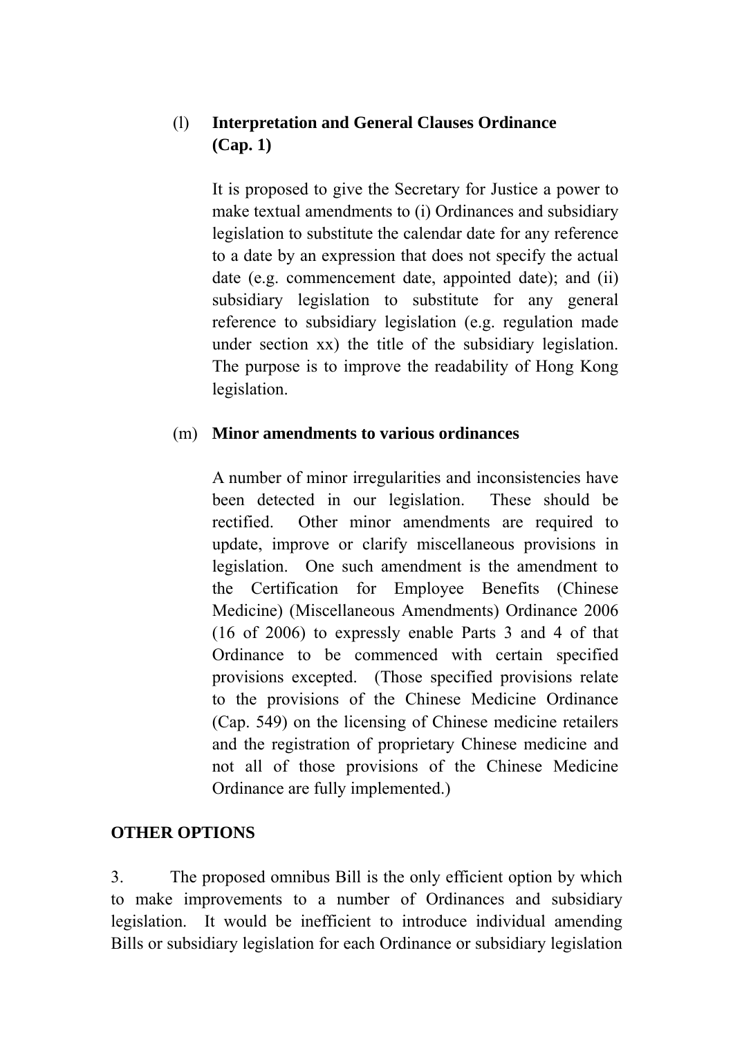(l) **Interpretation and General Clauses Ordinance (Cap. 1)**

It is proposed to give the Secretary for Justice a power to make textual amendments to (i) Ordinances and subsidiary legislation to substitute the calendar date for any reference to a date by an expression that does not specify the actual date (e.g. commencement date, appointed date); and (ii) subsidiary legislation to substitute for any general reference to subsidiary legislation (e.g. regulation made under section xx) the title of the subsidiary legislation. The purpose is to improve the readability of Hong Kong legislation.

(m) **Minor amendments to various ordinances**

A number of minor irregularities and inconsistencies have been detected in our legislation. These should be rectified. Other minor amendments are required to update, improve or clarify miscellaneous provisions in legislation. One such amendment is the amendment to the Certification for Employee Benefits (Chinese Medicine) (Miscellaneous Amendments) Ordinance 2006 (16 of 2006) to expressly enable Parts 3 and 4 of that Ordinance to be commenced with certain specified provisions excepted. (Those specified provisions relate to the provisions of the Chinese Medicine Ordinance (Cap. 549) on the licensing of Chinese medicine retailers and the registration of proprietary Chinese medicine and not all of those provisions of the Chinese Medicine Ordinance are fully implemented.)

**OTHER OPTIONS**

3. The proposed omnibus Bill is the only efficient option by which to make improvements to a number of Ordinances and subsidiary legislation. It would be inefficient to introduce individual amending Bills or subsidiary legislation for each Ordinance or subsidiary legislation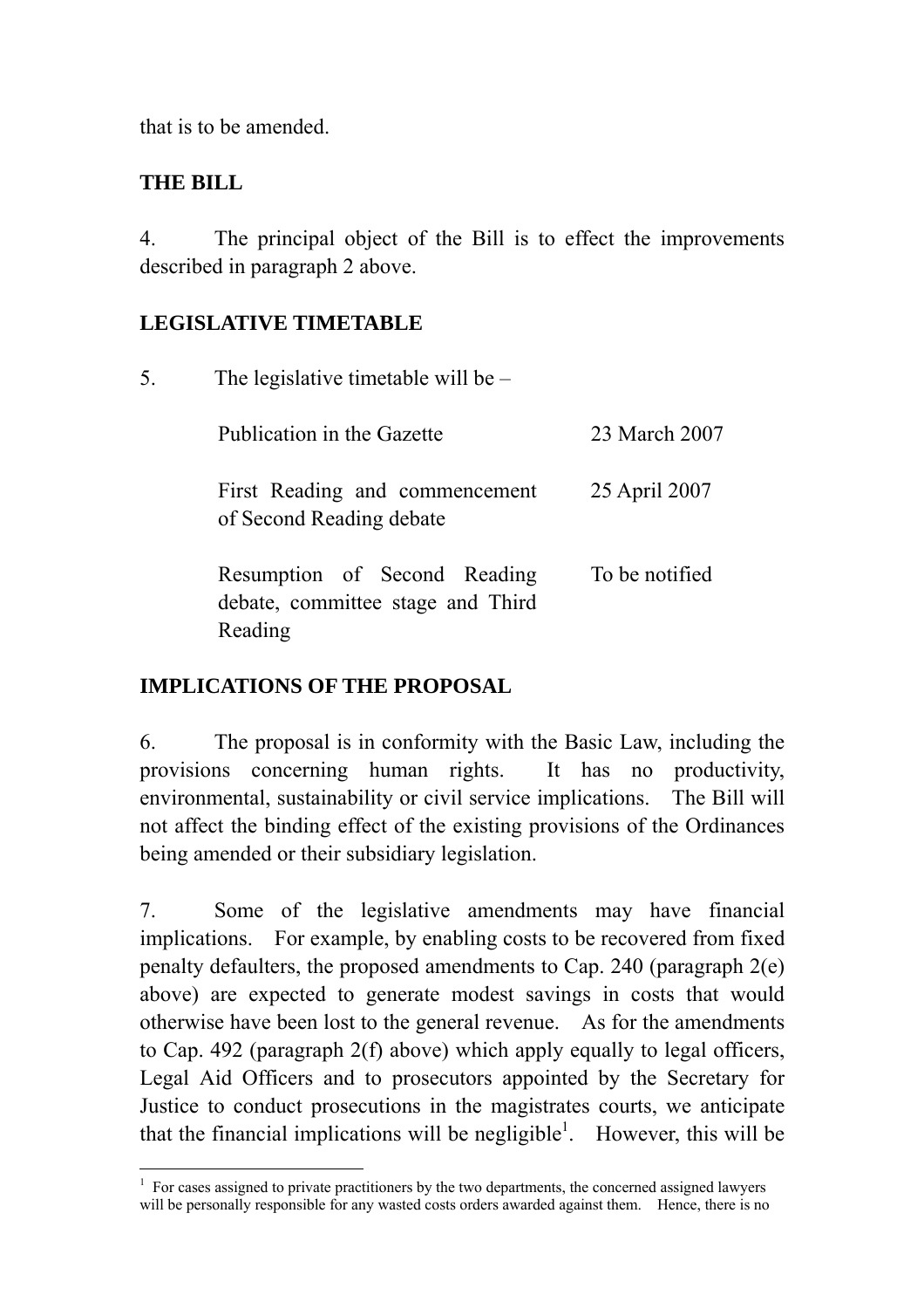that is to be amended.

**THE BILL**

4. The principal object of the Bill is to effect the improvements described in paragraph 2 above.

**LEGISLATIVE TIMETABLE**

5. The legislative timetable will be –

| | |
|---|---|
| Publication in the Gazette | 23 March 2007 |
| First Reading and commencement of Second Reading debate | 25 April 2007 |
| Resumption of Second Reading debate, committee stage and Third Reading | To be notified |

**IMPLICATIONS OF THE PROPOSAL**

6. The proposal is in conformity with the Basic Law, including the provisions concerning human rights. It has no productivity, environmental, sustainability or civil service implications. The Bill will not affect the binding effect of the existing provisions of the Ordinances being amended or their subsidiary legislation.

7. Some of the legislative amendments may have financial implications. For example, by enabling costs to be recovered from fixed penalty defaulters, the proposed amendments to Cap. 240 (paragraph 2(e) above) are expected to generate modest savings in costs that would otherwise have been lost to the general revenue. As for the amendments to Cap. 492 (paragraph 2(f) above) which apply equally to legal officers, Legal Aid Officers and to prosecutors appointed by the Secretary for Justice to conduct prosecutions in the magistrates courts, we anticipate that the financial implications will be negligible[1]. However, this will be

[1] For cases assigned to private practitioners by the two departments, the concerned assigned lawyers will be personally responsible for any wasted costs orders awarded against them. Hence, there is no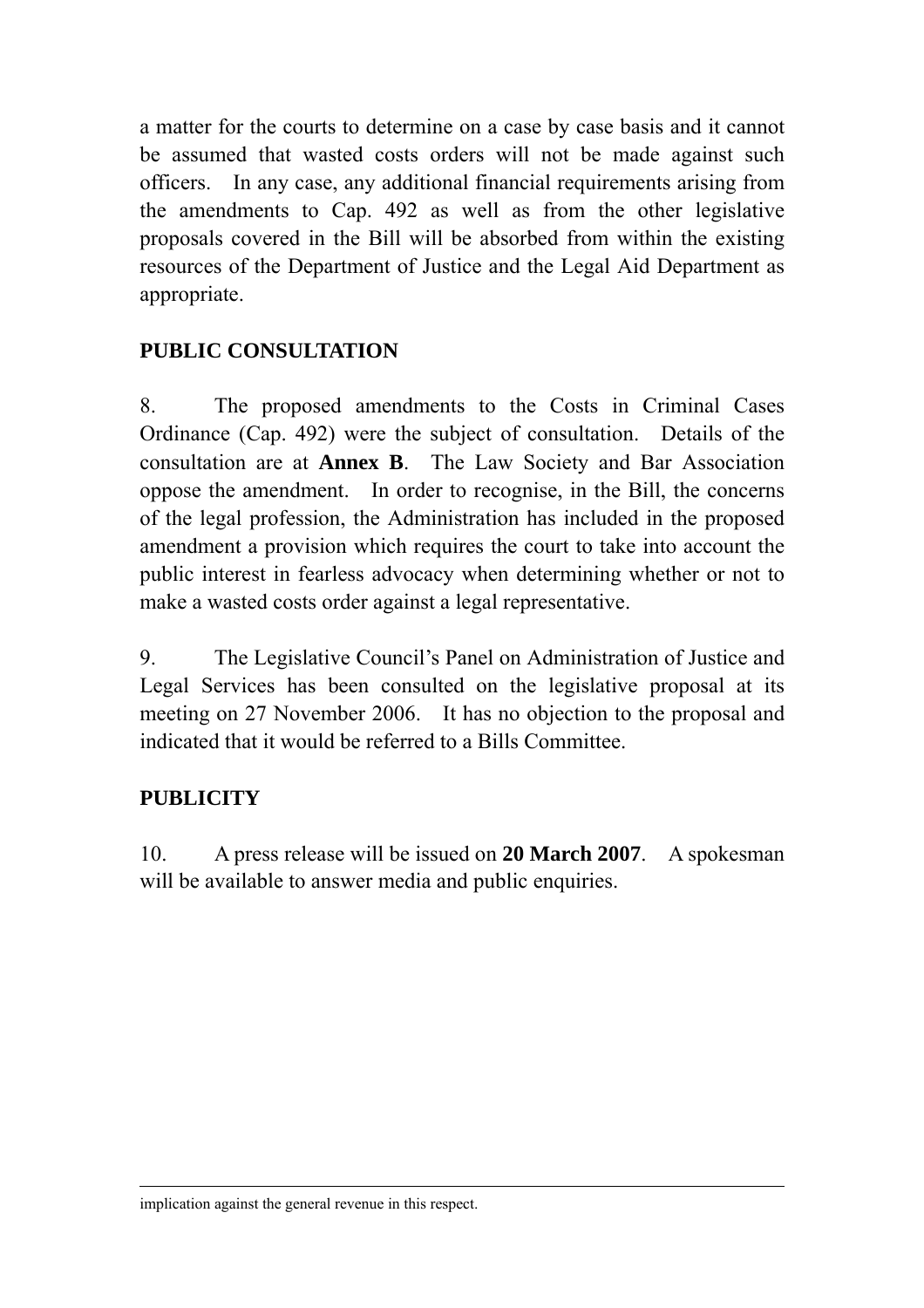a matter for the courts to determine on a case by case basis and it cannot be assumed that wasted costs orders will not be made against such officers. In any case, any additional financial requirements arising from the amendments to Cap. 492 as well as from the other legislative proposals covered in the Bill will be absorbed from within the existing resources of the Department of Justice and the Legal Aid Department as appropriate.

## PUBLIC CONSULTATION

8. The proposed amendments to the Costs in Criminal Cases Ordinance (Cap. 492) were the subject of consultation. Details of the consultation are at **Annex B**. The Law Society and Bar Association oppose the amendment. In order to recognise, in the Bill, the concerns of the legal profession, the Administration has included in the proposed amendment a provision which requires the court to take into account the public interest in fearless advocacy when determining whether or not to make a wasted costs order against a legal representative.

9. The Legislative Council's Panel on Administration of Justice and Legal Services has been consulted on the legislative proposal at its meeting on 27 November 2006. It has no objection to the proposal and indicated that it would be referred to a Bills Committee.

## PUBLICITY

10. A press release will be issued on **20 March 2007**. A spokesman will be available to answer media and public enquiries.

---

implication against the general revenue in this respect.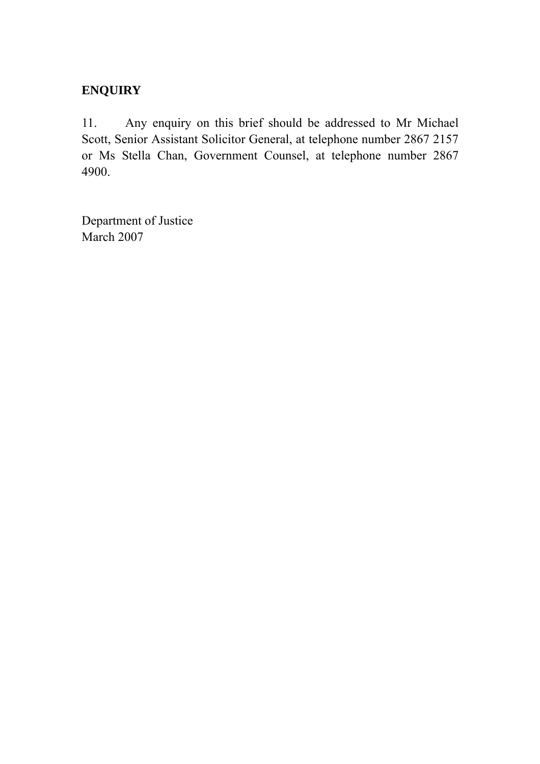**ENQUIRY**

11. Any enquiry on this brief should be addressed to Mr Michael Scott, Senior Assistant Solicitor General, at telephone number 2867 2157 or Ms Stella Chan, Government Counsel, at telephone number 2867 4900.

Department of Justice
March 2007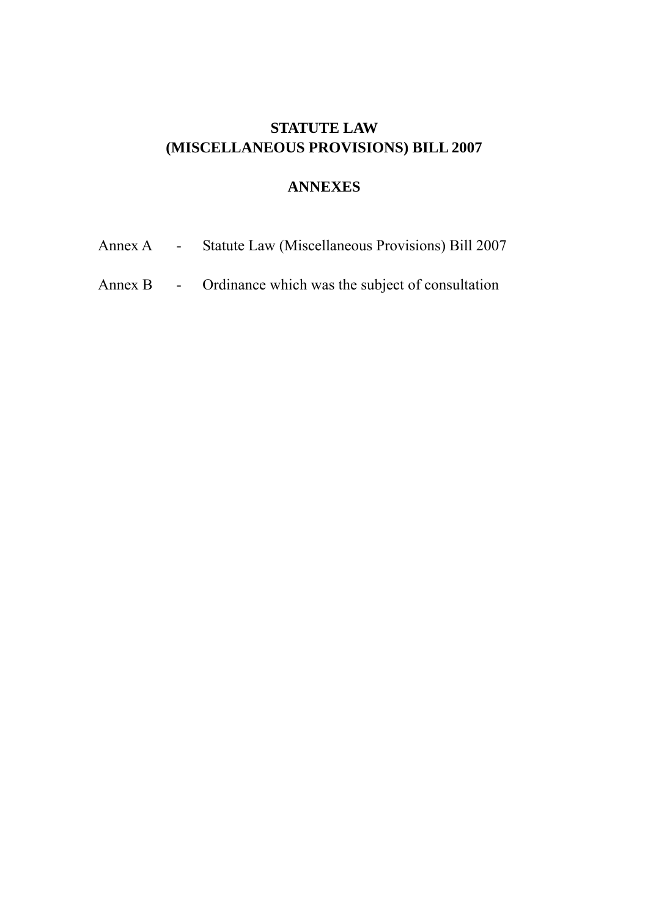# STATUTE LAW
# (MISCELLANEOUS PROVISIONS) BILL 2007

## ANNEXES

Annex A - Statute Law (Miscellaneous Provisions) Bill 2007

Annex B - Ordinance which was the subject of consultation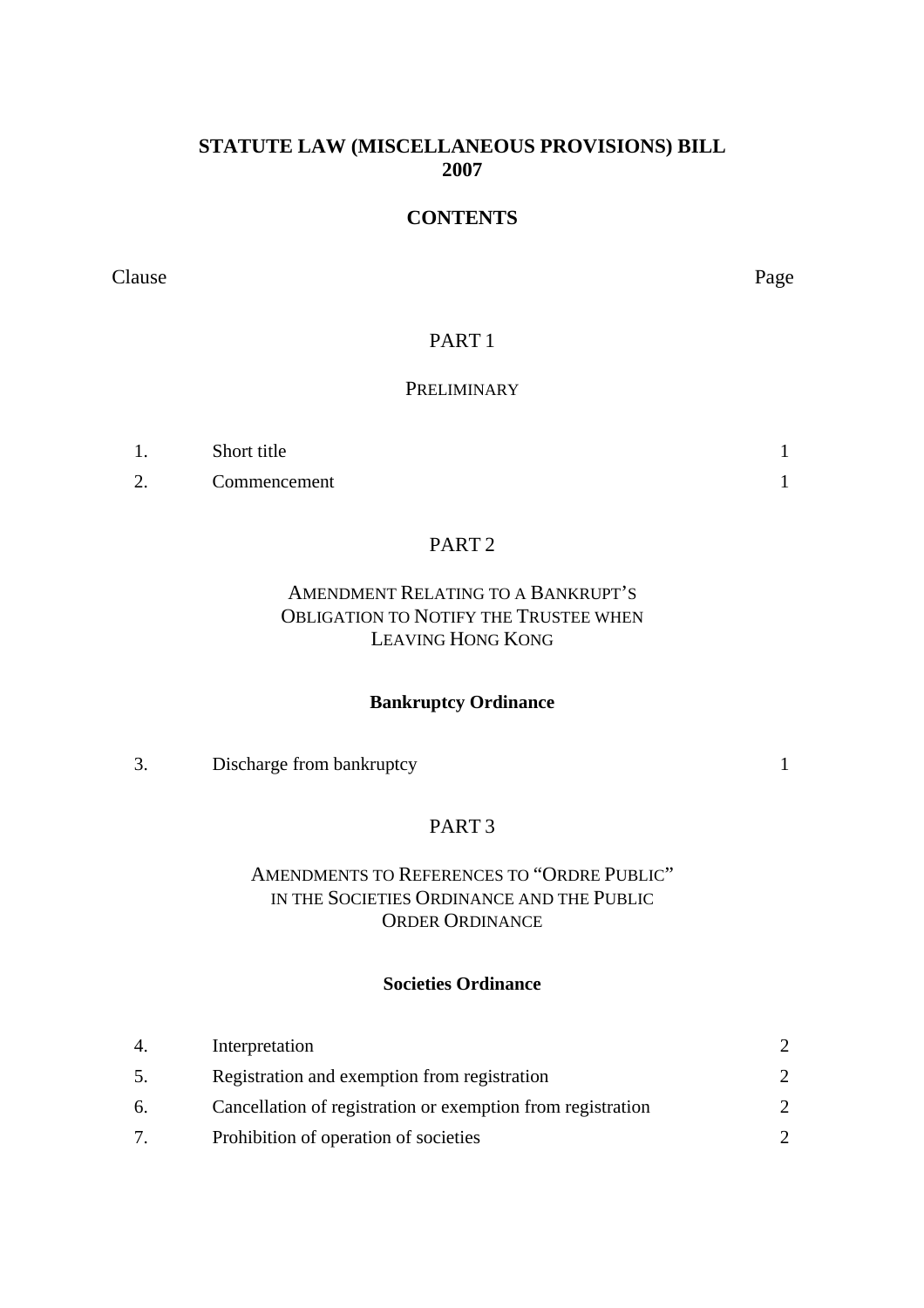# STATUTE LAW (MISCELLANEOUS PROVISIONS) BILL 2007

## CONTENTS

| Clause | | Page |
|---|---|---|

### PART 1

PRELIMINARY

| | | |
|---|---|---|
| 1. | Short title | 1 |
| 2. | Commencement | 1 |

### PART 2

AMENDMENT RELATING TO A BANKRUPT'S OBLIGATION TO NOTIFY THE TRUSTEE WHEN LEAVING HONG KONG

**Bankruptcy Ordinance**

| | | |
|---|---|---|
| 3. | Discharge from bankruptcy | 1 |

### PART 3

AMENDMENTS TO REFERENCES TO "ORDRE PUBLIC" IN THE SOCIETIES ORDINANCE AND THE PUBLIC ORDER ORDINANCE

**Societies Ordinance**

| | | |
|---|---|---|
| 4. | Interpretation | 2 |
| 5. | Registration and exemption from registration | 2 |
| 6. | Cancellation of registration or exemption from registration | 2 |
| 7. | Prohibition of operation of societies | 2 |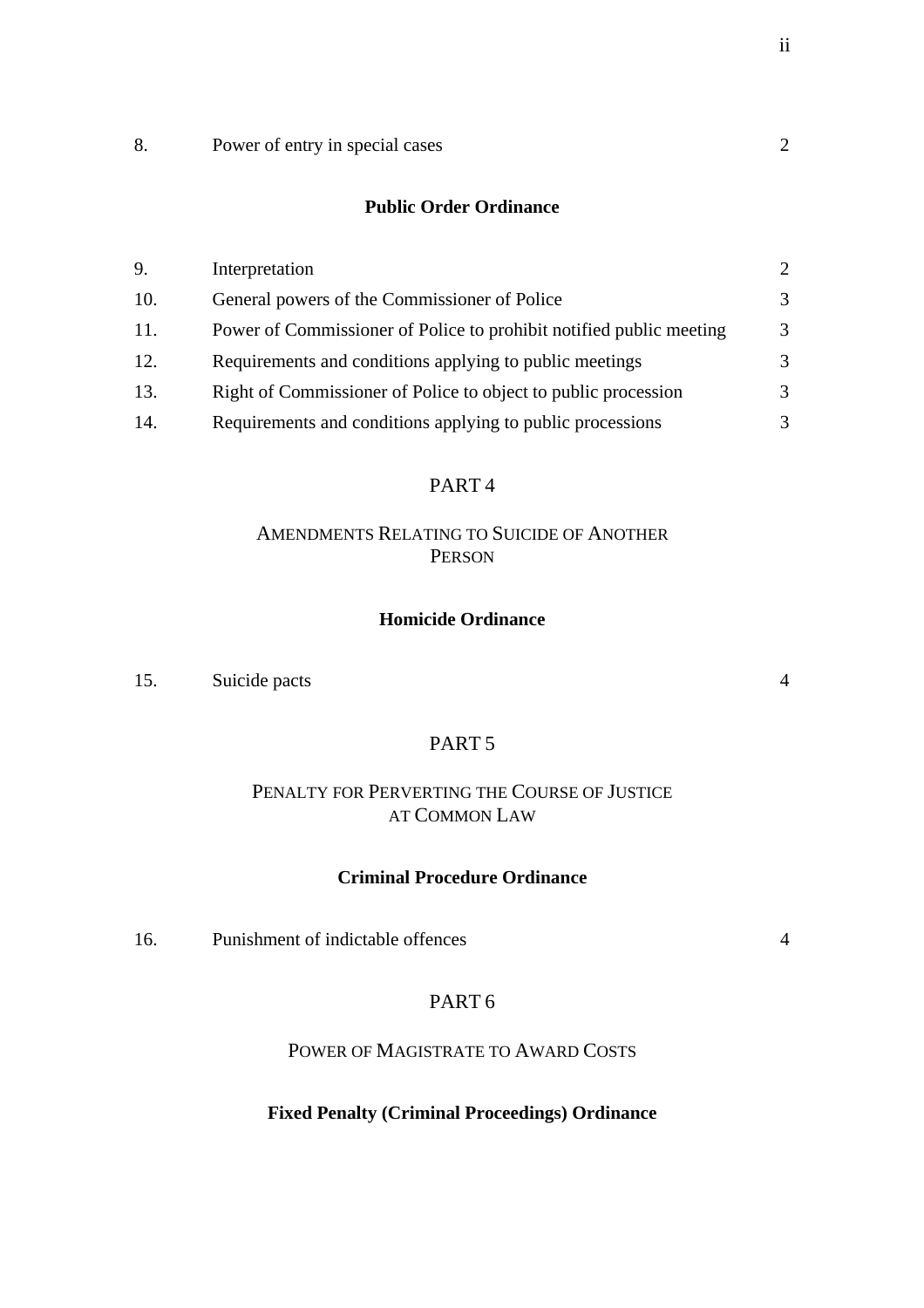| | | |
|---|---|---|
| 8. | Power of entry in special cases | 2 |

**Public Order Ordinance**

| | | |
|---|---|---|
| 9. | Interpretation | 2 |
| 10. | General powers of the Commissioner of Police | 3 |
| 11. | Power of Commissioner of Police to prohibit notified public meeting | 3 |
| 12. | Requirements and conditions applying to public meetings | 3 |
| 13. | Right of Commissioner of Police to object to public procession | 3 |
| 14. | Requirements and conditions applying to public processions | 3 |

## PART 4

### AMENDMENTS RELATING TO SUICIDE OF ANOTHER PERSON

**Homicide Ordinance**

| | | |
|---|---|---|
| 15. | Suicide pacts | 4 |

## PART 5

### PENALTY FOR PERVERTING THE COURSE OF JUSTICE AT COMMON LAW

**Criminal Procedure Ordinance**

| | | |
|---|---|---|
| 16. | Punishment of indictable offences | 4 |

## PART 6

### POWER OF MAGISTRATE TO AWARD COSTS

**Fixed Penalty (Criminal Proceedings) Ordinance**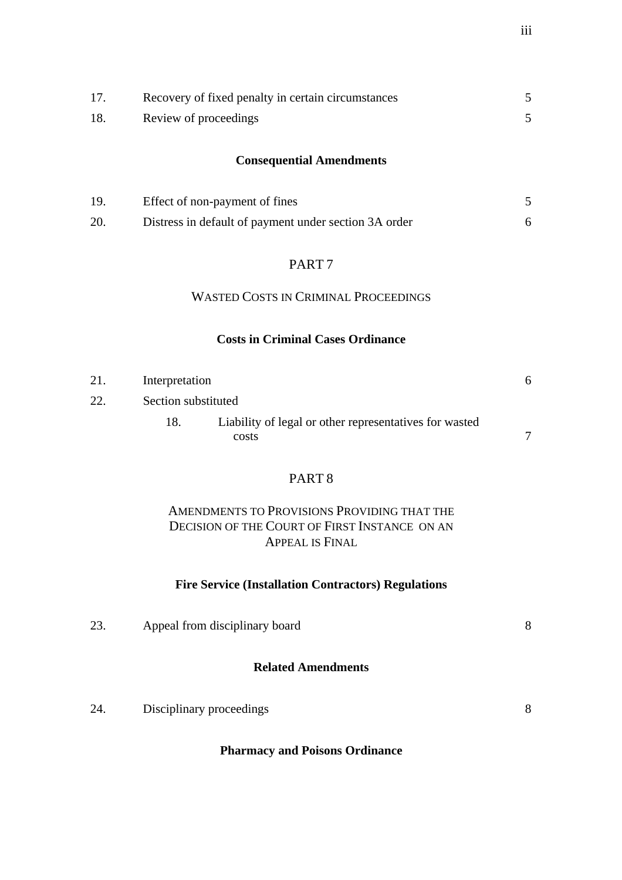| | | |
|---|---|---|
| 17. | Recovery of fixed penalty in certain circumstances | 5 |
| 18. | Review of proceedings | 5 |

**Consequential Amendments**

| | | |
|---|---|---|
| 19. | Effect of non-payment of fines | 5 |
| 20. | Distress in default of payment under section 3A order | 6 |

PART 7

WASTED COSTS IN CRIMINAL PROCEEDINGS

**Costs in Criminal Cases Ordinance**

| | | |
|---|---|---|
| 21. | Interpretation | 6 |
| 22. | Section substituted | |
| | 18. Liability of legal or other representatives for wasted costs | 7 |

PART 8

AMENDMENTS TO PROVISIONS PROVIDING THAT THE DECISION OF THE COURT OF FIRST INSTANCE ON AN APPEAL IS FINAL

**Fire Service (Installation Contractors) Regulations**

| | | |
|---|---|---|
| 23. | Appeal from disciplinary board | 8 |

**Related Amendments**

| | | |
|---|---|---|
| 24. | Disciplinary proceedings | 8 |

**Pharmacy and Poisons Ordinance**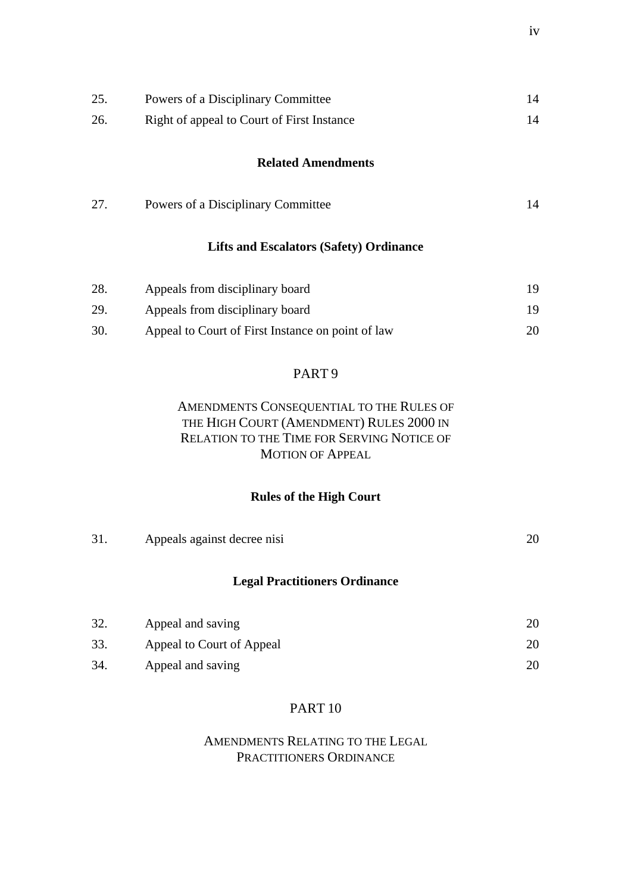| | | |
|---|---|---|
| 25. | Powers of a Disciplinary Committee | 14 |
| 26. | Right of appeal to Court of First Instance | 14 |

**Related Amendments**

| | | |
|---|---|---|
| 27. | Powers of a Disciplinary Committee | 14 |

**Lifts and Escalators (Safety) Ordinance**

| | | |
|---|---|---|
| 28. | Appeals from disciplinary board | 19 |
| 29. | Appeals from disciplinary board | 19 |
| 30. | Appeal to Court of First Instance on point of law | 20 |

## PART 9

## AMENDMENTS CONSEQUENTIAL TO THE RULES OF THE HIGH COURT (AMENDMENT) RULES 2000 IN RELATION TO THE TIME FOR SERVING NOTICE OF MOTION OF APPEAL

**Rules of the High Court**

| | | |
|---|---|---|
| 31. | Appeals against decree nisi | 20 |

**Legal Practitioners Ordinance**

| | | |
|---|---|---|
| 32. | Appeal and saving | 20 |
| 33. | Appeal to Court of Appeal | 20 |
| 34. | Appeal and saving | 20 |

## PART 10

## AMENDMENTS RELATING TO THE LEGAL PRACTITIONERS ORDINANCE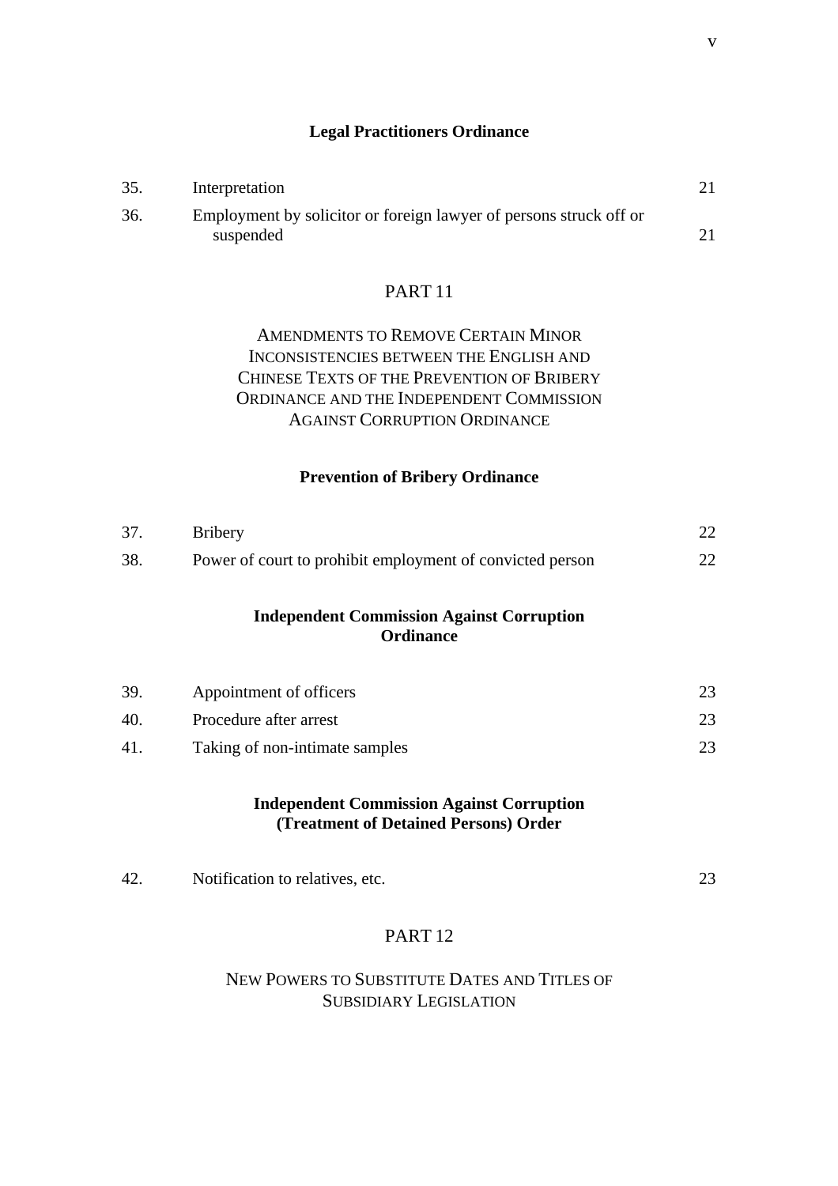**Legal Practitioners Ordinance**

| | | |
|---|---|---|
| 35. | Interpretation | 21 |
| 36. | Employment by solicitor or foreign lawyer of persons struck off or suspended | 21 |

## PART 11

## AMENDMENTS TO REMOVE CERTAIN MINOR INCONSISTENCIES BETWEEN THE ENGLISH AND CHINESE TEXTS OF THE PREVENTION OF BRIBERY ORDINANCE AND THE INDEPENDENT COMMISSION AGAINST CORRUPTION ORDINANCE

**Prevention of Bribery Ordinance**

| | | |
|---|---|---|
| 37. | Bribery | 22 |
| 38. | Power of court to prohibit employment of convicted person | 22 |

**Independent Commission Against Corruption Ordinance**

| | | |
|---|---|---|
| 39. | Appointment of officers | 23 |
| 40. | Procedure after arrest | 23 |
| 41. | Taking of non-intimate samples | 23 |

**Independent Commission Against Corruption (Treatment of Detained Persons) Order**

| | | |
|---|---|---|
| 42. | Notification to relatives, etc. | 23 |

## PART 12

## NEW POWERS TO SUBSTITUTE DATES AND TITLES OF SUBSIDIARY LEGISLATION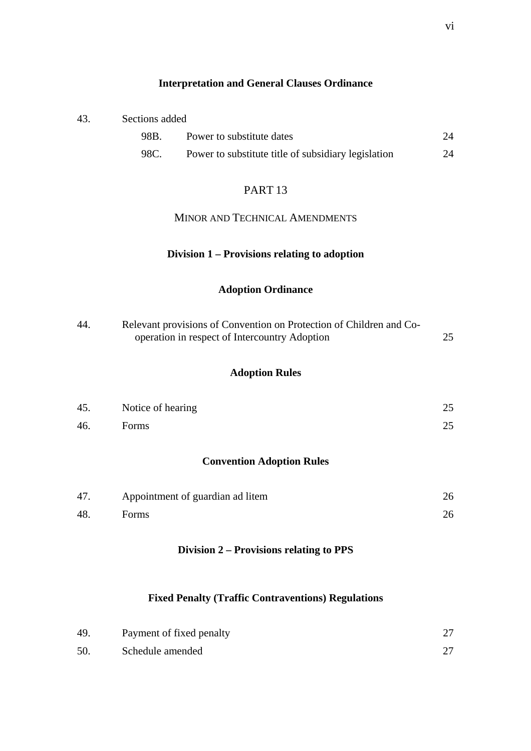**Interpretation and General Clauses Ordinance**

| | | | |
|---|---|---|---|
| 43. | Sections added | | |
| | 98B. | Power to substitute dates | 24 |
| | 98C. | Power to substitute title of subsidiary legislation | 24 |

PART 13

MINOR AND TECHNICAL AMENDMENTS

**Division 1 – Provisions relating to adoption**

**Adoption Ordinance**

| | | |
|---|---|---|
| 44. | Relevant provisions of Convention on Protection of Children and Co-operation in respect of Intercountry Adoption | 25 |

**Adoption Rules**

| | | |
|---|---|---|
| 45. | Notice of hearing | 25 |
| 46. | Forms | 25 |

**Convention Adoption Rules**

| | | |
|---|---|---|
| 47. | Appointment of guardian ad litem | 26 |
| 48. | Forms | 26 |

**Division 2 – Provisions relating to PPS**

**Fixed Penalty (Traffic Contraventions) Regulations**

| | | |
|---|---|---|
| 49. | Payment of fixed penalty | 27 |
| 50. | Schedule amended | 27 |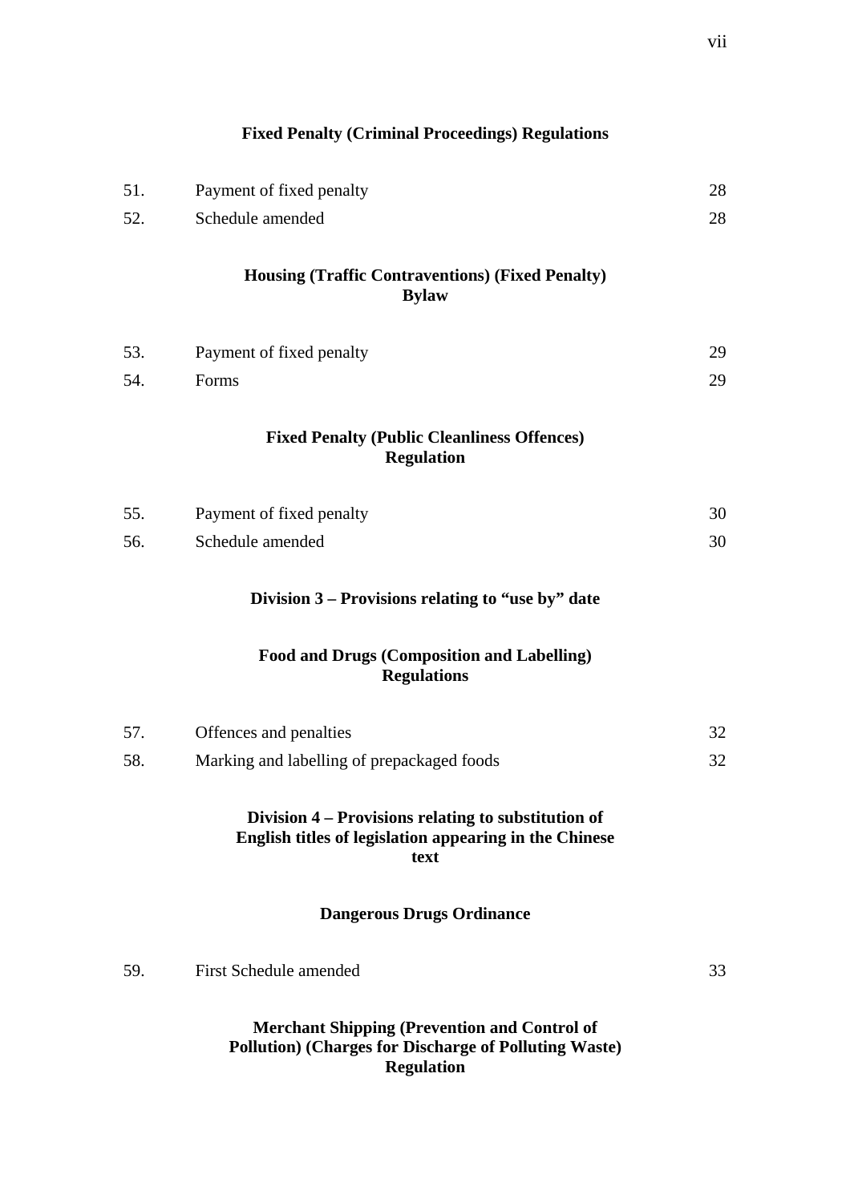**Fixed Penalty (Criminal Proceedings) Regulations**

| | | |
|---|---|---|
| 51. | Payment of fixed penalty | 28 |
| 52. | Schedule amended | 28 |

**Housing (Traffic Contraventions) (Fixed Penalty) Bylaw**

| | | |
|---|---|---|
| 53. | Payment of fixed penalty | 29 |
| 54. | Forms | 29 |

**Fixed Penalty (Public Cleanliness Offences) Regulation**

| | | |
|---|---|---|
| 55. | Payment of fixed penalty | 30 |
| 56. | Schedule amended | 30 |

**Division 3 – Provisions relating to "use by" date**

**Food and Drugs (Composition and Labelling) Regulations**

| | | |
|---|---|---|
| 57. | Offences and penalties | 32 |
| 58. | Marking and labelling of prepackaged foods | 32 |

**Division 4 – Provisions relating to substitution of English titles of legislation appearing in the Chinese text**

**Dangerous Drugs Ordinance**

| | | |
|---|---|---|
| 59. | First Schedule amended | 33 |

**Merchant Shipping (Prevention and Control of Pollution) (Charges for Discharge of Polluting Waste) Regulation**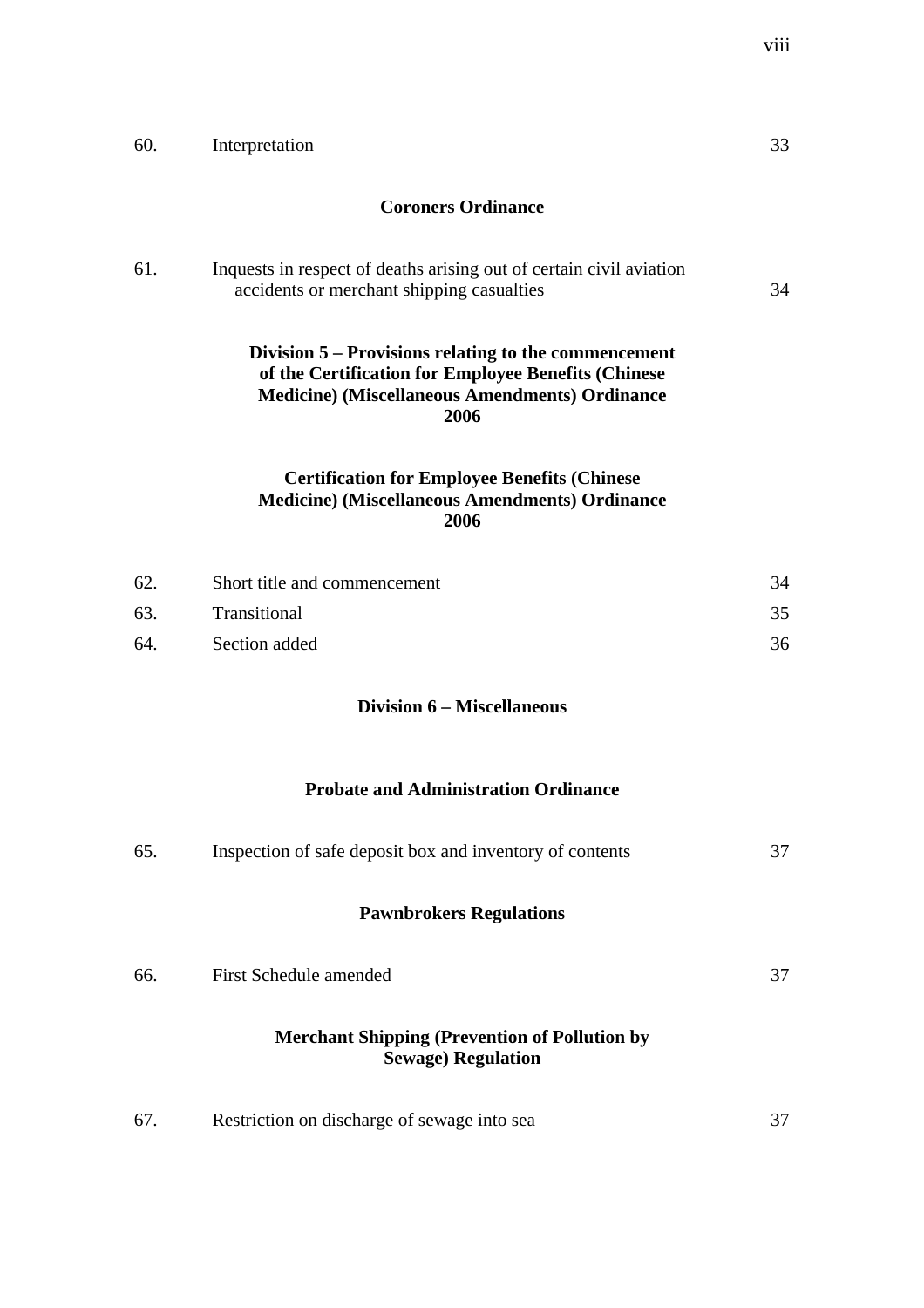| | | |
|---|---|---|
| 60. | Interpretation | 33 |

**Coroners Ordinance**

| | | |
|---|---|---|
| 61. | Inquests in respect of deaths arising out of certain civil aviation accidents or merchant shipping casualties | 34 |

**Division 5 – Provisions relating to the commencement of the Certification for Employee Benefits (Chinese Medicine) (Miscellaneous Amendments) Ordinance 2006**

**Certification for Employee Benefits (Chinese Medicine) (Miscellaneous Amendments) Ordinance 2006**

| | | |
|---|---|---|
| 62. | Short title and commencement | 34 |
| 63. | Transitional | 35 |
| 64. | Section added | 36 |

**Division 6 – Miscellaneous**

**Probate and Administration Ordinance**

| | | |
|---|---|---|
| 65. | Inspection of safe deposit box and inventory of contents | 37 |

**Pawnbrokers Regulations**

| | | |
|---|---|---|
| 66. | First Schedule amended | 37 |

**Merchant Shipping (Prevention of Pollution by Sewage) Regulation**

| | | |
|---|---|---|
| 67. | Restriction on discharge of sewage into sea | 37 |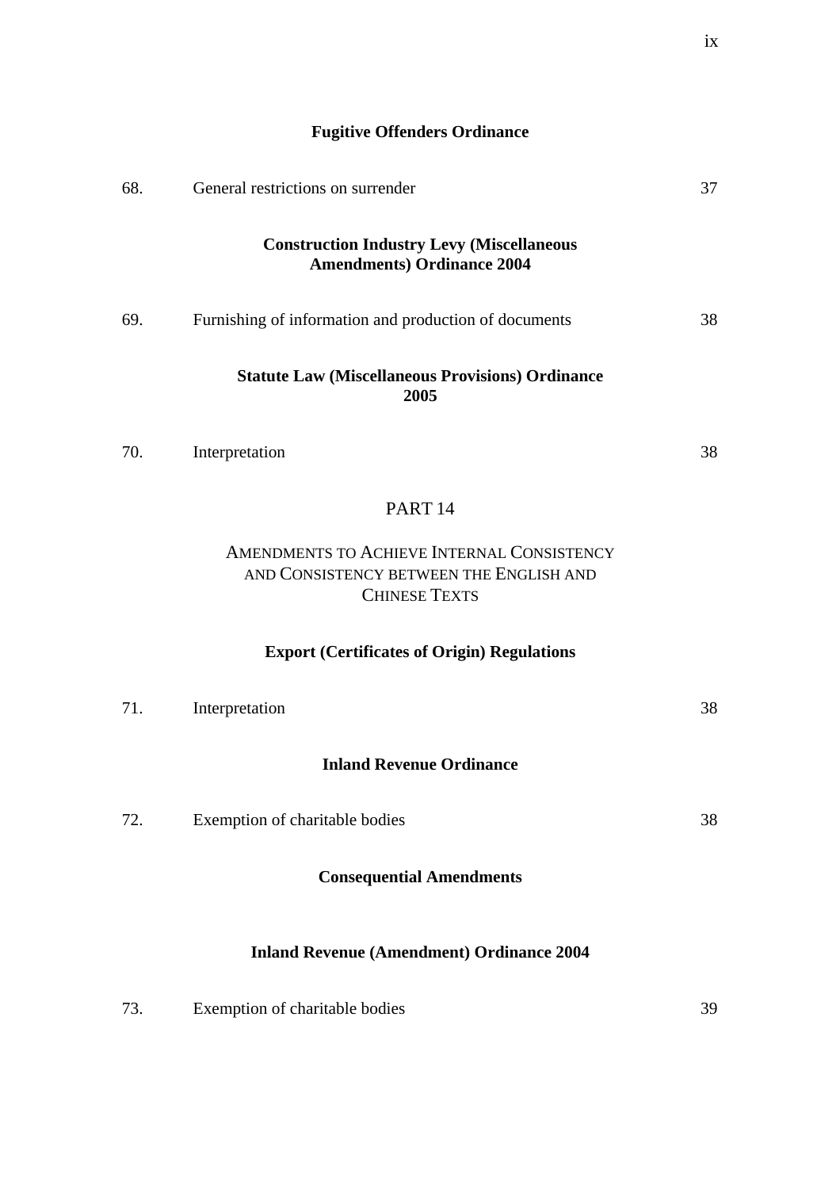**Fugitive Offenders Ordinance**

| | | |
|---|---|---|
| 68. | General restrictions on surrender | 37 |

**Construction Industry Levy (Miscellaneous Amendments) Ordinance 2004**

| | | |
|---|---|---|
| 69. | Furnishing of information and production of documents | 38 |

**Statute Law (Miscellaneous Provisions) Ordinance 2005**

| | | |
|---|---|---|
| 70. | Interpretation | 38 |

PART 14

AMENDMENTS TO ACHIEVE INTERNAL CONSISTENCY AND CONSISTENCY BETWEEN THE ENGLISH AND CHINESE TEXTS

**Export (Certificates of Origin) Regulations**

| | | |
|---|---|---|
| 71. | Interpretation | 38 |

**Inland Revenue Ordinance**

| | | |
|---|---|---|
| 72. | Exemption of charitable bodies | 38 |

**Consequential Amendments**

**Inland Revenue (Amendment) Ordinance 2004**

| | | |
|---|---|---|
| 73. | Exemption of charitable bodies | 39 |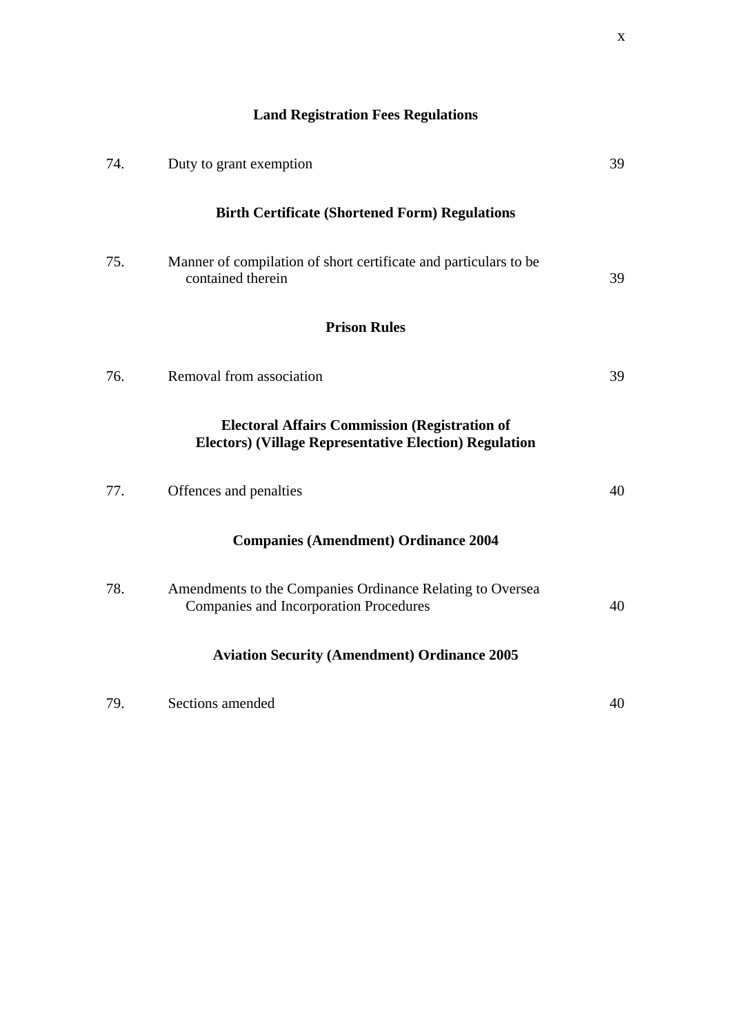**Land Registration Fees Regulations**

| | | |
|---|---|---|
| 74. | Duty to grant exemption | 39 |

**Birth Certificate (Shortened Form) Regulations**

| | | |
|---|---|---|
| 75. | Manner of compilation of short certificate and particulars to be contained therein | 39 |

**Prison Rules**

| | | |
|---|---|---|
| 76. | Removal from association | 39 |

**Electoral Affairs Commission (Registration of Electors) (Village Representative Election) Regulation**

| | | |
|---|---|---|
| 77. | Offences and penalties | 40 |

**Companies (Amendment) Ordinance 2004**

| | | |
|---|---|---|
| 78. | Amendments to the Companies Ordinance Relating to Oversea Companies and Incorporation Procedures | 40 |

**Aviation Security (Amendment) Ordinance 2005**

| | | |
|---|---|---|
| 79. | Sections amended | 40 |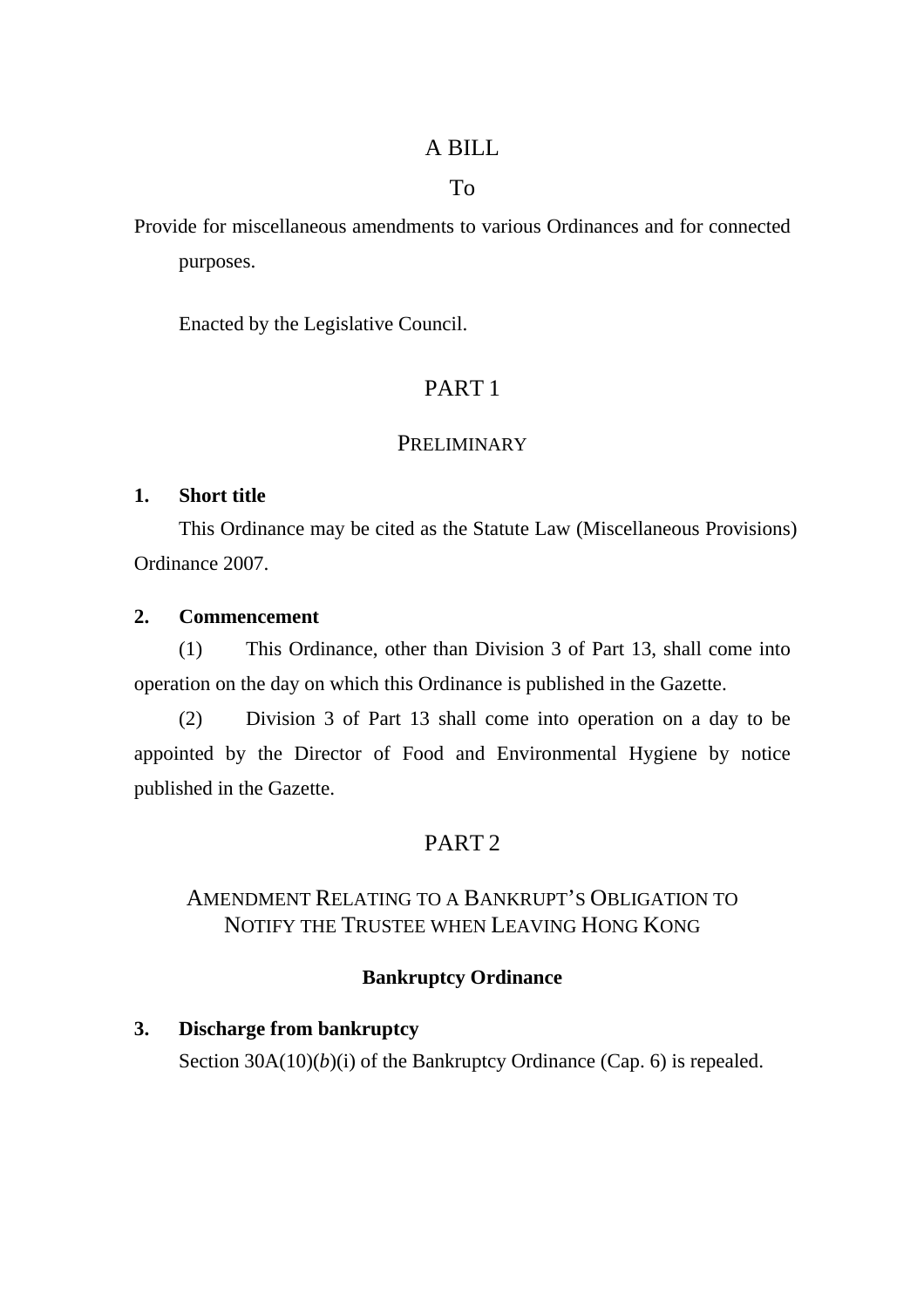# A BILL

## To

Provide for miscellaneous amendments to various Ordinances and for connected purposes.

Enacted by the Legislative Council.

## PART 1

### PRELIMINARY

**1. Short title**

This Ordinance may be cited as the Statute Law (Miscellaneous Provisions) Ordinance 2007.

**2. Commencement**

(1) This Ordinance, other than Division 3 of Part 13, shall come into operation on the day on which this Ordinance is published in the Gazette.

(2) Division 3 of Part 13 shall come into operation on a day to be appointed by the Director of Food and Environmental Hygiene by notice published in the Gazette.

## PART 2

### AMENDMENT RELATING TO A BANKRUPT'S OBLIGATION TO NOTIFY THE TRUSTEE WHEN LEAVING HONG KONG

**Bankruptcy Ordinance**

**3. Discharge from bankruptcy**

Section 30A(10)(*b*)(i) of the Bankruptcy Ordinance (Cap. 6) is repealed.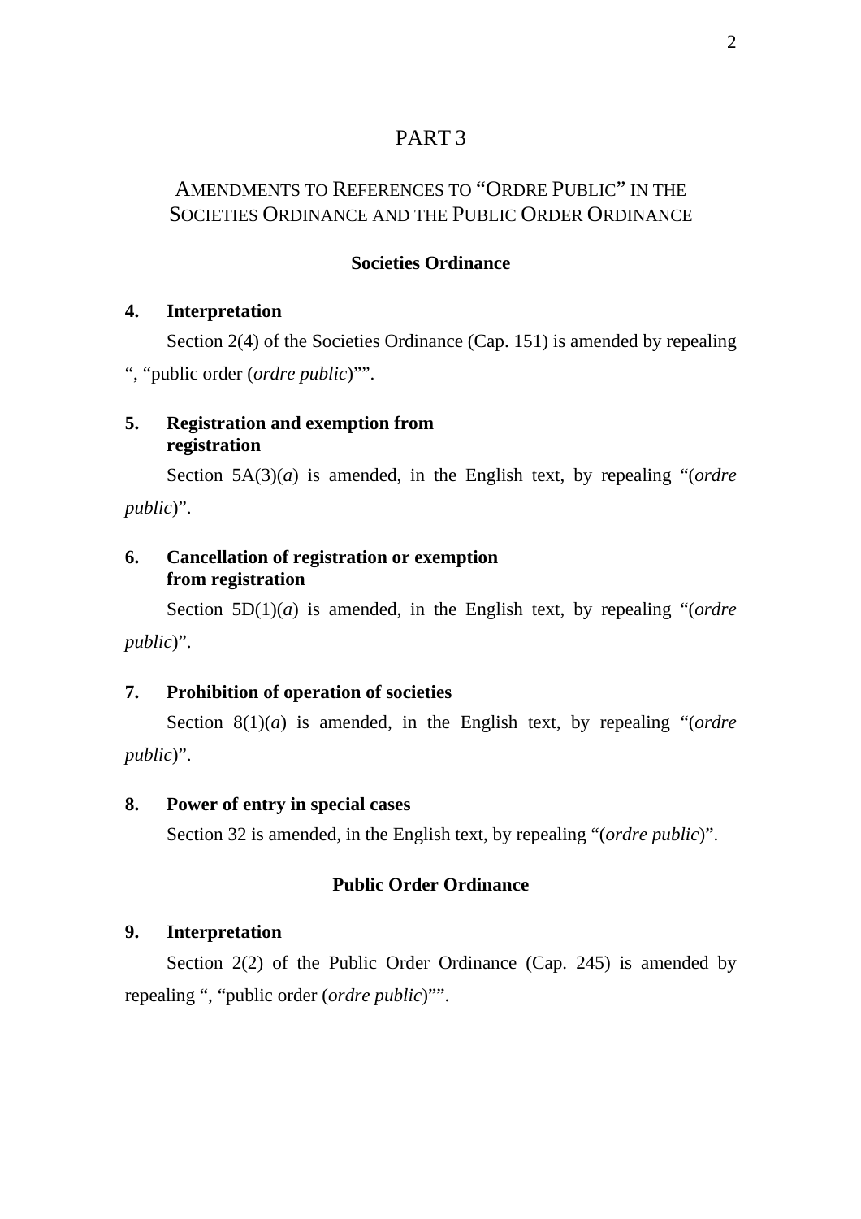# PART 3

## Amendments to References to "Ordre Public" in the Societies Ordinance and the Public Order Ordinance

### Societies Ordinance

**4. Interpretation**

Section 2(4) of the Societies Ordinance (Cap. 151) is amended by repealing ", "public order (*ordre public*)"".

**5. Registration and exemption from registration**

Section 5A(3)(*a*) is amended, in the English text, by repealing "(*ordre public*)".

**6. Cancellation of registration or exemption from registration**

Section 5D(1)(*a*) is amended, in the English text, by repealing "(*ordre public*)".

**7. Prohibition of operation of societies**

Section 8(1)(*a*) is amended, in the English text, by repealing "(*ordre public*)".

**8. Power of entry in special cases**

Section 32 is amended, in the English text, by repealing "(*ordre public*)".

### Public Order Ordinance

**9. Interpretation**

Section 2(2) of the Public Order Ordinance (Cap. 245) is amended by repealing ", "public order (*ordre public*)"".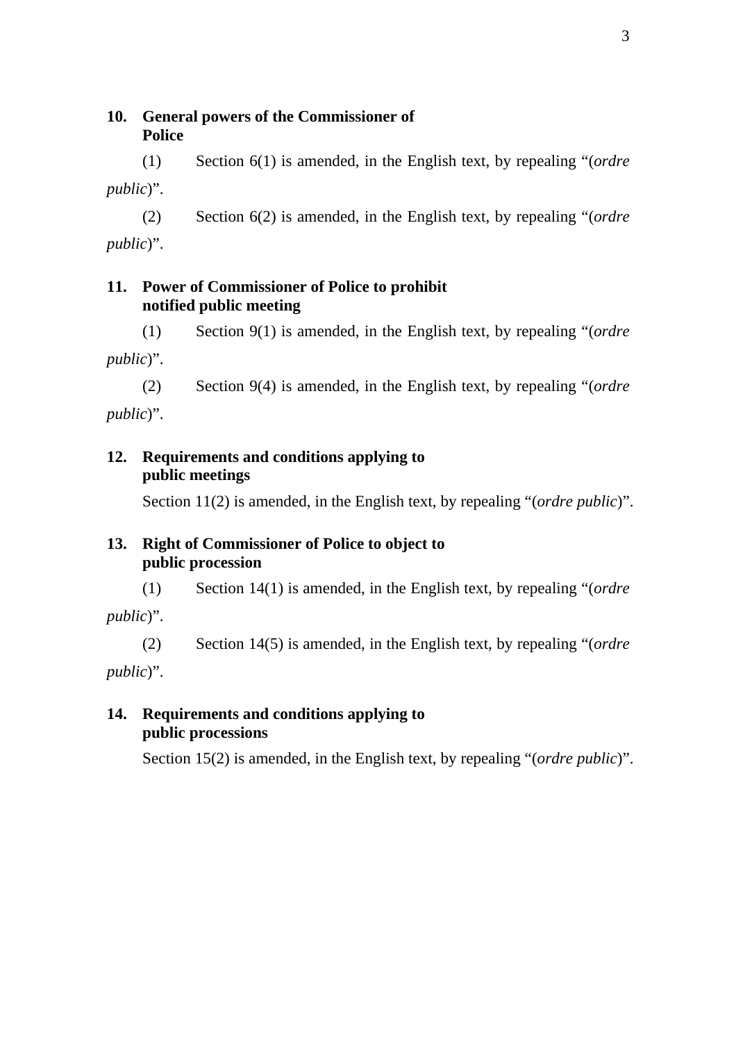**10. General powers of the Commissioner of Police**

(1) Section 6(1) is amended, in the English text, by repealing "(*ordre public*)".

(2) Section 6(2) is amended, in the English text, by repealing "(*ordre public*)".

**11. Power of Commissioner of Police to prohibit notified public meeting**

(1) Section 9(1) is amended, in the English text, by repealing "(*ordre public*)".

(2) Section 9(4) is amended, in the English text, by repealing "(*ordre public*)".

**12. Requirements and conditions applying to public meetings**

Section 11(2) is amended, in the English text, by repealing "(*ordre public*)".

**13. Right of Commissioner of Police to object to public procession**

(1) Section 14(1) is amended, in the English text, by repealing "(*ordre public*)".

(2) Section 14(5) is amended, in the English text, by repealing "(*ordre public*)".

**14. Requirements and conditions applying to public processions**

Section 15(2) is amended, in the English text, by repealing "(*ordre public*)".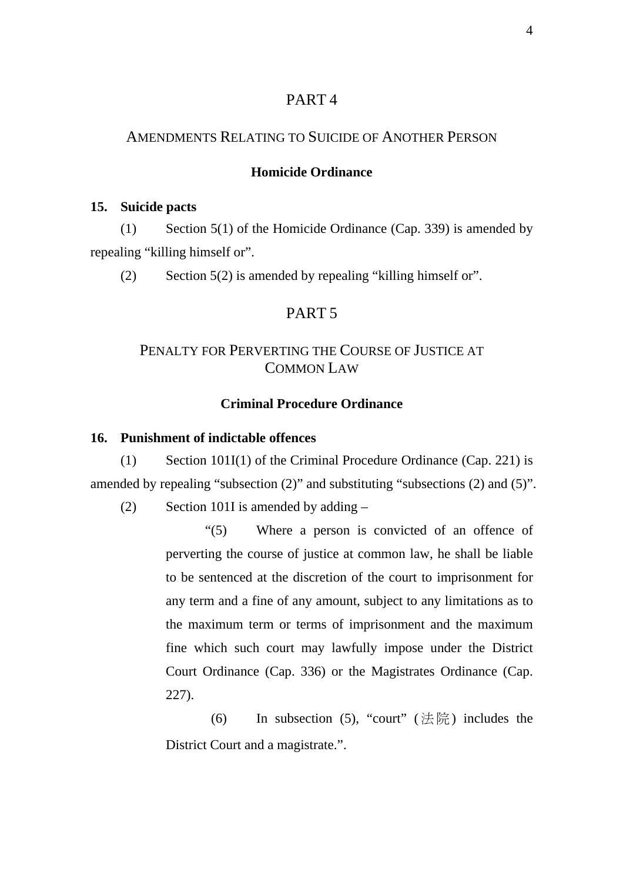# PART 4

## AMENDMENTS RELATING TO SUICIDE OF ANOTHER PERSON

### Homicide Ordinance

**15. Suicide pacts**

(1) Section 5(1) of the Homicide Ordinance (Cap. 339) is amended by repealing "killing himself or".

(2) Section 5(2) is amended by repealing "killing himself or".

# PART 5

## PENALTY FOR PERVERTING THE COURSE OF JUSTICE AT COMMON LAW

### Criminal Procedure Ordinance

**16. Punishment of indictable offences**

(1) Section 101I(1) of the Criminal Procedure Ordinance (Cap. 221) is amended by repealing "subsection (2)" and substituting "subsections (2) and (5)".

(2) Section 101I is amended by adding –

> "(5) Where a person is convicted of an offence of perverting the course of justice at common law, he shall be liable to be sentenced at the discretion of the court to imprisonment for any term and a fine of any amount, subject to any limitations as to the maximum term or terms of imprisonment and the maximum fine which such court may lawfully impose under the District Court Ordinance (Cap. 336) or the Magistrates Ordinance (Cap. 227).
>
> (6) In subsection (5), "court" (法院) includes the District Court and a magistrate.".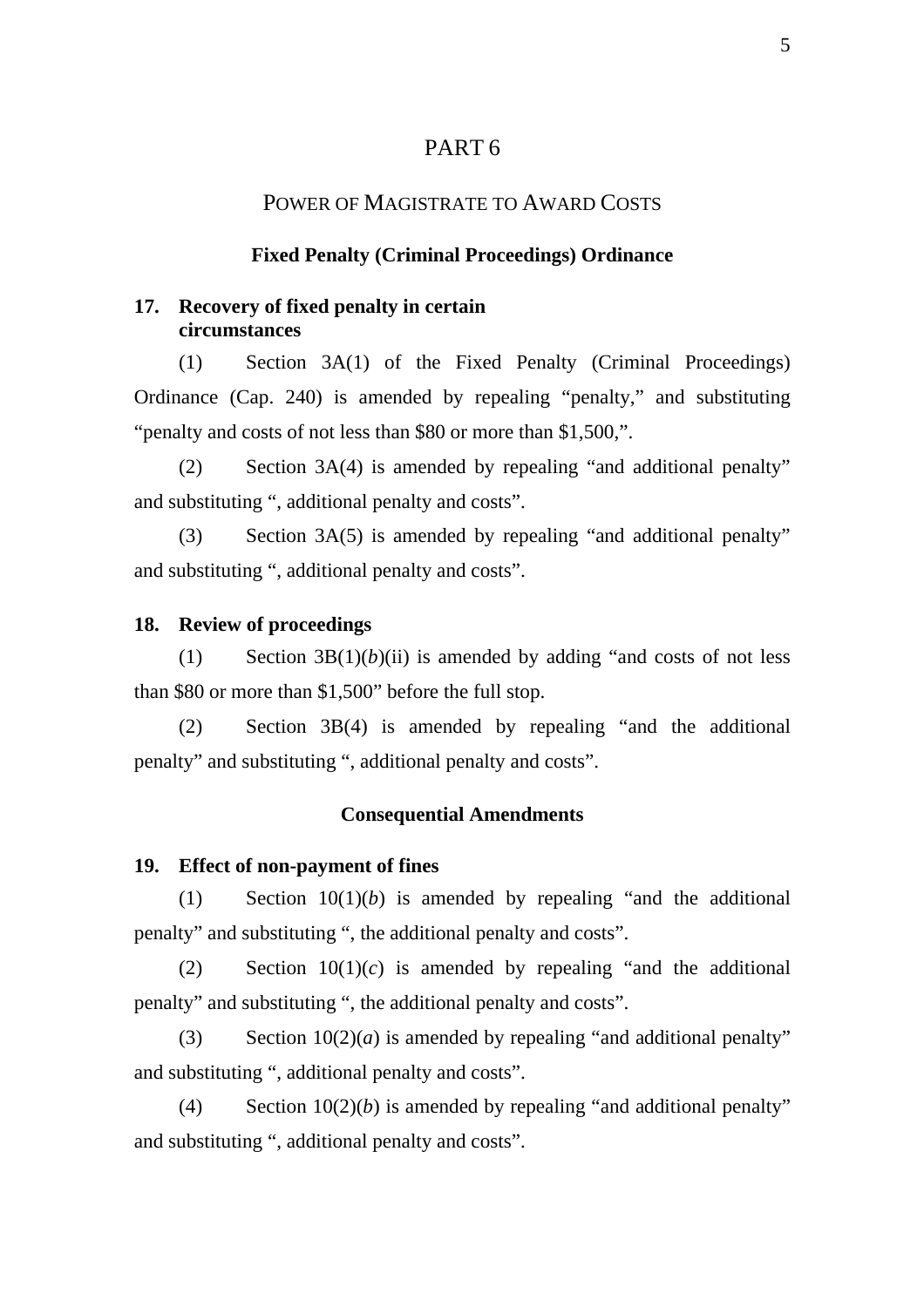# PART 6

## POWER OF MAGISTRATE TO AWARD COSTS

### Fixed Penalty (Criminal Proceedings) Ordinance

**17. Recovery of fixed penalty in certain circumstances**

(1) Section 3A(1) of the Fixed Penalty (Criminal Proceedings) Ordinance (Cap. 240) is amended by repealing "penalty," and substituting "penalty and costs of not less than $80 or more than $1,500,".

(2) Section 3A(4) is amended by repealing "and additional penalty" and substituting ", additional penalty and costs".

(3) Section 3A(5) is amended by repealing "and additional penalty" and substituting ", additional penalty and costs".

**18. Review of proceedings**

(1) Section 3B(1)(*b*)(ii) is amended by adding "and costs of not less than $80 or more than $1,500" before the full stop.

(2) Section 3B(4) is amended by repealing "and the additional penalty" and substituting ", additional penalty and costs".

### Consequential Amendments

**19. Effect of non-payment of fines**

(1) Section 10(1)(*b*) is amended by repealing "and the additional penalty" and substituting ", the additional penalty and costs".

(2) Section 10(1)(*c*) is amended by repealing "and the additional penalty" and substituting ", the additional penalty and costs".

(3) Section 10(2)(*a*) is amended by repealing "and additional penalty" and substituting ", additional penalty and costs".

(4) Section 10(2)(*b*) is amended by repealing "and additional penalty" and substituting ", additional penalty and costs".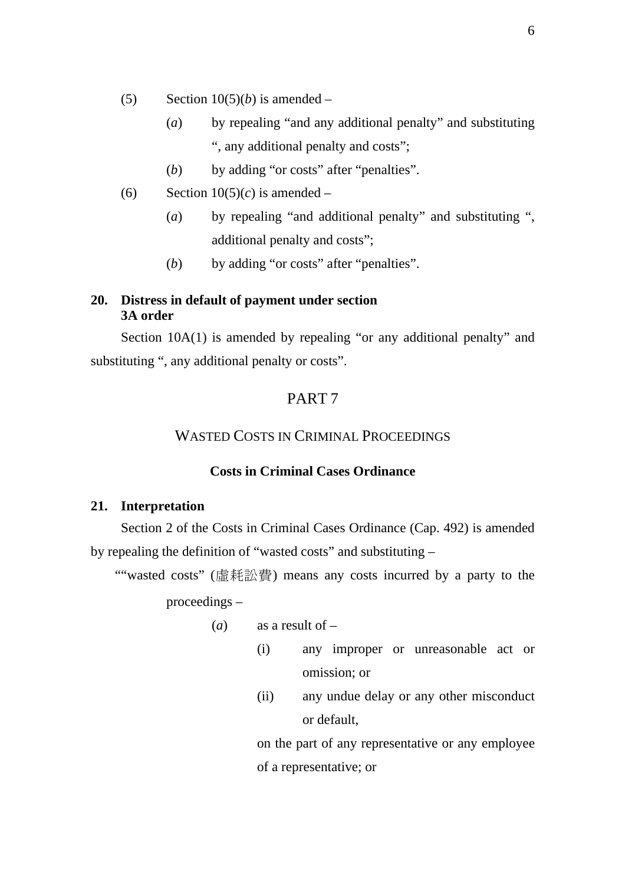(5) Section 10(5)(*b*) is amended –

(*a*) by repealing "and any additional penalty" and substituting ", any additional penalty and costs";

(*b*) by adding "or costs" after "penalties".

(6) Section 10(5)(*c*) is amended –

(*a*) by repealing "and additional penalty" and substituting ", additional penalty and costs";

(*b*) by adding "or costs" after "penalties".

**20. Distress in default of payment under section 3A order**

Section 10A(1) is amended by repealing "or any additional penalty" and substituting ", any additional penalty or costs".

## PART 7

## WASTED COSTS IN CRIMINAL PROCEEDINGS

### Costs in Criminal Cases Ordinance

**21. Interpretation**

Section 2 of the Costs in Criminal Cases Ordinance (Cap. 492) is amended by repealing the definition of "wasted costs" and substituting –

""wasted costs" (虛耗訟費) means any costs incurred by a party to the proceedings –

(*a*) as a result of –

(i) any improper or unreasonable act or omission; or

(ii) any undue delay or any other misconduct or default,

on the part of any representative or any employee of a representative; or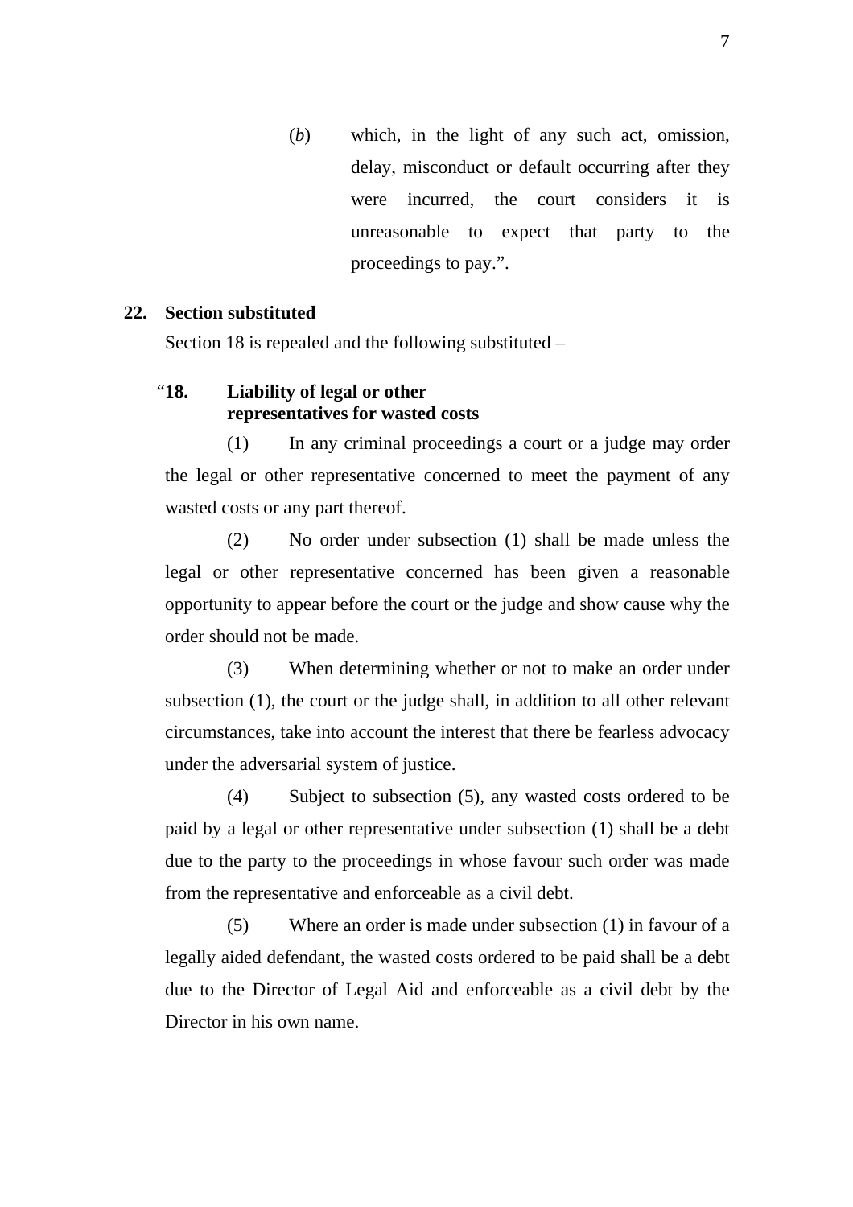(*b*) which, in the light of any such act, omission, delay, misconduct or default occurring after they were incurred, the court considers it is unreasonable to expect that party to the proceedings to pay.”.

**22. Section substituted**

Section 18 is repealed and the following substituted –

“**18. Liability of legal or other representatives for wasted costs**

(1) In any criminal proceedings a court or a judge may order the legal or other representative concerned to meet the payment of any wasted costs or any part thereof.

(2) No order under subsection (1) shall be made unless the legal or other representative concerned has been given a reasonable opportunity to appear before the court or the judge and show cause why the order should not be made.

(3) When determining whether or not to make an order under subsection (1), the court or the judge shall, in addition to all other relevant circumstances, take into account the interest that there be fearless advocacy under the adversarial system of justice.

(4) Subject to subsection (5), any wasted costs ordered to be paid by a legal or other representative under subsection (1) shall be a debt due to the party to the proceedings in whose favour such order was made from the representative and enforceable as a civil debt.

(5) Where an order is made under subsection (1) in favour of a legally aided defendant, the wasted costs ordered to be paid shall be a debt due to the Director of Legal Aid and enforceable as a civil debt by the Director in his own name.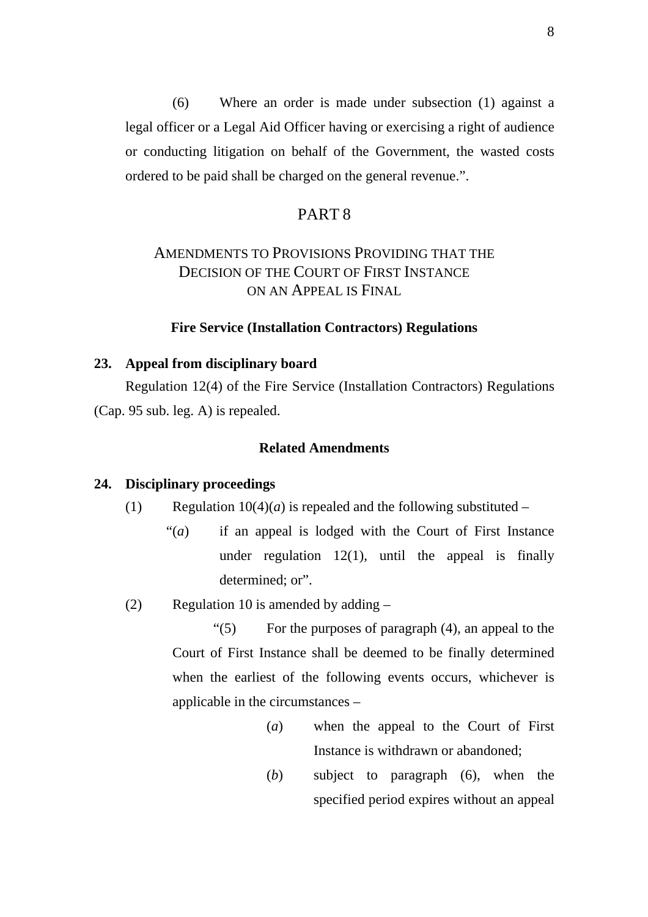(6) Where an order is made under subsection (1) against a legal officer or a Legal Aid Officer having or exercising a right of audience or conducting litigation on behalf of the Government, the wasted costs ordered to be paid shall be charged on the general revenue.".

## PART 8

## AMENDMENTS TO PROVISIONS PROVIDING THAT THE DECISION OF THE COURT OF FIRST INSTANCE ON AN APPEAL IS FINAL

### Fire Service (Installation Contractors) Regulations

**23. Appeal from disciplinary board**

Regulation 12(4) of the Fire Service (Installation Contractors) Regulations (Cap. 95 sub. leg. A) is repealed.

### Related Amendments

**24. Disciplinary proceedings**

(1) Regulation 10(4)(*a*) is repealed and the following substituted –

"(*a*) if an appeal is lodged with the Court of First Instance under regulation 12(1), until the appeal is finally determined; or".

(2) Regulation 10 is amended by adding –

"(5) For the purposes of paragraph (4), an appeal to the Court of First Instance shall be deemed to be finally determined when the earliest of the following events occurs, whichever is applicable in the circumstances –

(*a*) when the appeal to the Court of First Instance is withdrawn or abandoned;

(*b*) subject to paragraph (6), when the specified period expires without an appeal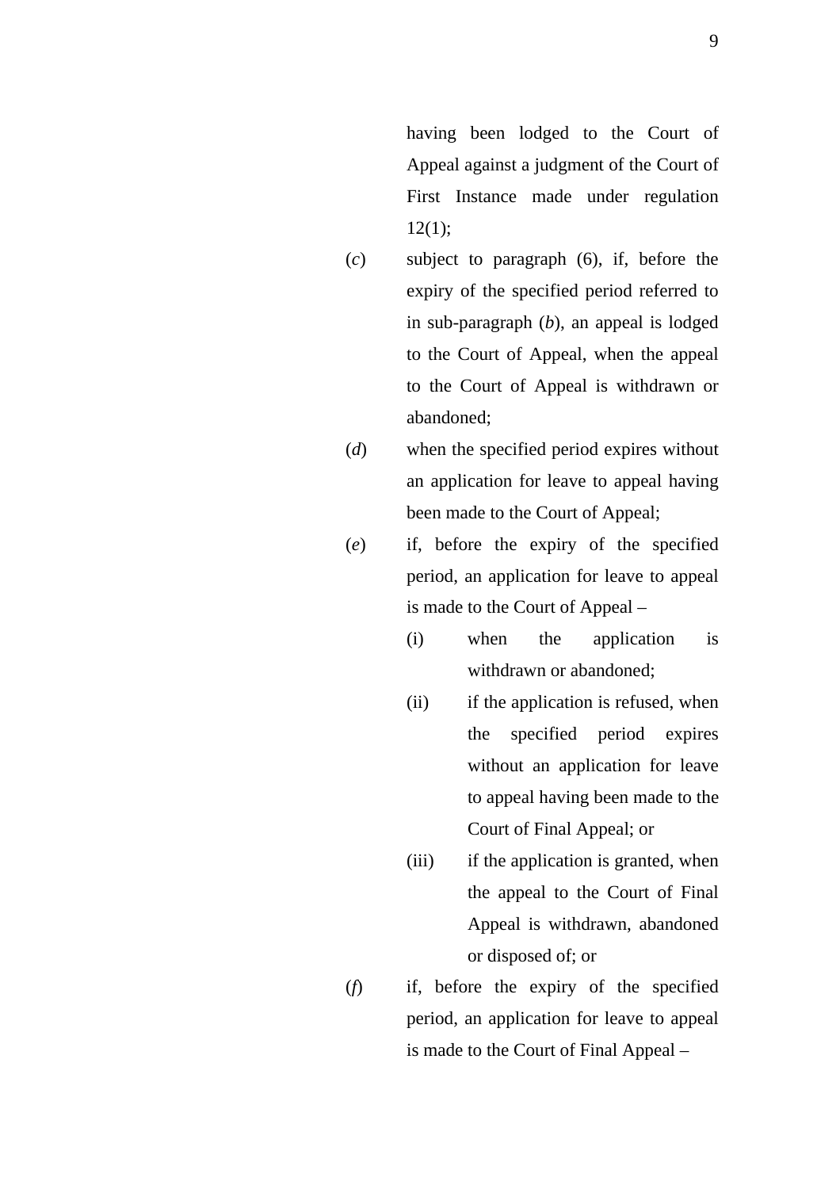having been lodged to the Court of Appeal against a judgment of the Court of First Instance made under regulation 12(1);

(*c*) subject to paragraph (6), if, before the expiry of the specified period referred to in sub-paragraph (*b*), an appeal is lodged to the Court of Appeal, when the appeal to the Court of Appeal is withdrawn or abandoned;

(*d*) when the specified period expires without an application for leave to appeal having been made to the Court of Appeal;

(*e*) if, before the expiry of the specified period, an application for leave to appeal is made to the Court of Appeal –

- (i) when the application is withdrawn or abandoned;
- (ii) if the application is refused, when the specified period expires without an application for leave to appeal having been made to the Court of Final Appeal; or
- (iii) if the application is granted, when the appeal to the Court of Final Appeal is withdrawn, abandoned or disposed of; or

(*f*) if, before the expiry of the specified period, an application for leave to appeal is made to the Court of Final Appeal –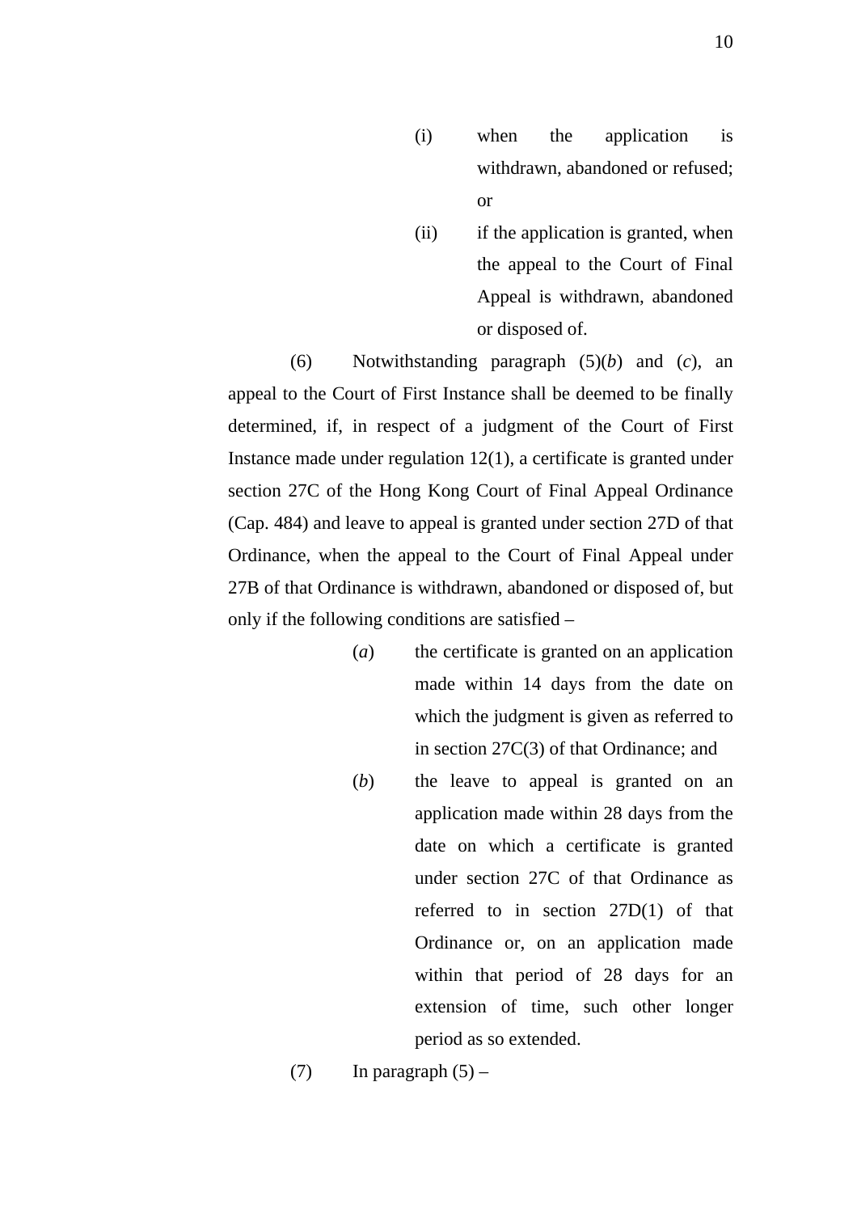(i) when the application is withdrawn, abandoned or refused; or

(ii) if the application is granted, when the appeal to the Court of Final Appeal is withdrawn, abandoned or disposed of.

(6) Notwithstanding paragraph (5)(*b*) and (*c*), an appeal to the Court of First Instance shall be deemed to be finally determined, if, in respect of a judgment of the Court of First Instance made under regulation 12(1), a certificate is granted under section 27C of the Hong Kong Court of Final Appeal Ordinance (Cap. 484) and leave to appeal is granted under section 27D of that Ordinance, when the appeal to the Court of Final Appeal under 27B of that Ordinance is withdrawn, abandoned or disposed of, but only if the following conditions are satisfied –

(*a*) the certificate is granted on an application made within 14 days from the date on which the judgment is given as referred to in section 27C(3) of that Ordinance; and

(*b*) the leave to appeal is granted on an application made within 28 days from the date on which a certificate is granted under section 27C of that Ordinance as referred to in section 27D(1) of that Ordinance or, on an application made within that period of 28 days for an extension of time, such other longer period as so extended.

(7) In paragraph (5) –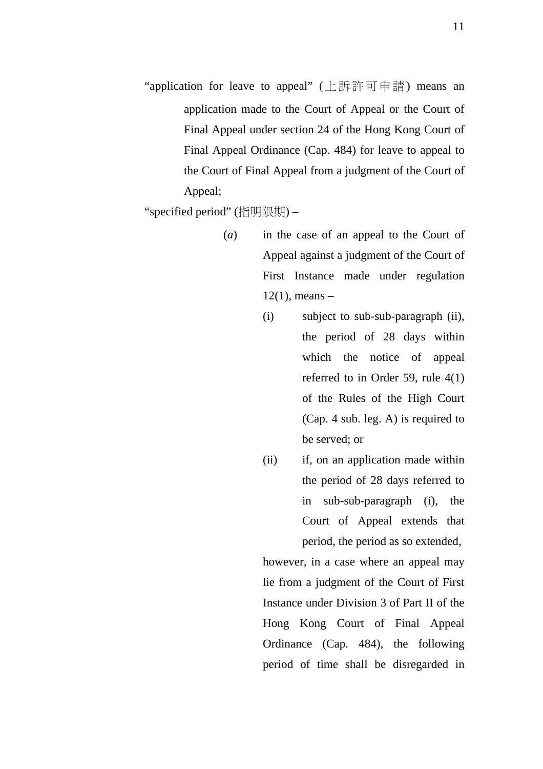"application for leave to appeal" (上訴許可申請) means an application made to the Court of Appeal or the Court of Final Appeal under section 24 of the Hong Kong Court of Final Appeal Ordinance (Cap. 484) for leave to appeal to the Court of Final Appeal from a judgment of the Court of Appeal;

"specified period" (指明限期) –

(*a*) in the case of an appeal to the Court of Appeal against a judgment of the Court of First Instance made under regulation 12(1), means –

(i) subject to sub-sub-paragraph (ii), the period of 28 days within which the notice of appeal referred to in Order 59, rule 4(1) of the Rules of the High Court (Cap. 4 sub. leg. A) is required to be served; or

(ii) if, on an application made within the period of 28 days referred to in sub-sub-paragraph (i), the Court of Appeal extends that period, the period as so extended,

however, in a case where an appeal may lie from a judgment of the Court of First Instance under Division 3 of Part II of the Hong Kong Court of Final Appeal Ordinance (Cap. 484), the following period of time shall be disregarded in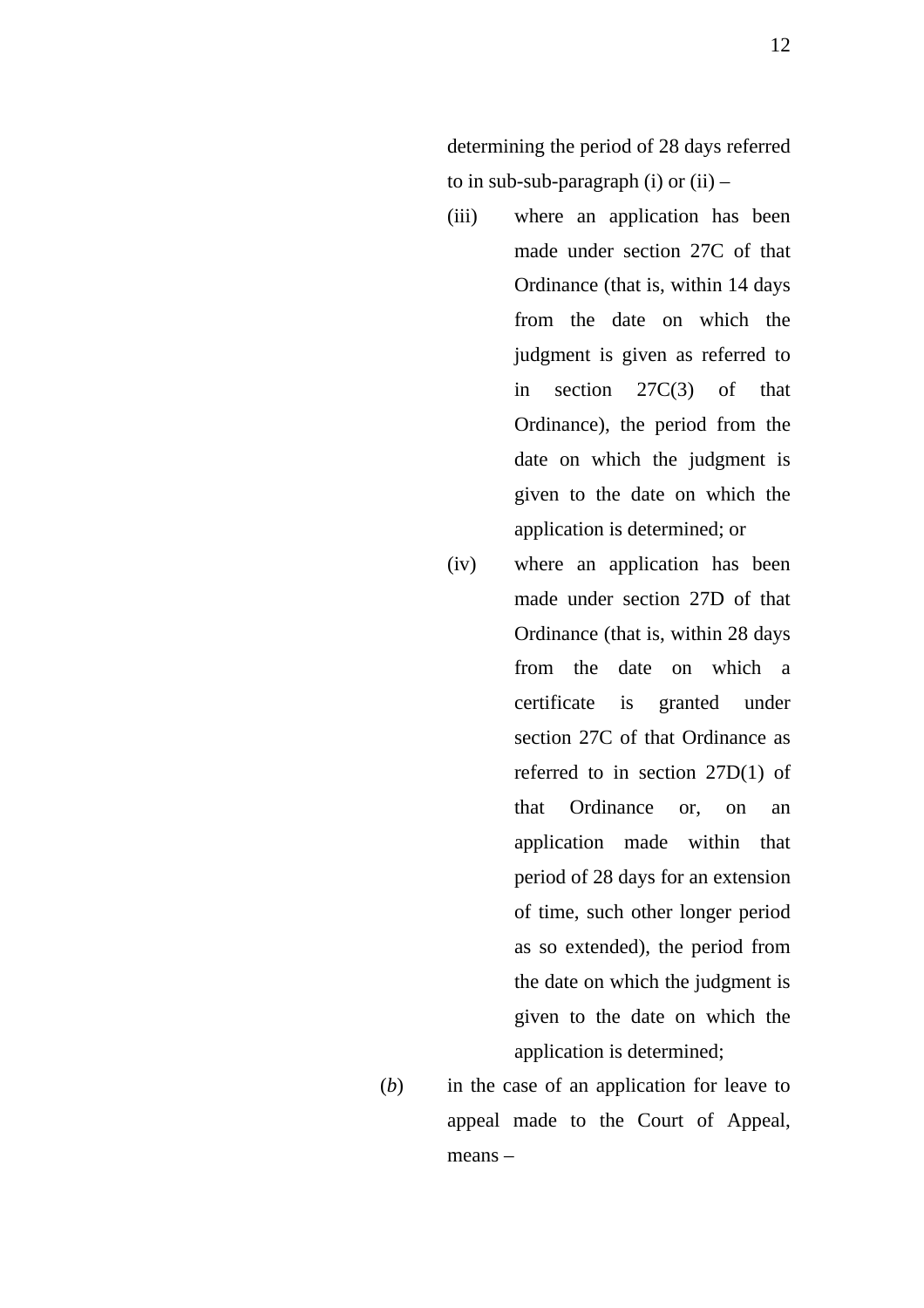determining the period of 28 days referred to in sub-sub-paragraph (i) or (ii) –

(iii) where an application has been made under section 27C of that Ordinance (that is, within 14 days from the date on which the judgment is given as referred to in section 27C(3) of that Ordinance), the period from the date on which the judgment is given to the date on which the application is determined; or

(iv) where an application has been made under section 27D of that Ordinance (that is, within 28 days from the date on which a certificate is granted under section 27C of that Ordinance as referred to in section 27D(1) of that Ordinance or, on an application made within that period of 28 days for an extension of time, such other longer period as so extended), the period from the date on which the judgment is given to the date on which the application is determined;

(*b*) in the case of an application for leave to appeal made to the Court of Appeal, means –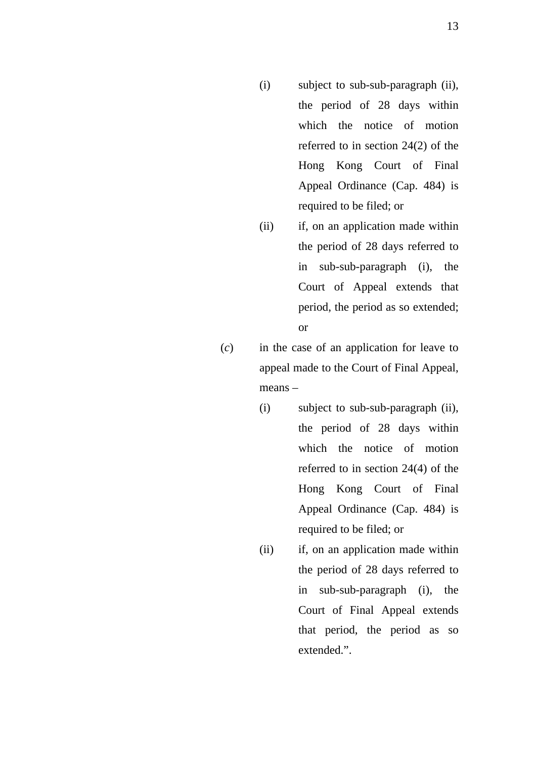(i) subject to sub-sub-paragraph (ii), the period of 28 days within which the notice of motion referred to in section 24(2) of the Hong Kong Court of Final Appeal Ordinance (Cap. 484) is required to be filed; or

(ii) if, on an application made within the period of 28 days referred to in sub-sub-paragraph (i), the Court of Appeal extends that period, the period as so extended; or

(*c*) in the case of an application for leave to appeal made to the Court of Final Appeal, means –

(i) subject to sub-sub-paragraph (ii), the period of 28 days within which the notice of motion referred to in section 24(4) of the Hong Kong Court of Final Appeal Ordinance (Cap. 484) is required to be filed; or

(ii) if, on an application made within the period of 28 days referred to in sub-sub-paragraph (i), the Court of Final Appeal extends that period, the period as so extended.”.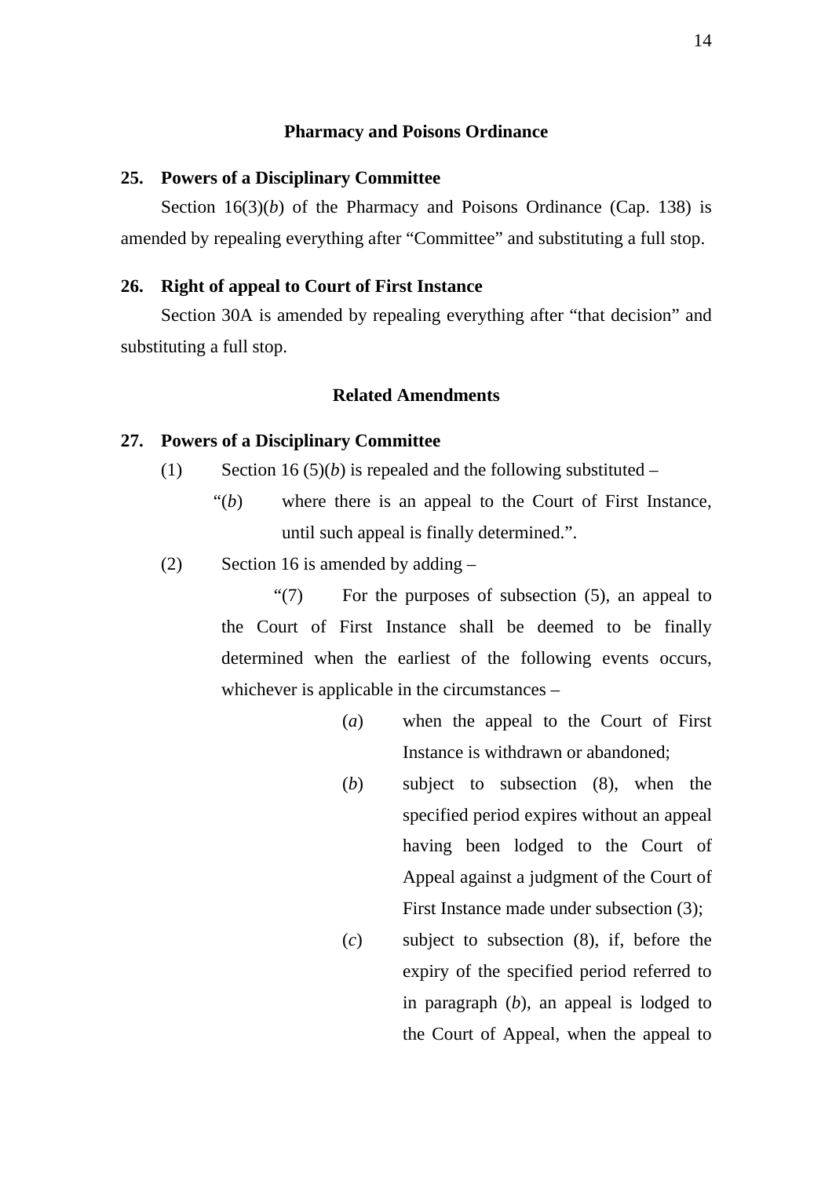## Pharmacy and Poisons Ordinance

**25. Powers of a Disciplinary Committee**

Section 16(3)(*b*) of the Pharmacy and Poisons Ordinance (Cap. 138) is amended by repealing everything after "Committee" and substituting a full stop.

**26. Right of appeal to Court of First Instance**

Section 30A is amended by repealing everything after "that decision" and substituting a full stop.

## Related Amendments

**27. Powers of a Disciplinary Committee**

(1) Section 16 (5)(*b*) is repealed and the following substituted –

"(*b*) where there is an appeal to the Court of First Instance, until such appeal is finally determined.".

(2) Section 16 is amended by adding –

"(7) For the purposes of subsection (5), an appeal to the Court of First Instance shall be deemed to be finally determined when the earliest of the following events occurs, whichever is applicable in the circumstances –

(*a*) when the appeal to the Court of First Instance is withdrawn or abandoned;

(*b*) subject to subsection (8), when the specified period expires without an appeal having been lodged to the Court of Appeal against a judgment of the Court of First Instance made under subsection (3);

(*c*) subject to subsection (8), if, before the expiry of the specified period referred to in paragraph (*b*), an appeal is lodged to the Court of Appeal, when the appeal to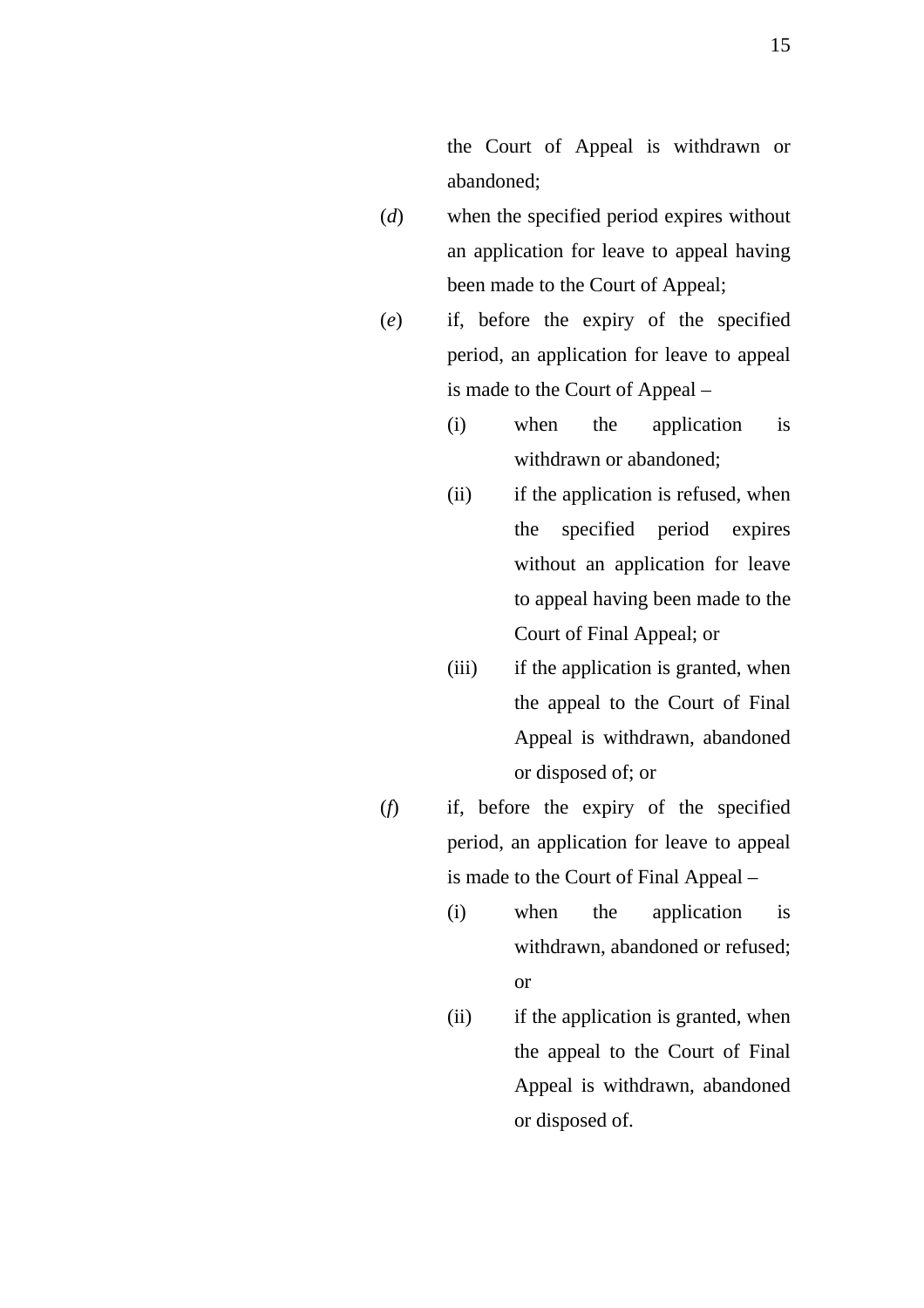the Court of Appeal is withdrawn or abandoned;

(*d*) when the specified period expires without an application for leave to appeal having been made to the Court of Appeal;

(*e*) if, before the expiry of the specified period, an application for leave to appeal is made to the Court of Appeal –

  (i) when the application is withdrawn or abandoned;

  (ii) if the application is refused, when the specified period expires without an application for leave to appeal having been made to the Court of Final Appeal; or

  (iii) if the application is granted, when the appeal to the Court of Final Appeal is withdrawn, abandoned or disposed of; or

(*f*) if, before the expiry of the specified period, an application for leave to appeal is made to the Court of Final Appeal –

  (i) when the application is withdrawn, abandoned or refused; or

  (ii) if the application is granted, when the appeal to the Court of Final Appeal is withdrawn, abandoned or disposed of.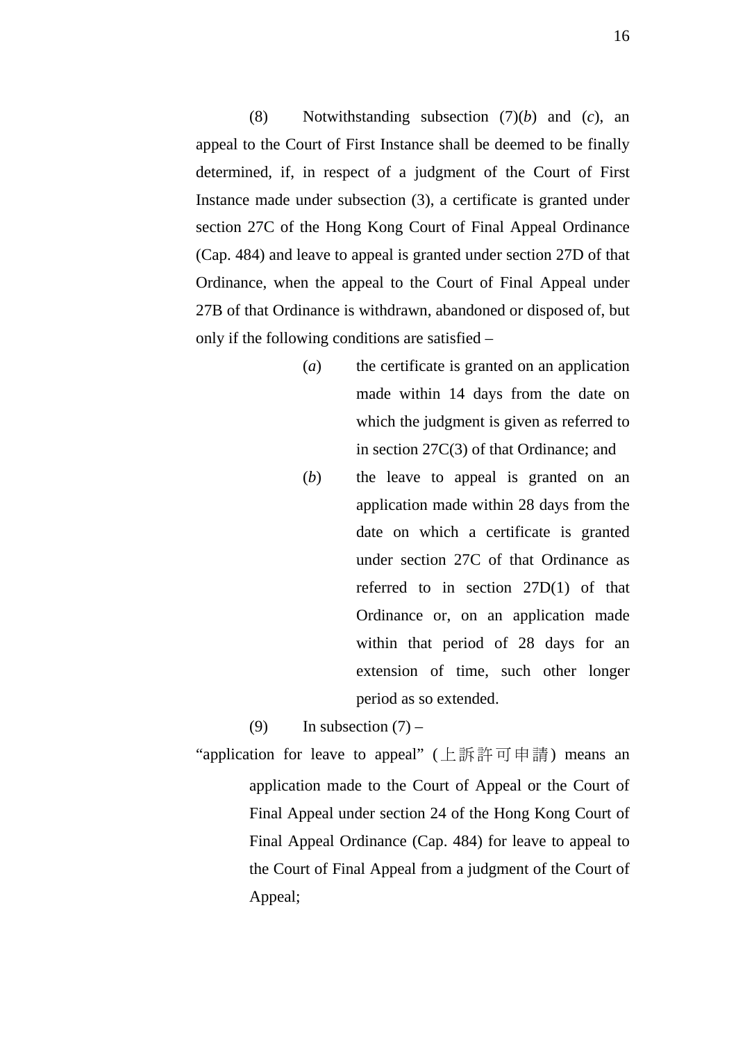(8) Notwithstanding subsection (7)(*b*) and (*c*), an appeal to the Court of First Instance shall be deemed to be finally determined, if, in respect of a judgment of the Court of First Instance made under subsection (3), a certificate is granted under section 27C of the Hong Kong Court of Final Appeal Ordinance (Cap. 484) and leave to appeal is granted under section 27D of that Ordinance, when the appeal to the Court of Final Appeal under 27B of that Ordinance is withdrawn, abandoned or disposed of, but only if the following conditions are satisfied –

(*a*) the certificate is granted on an application made within 14 days from the date on which the judgment is given as referred to in section 27C(3) of that Ordinance; and

(*b*) the leave to appeal is granted on an application made within 28 days from the date on which a certificate is granted under section 27C of that Ordinance as referred to in section 27D(1) of that Ordinance or, on an application made within that period of 28 days for an extension of time, such other longer period as so extended.

(9) In subsection (7) –

"application for leave to appeal" (上訴許可申請) means an application made to the Court of Appeal or the Court of Final Appeal under section 24 of the Hong Kong Court of Final Appeal Ordinance (Cap. 484) for leave to appeal to the Court of Final Appeal from a judgment of the Court of Appeal;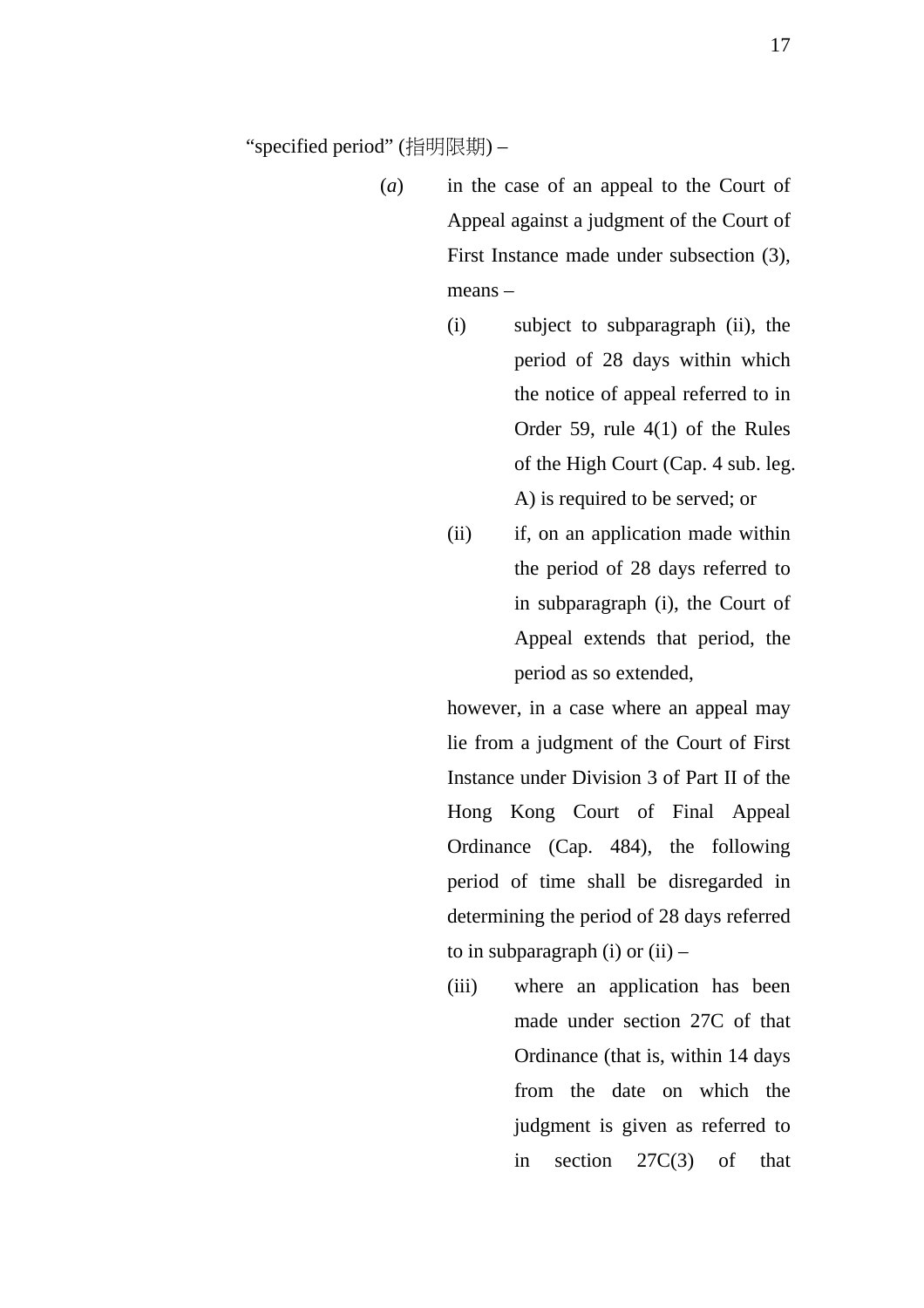"specified period" (指明限期) –

(*a*) in the case of an appeal to the Court of Appeal against a judgment of the Court of First Instance made under subsection (3), means –

(i) subject to subparagraph (ii), the period of 28 days within which the notice of appeal referred to in Order 59, rule 4(1) of the Rules of the High Court (Cap. 4 sub. leg. A) is required to be served; or

(ii) if, on an application made within the period of 28 days referred to in subparagraph (i), the Court of Appeal extends that period, the period as so extended,

however, in a case where an appeal may lie from a judgment of the Court of First Instance under Division 3 of Part II of the Hong Kong Court of Final Appeal Ordinance (Cap. 484), the following period of time shall be disregarded in determining the period of 28 days referred to in subparagraph (i) or (ii) –

(iii) where an application has been made under section 27C of that Ordinance (that is, within 14 days from the date on which the judgment is given as referred to in section 27C(3) of that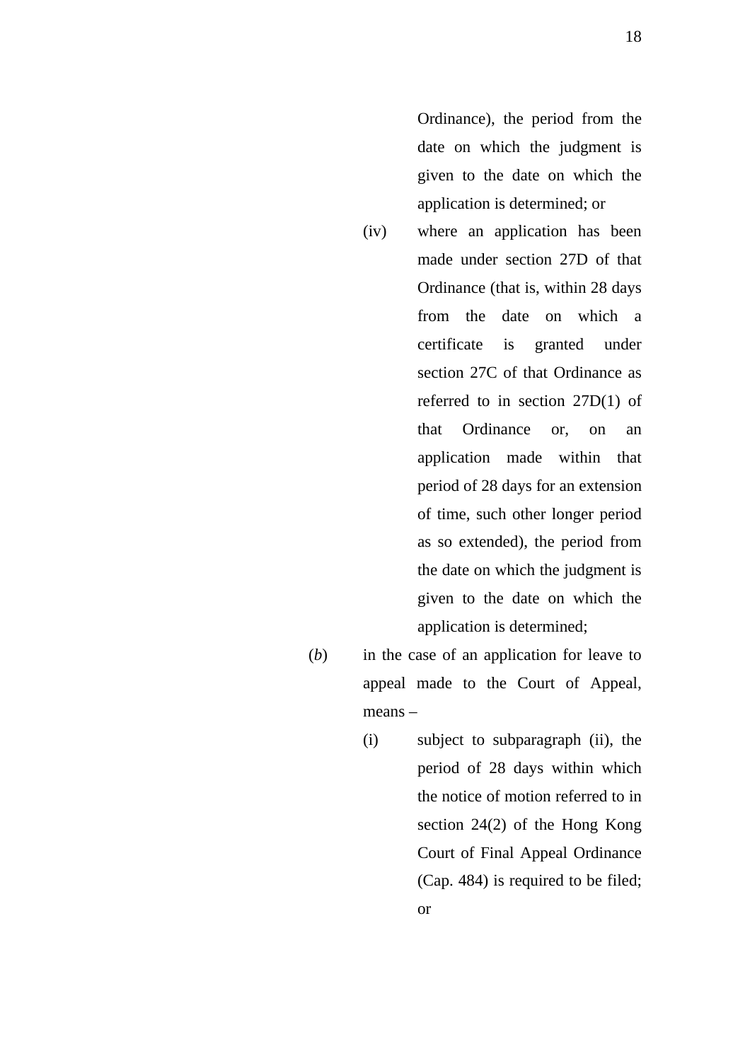Ordinance), the period from the date on which the judgment is given to the date on which the application is determined; or

(iv) where an application has been made under section 27D of that Ordinance (that is, within 28 days from the date on which a certificate is granted under section 27C of that Ordinance as referred to in section 27D(1) of that Ordinance or, on an application made within that period of 28 days for an extension of time, such other longer period as so extended), the period from the date on which the judgment is given to the date on which the application is determined;

(*b*) in the case of an application for leave to appeal made to the Court of Appeal, means –

(i) subject to subparagraph (ii), the period of 28 days within which the notice of motion referred to in section 24(2) of the Hong Kong Court of Final Appeal Ordinance (Cap. 484) is required to be filed; or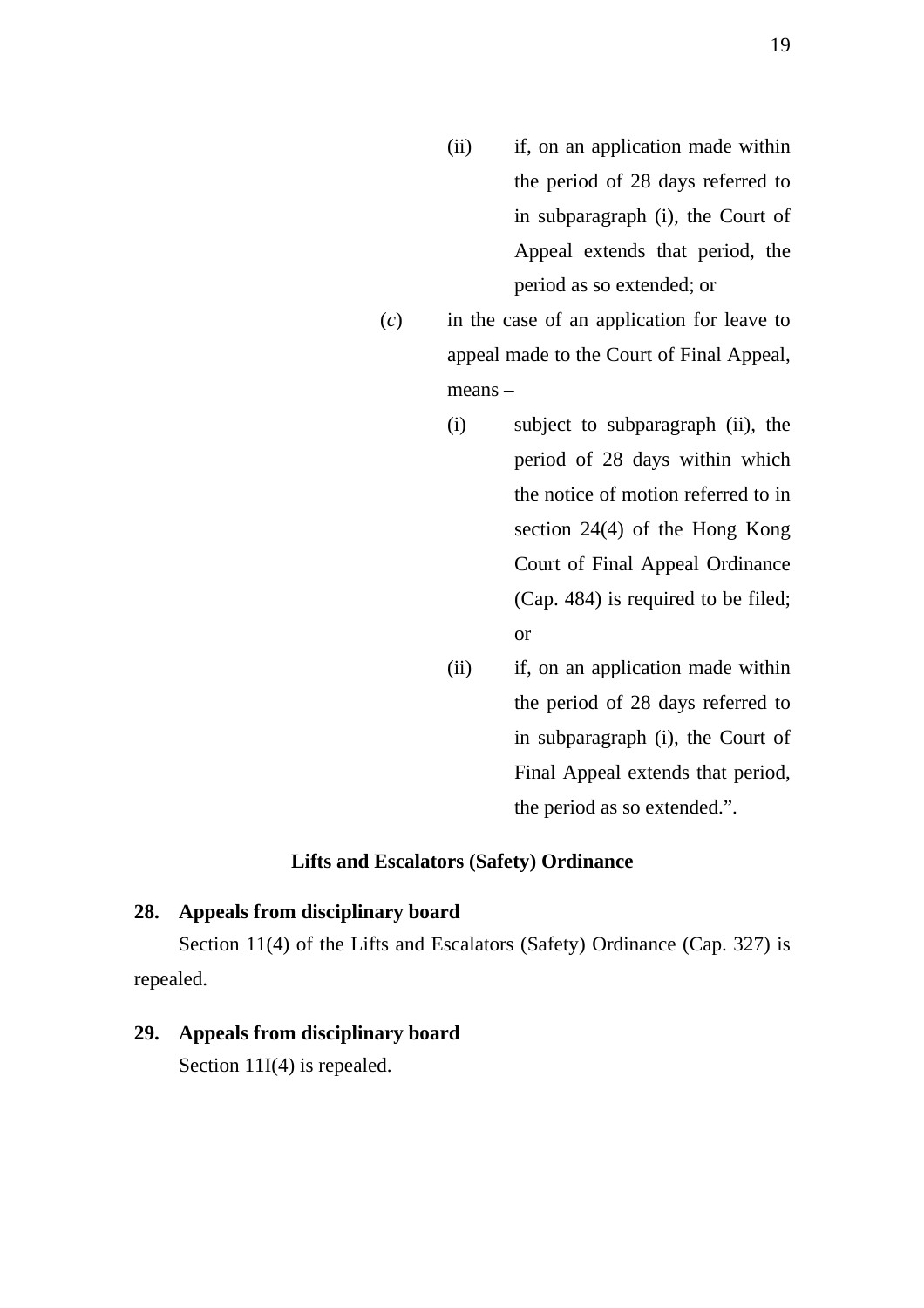(ii) if, on an application made within the period of 28 days referred to in subparagraph (i), the Court of Appeal extends that period, the period as so extended; or

(*c*) in the case of an application for leave to appeal made to the Court of Final Appeal, means –

(i) subject to subparagraph (ii), the period of 28 days within which the notice of motion referred to in section 24(4) of the Hong Kong Court of Final Appeal Ordinance (Cap. 484) is required to be filed; or

(ii) if, on an application made within the period of 28 days referred to in subparagraph (i), the Court of Final Appeal extends that period, the period as so extended.".

**Lifts and Escalators (Safety) Ordinance**

**28. Appeals from disciplinary board**

Section 11(4) of the Lifts and Escalators (Safety) Ordinance (Cap. 327) is repealed.

**29. Appeals from disciplinary board**

Section 11I(4) is repealed.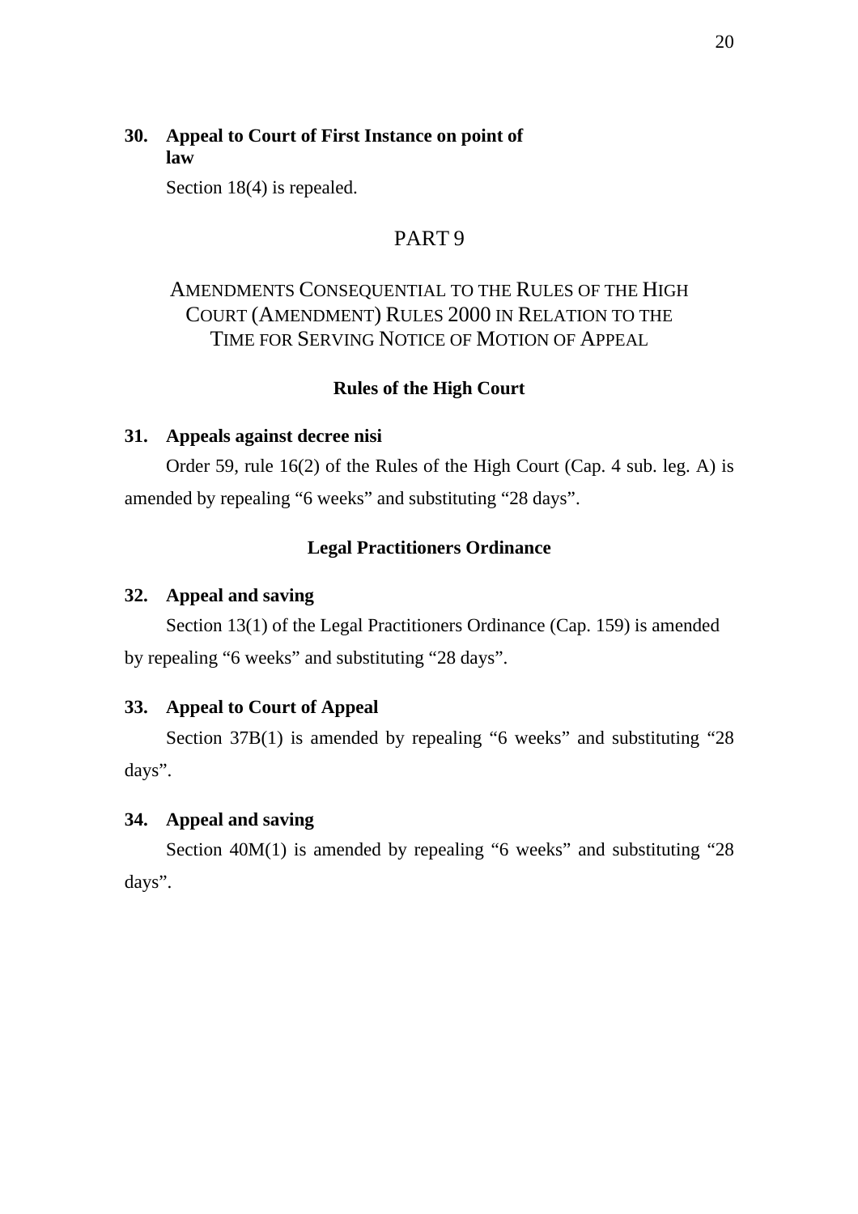**30. Appeal to Court of First Instance on point of law**

Section 18(4) is repealed.

## PART 9

## AMENDMENTS CONSEQUENTIAL TO THE RULES OF THE HIGH COURT (AMENDMENT) RULES 2000 IN RELATION TO THE TIME FOR SERVING NOTICE OF MOTION OF APPEAL

### Rules of the High Court

**31. Appeals against decree nisi**

Order 59, rule 16(2) of the Rules of the High Court (Cap. 4 sub. leg. A) is amended by repealing “6 weeks” and substituting “28 days”.

### Legal Practitioners Ordinance

**32. Appeal and saving**

Section 13(1) of the Legal Practitioners Ordinance (Cap. 159) is amended by repealing “6 weeks” and substituting “28 days”.

**33. Appeal to Court of Appeal**

Section 37B(1) is amended by repealing “6 weeks” and substituting “28 days”.

**34. Appeal and saving**

Section 40M(1) is amended by repealing “6 weeks” and substituting “28 days”.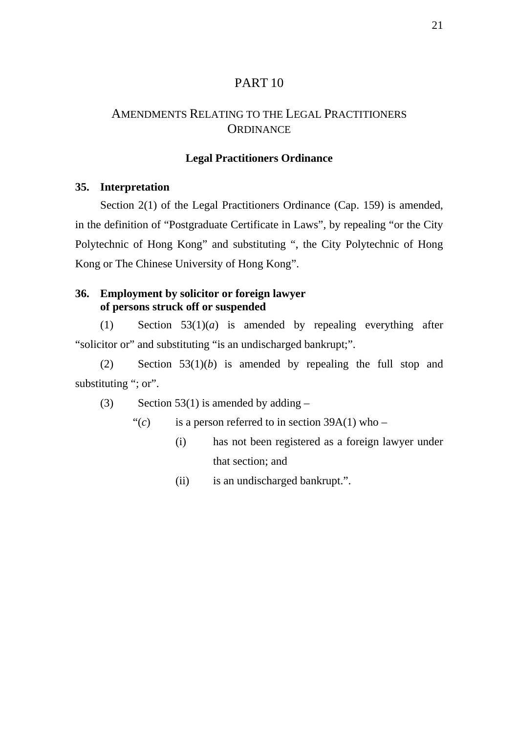# PART 10

## AMENDMENTS RELATING TO THE LEGAL PRACTITIONERS ORDINANCE

### Legal Practitioners Ordinance

**35. Interpretation**

Section 2(1) of the Legal Practitioners Ordinance (Cap. 159) is amended, in the definition of "Postgraduate Certificate in Laws", by repealing "or the City Polytechnic of Hong Kong" and substituting ", the City Polytechnic of Hong Kong or The Chinese University of Hong Kong".

**36. Employment by solicitor or foreign lawyer of persons struck off or suspended**

(1) Section 53(1)(*a*) is amended by repealing everything after "solicitor or" and substituting "is an undischarged bankrupt;".

(2) Section 53(1)(*b*) is amended by repealing the full stop and substituting "; or".

(3) Section 53(1) is amended by adding –

"(*c*) is a person referred to in section 39A(1) who –

(i) has not been registered as a foreign lawyer under that section; and

(ii) is an undischarged bankrupt.".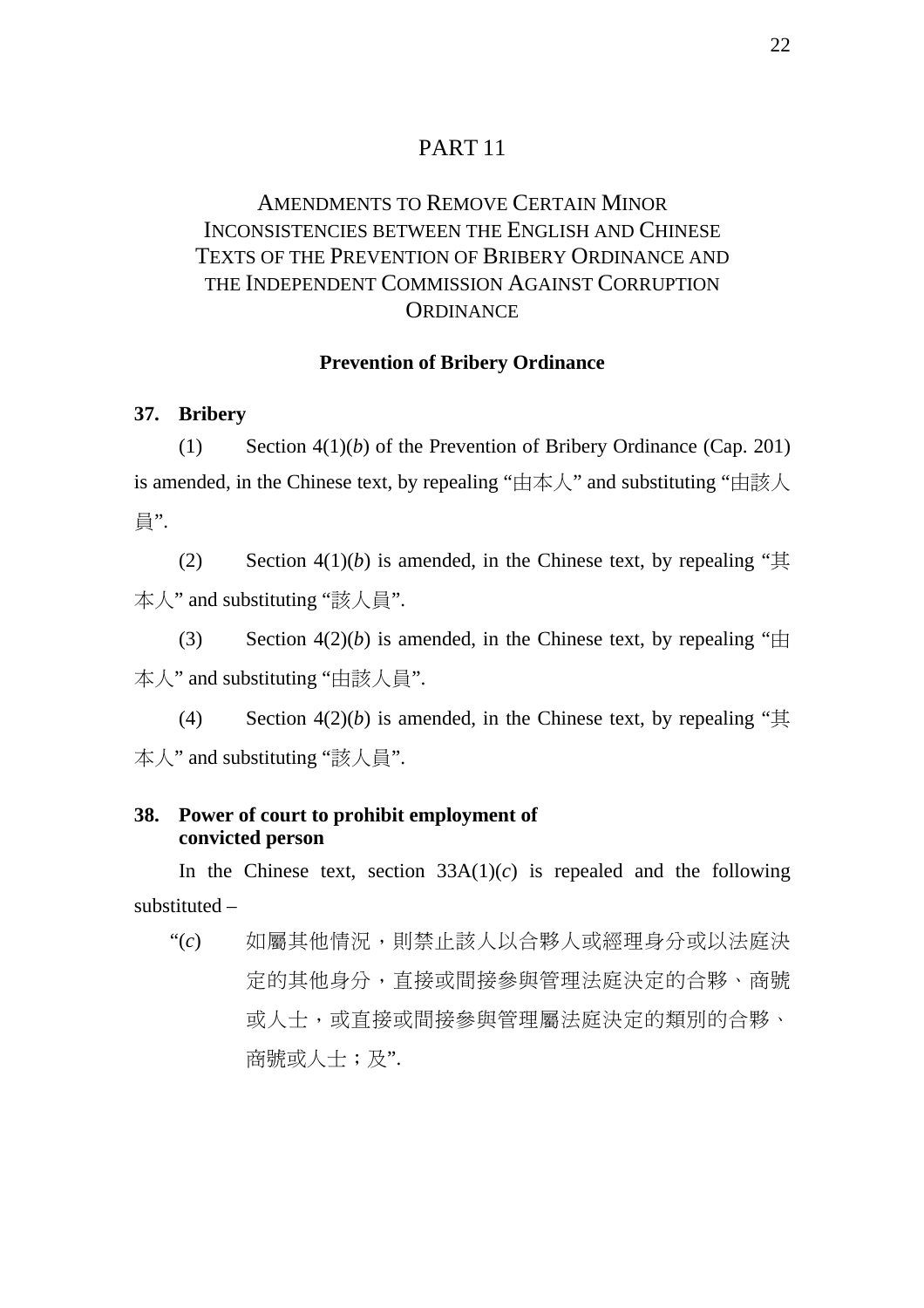# PART 11

## AMENDMENTS TO REMOVE CERTAIN MINOR INCONSISTENCIES BETWEEN THE ENGLISH AND CHINESE TEXTS OF THE PREVENTION OF BRIBERY ORDINANCE AND THE INDEPENDENT COMMISSION AGAINST CORRUPTION ORDINANCE

### Prevention of Bribery Ordinance

**37. Bribery**

(1) Section 4(1)(*b*) of the Prevention of Bribery Ordinance (Cap. 201) is amended, in the Chinese text, by repealing "由本人" and substituting "由該人員".

(2) Section 4(1)(*b*) is amended, in the Chinese text, by repealing "其本人" and substituting "該人員".

(3) Section 4(2)(*b*) is amended, in the Chinese text, by repealing "由本人" and substituting "由該人員".

(4) Section 4(2)(*b*) is amended, in the Chinese text, by repealing "其本人" and substituting "該人員".

**38. Power of court to prohibit employment of convicted person**

In the Chinese text, section 33A(1)(*c*) is repealed and the following substituted –

"(*c*) 如屬其他情況，則禁止該人以合夥人或經理身分或以法庭決定的其他身分，直接或間接參與管理法庭決定的合夥、商號或人士，或直接或間接參與管理屬法庭決定的類別的合夥、商號或人士；及".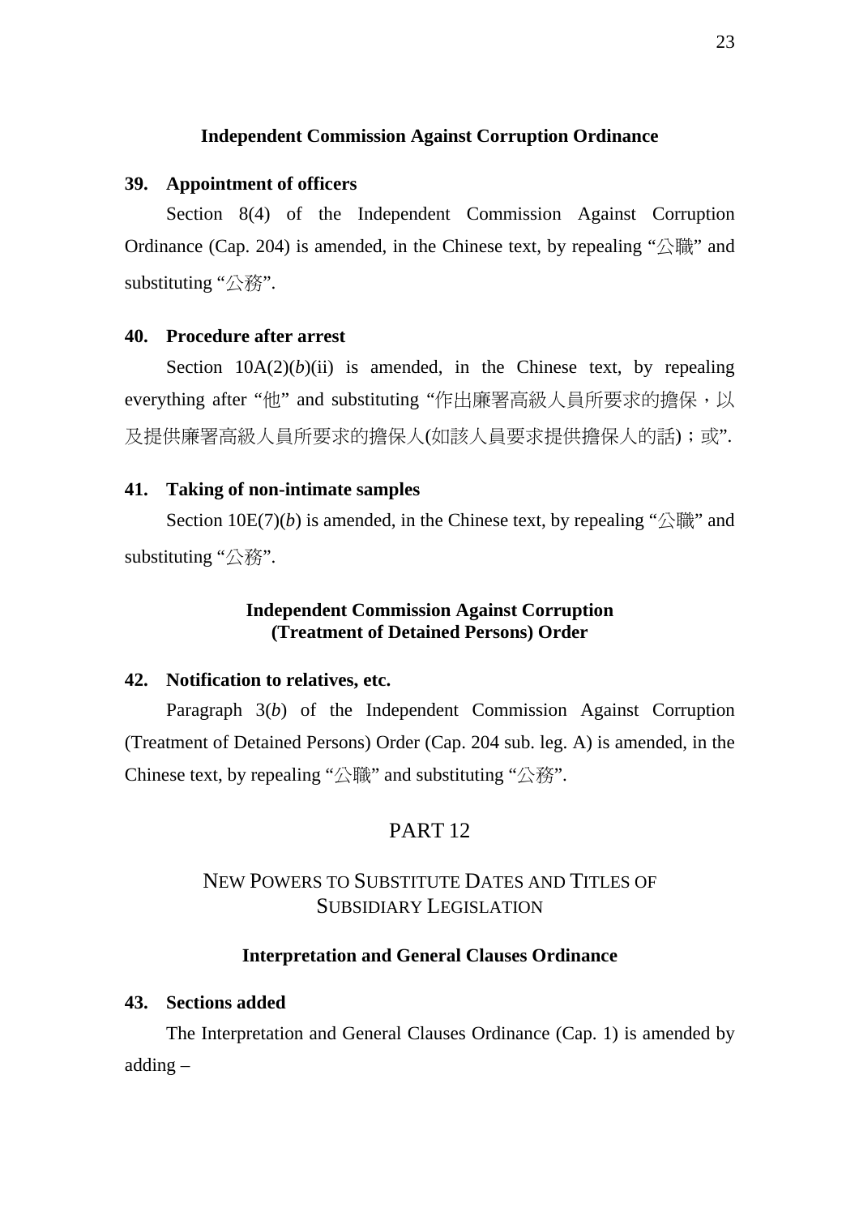### Independent Commission Against Corruption Ordinance

**39. Appointment of officers**

Section 8(4) of the Independent Commission Against Corruption Ordinance (Cap. 204) is amended, in the Chinese text, by repealing "公職" and substituting "公務".

**40. Procedure after arrest**

Section 10A(2)(*b*)(ii) is amended, in the Chinese text, by repealing everything after "他" and substituting "作出廉署高級人員所要求的擔保，以及提供廉署高級人員所要求的擔保人(如該人員要求提供擔保人的話)；或".

**41. Taking of non-intimate samples**

Section 10E(7)(*b*) is amended, in the Chinese text, by repealing "公職" and substituting "公務".

### Independent Commission Against Corruption (Treatment of Detained Persons) Order

**42. Notification to relatives, etc.**

Paragraph 3(*b*) of the Independent Commission Against Corruption (Treatment of Detained Persons) Order (Cap. 204 sub. leg. A) is amended, in the Chinese text, by repealing "公職" and substituting "公務".

## PART 12

## NEW POWERS TO SUBSTITUTE DATES AND TITLES OF SUBSIDIARY LEGISLATION

### Interpretation and General Clauses Ordinance

**43. Sections added**

The Interpretation and General Clauses Ordinance (Cap. 1) is amended by adding –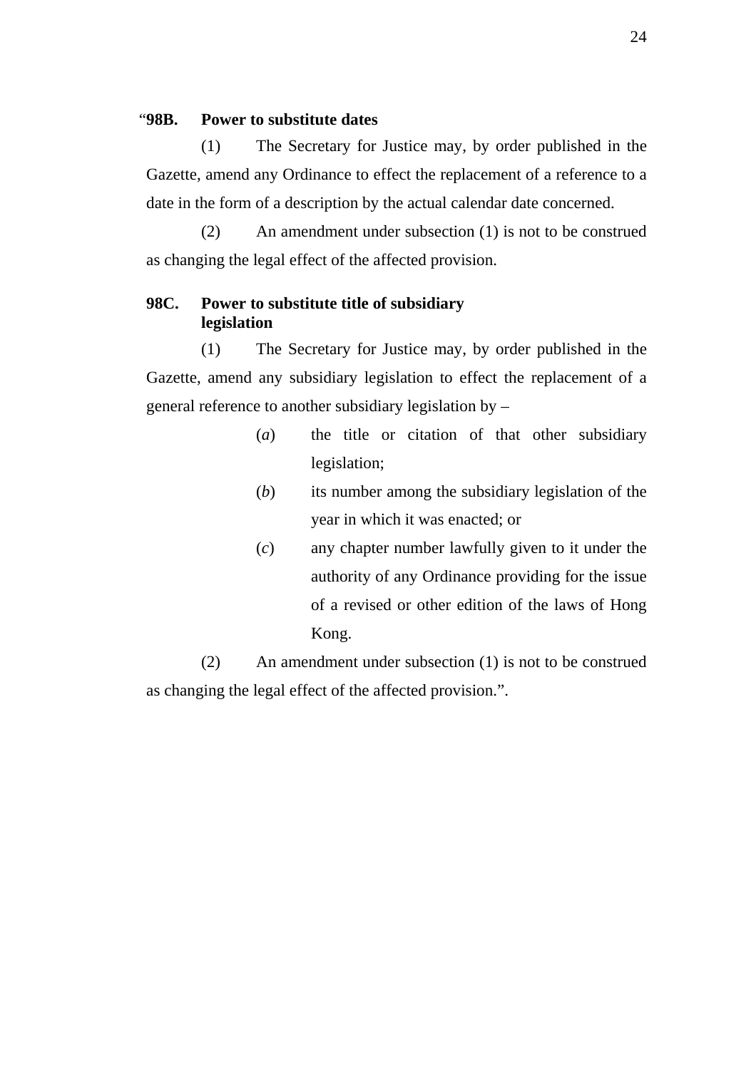"**98B. Power to substitute dates**

(1) The Secretary for Justice may, by order published in the Gazette, amend any Ordinance to effect the replacement of a reference to a date in the form of a description by the actual calendar date concerned.

(2) An amendment under subsection (1) is not to be construed as changing the legal effect of the affected provision.

**98C. Power to substitute title of subsidiary legislation**

(1) The Secretary for Justice may, by order published in the Gazette, amend any subsidiary legislation to effect the replacement of a general reference to another subsidiary legislation by –

(*a*) the title or citation of that other subsidiary legislation;

(*b*) its number among the subsidiary legislation of the year in which it was enacted; or

(*c*) any chapter number lawfully given to it under the authority of any Ordinance providing for the issue of a revised or other edition of the laws of Hong Kong.

(2) An amendment under subsection (1) is not to be construed as changing the legal effect of the affected provision.".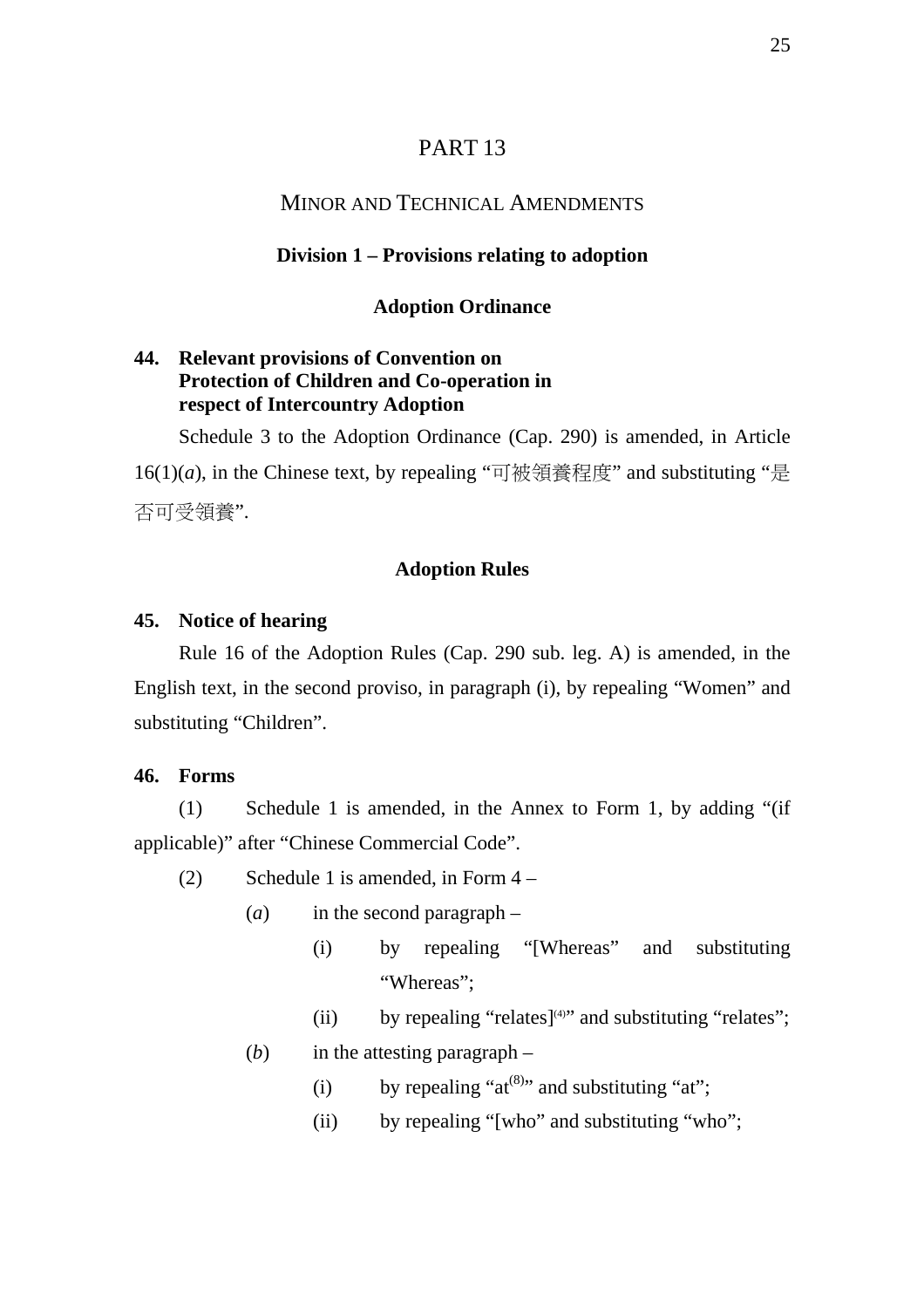# PART 13

## MINOR AND TECHNICAL AMENDMENTS

### Division 1 – Provisions relating to adoption

### Adoption Ordinance

**44. Relevant provisions of Convention on Protection of Children and Co-operation in respect of Intercountry Adoption**

Schedule 3 to the Adoption Ordinance (Cap. 290) is amended, in Article 16(1)(*a*), in the Chinese text, by repealing "可被領養程度" and substituting "是否可受領養".

### Adoption Rules

**45. Notice of hearing**

Rule 16 of the Adoption Rules (Cap. 290 sub. leg. A) is amended, in the English text, in the second proviso, in paragraph (i), by repealing "Women" and substituting "Children".

**46. Forms**

(1) Schedule 1 is amended, in the Annex to Form 1, by adding "(if applicable)" after "Chinese Commercial Code".

(2) Schedule 1 is amended, in Form 4 –

(*a*) in the second paragraph –

(i) by repealing "[Whereas" and substituting "Whereas";

(ii) by repealing "relates](4)" and substituting "relates";

(*b*) in the attesting paragraph –

(i) by repealing "at(8)" and substituting "at";

(ii) by repealing "[who" and substituting "who";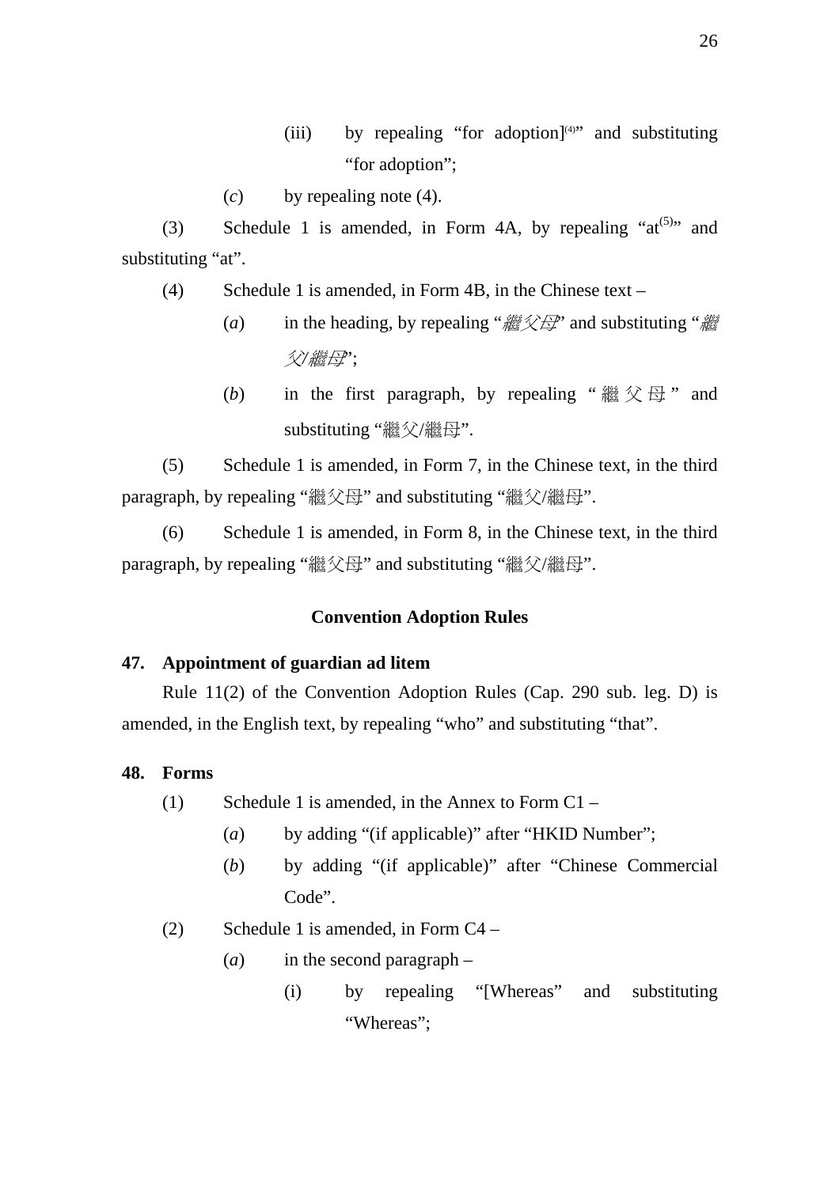(iii) by repealing “for adoption][4]” and substituting “for adoption”;

(*c*) by repealing note (4).

(3) Schedule 1 is amended, in Form 4A, by repealing “at[5]” and substituting “at”.

(4) Schedule 1 is amended, in Form 4B, in the Chinese text –

(*a*) in the heading, by repealing “*繼父母*” and substituting “*繼父/繼母*”;

(*b*) in the first paragraph, by repealing “繼父母” and substituting “繼父/繼母”.

(5) Schedule 1 is amended, in Form 7, in the Chinese text, in the third paragraph, by repealing “繼父母” and substituting “繼父/繼母”.

(6) Schedule 1 is amended, in Form 8, in the Chinese text, in the third paragraph, by repealing “繼父母” and substituting “繼父/繼母”.

## Convention Adoption Rules

### 47. Appointment of guardian ad litem

Rule 11(2) of the Convention Adoption Rules (Cap. 290 sub. leg. D) is amended, in the English text, by repealing “who” and substituting “that”.

### 48. Forms

(1) Schedule 1 is amended, in the Annex to Form C1 –

(*a*) by adding “(if applicable)” after “HKID Number”;

(*b*) by adding “(if applicable)” after “Chinese Commercial Code”.

(2) Schedule 1 is amended, in Form C4 –

(*a*) in the second paragraph –

(i) by repealing “[Whereas” and substituting “Whereas”;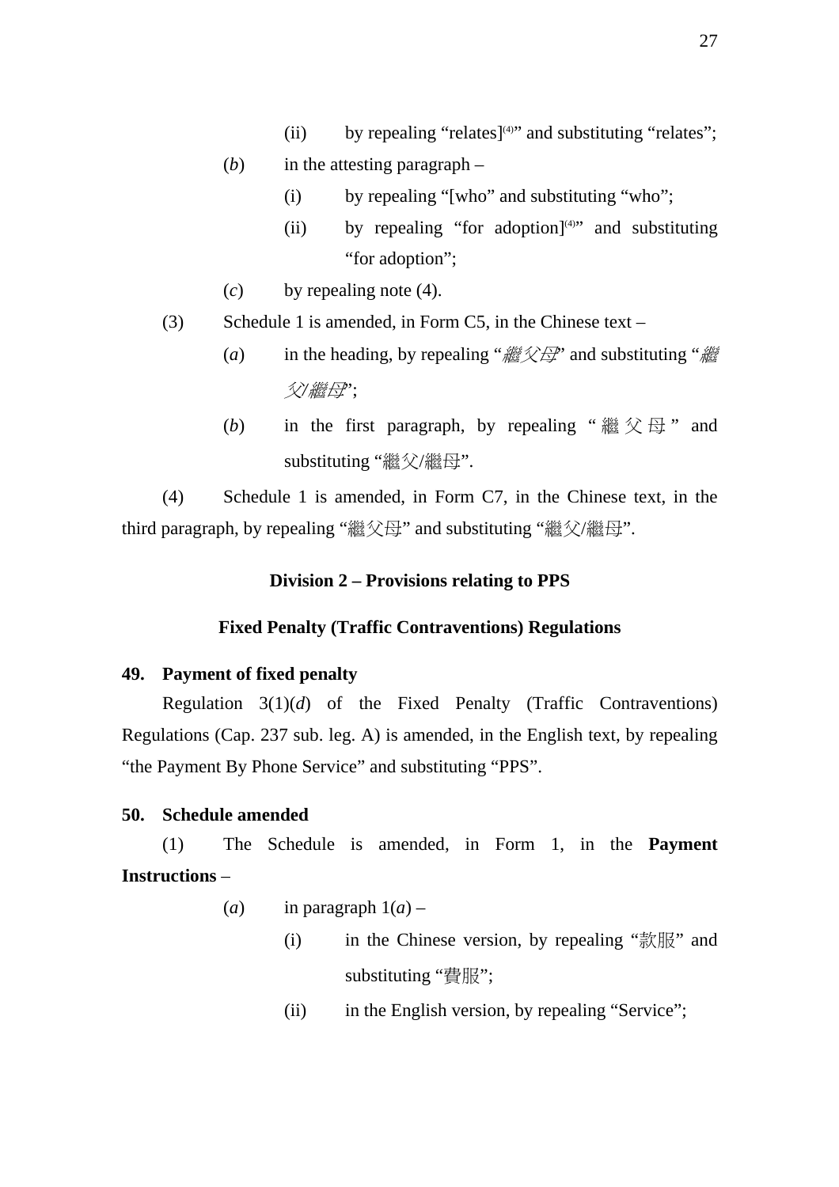(ii) by repealing "relates][(4)]" and substituting "relates";

(*b*) in the attesting paragraph –

(i) by repealing "[who" and substituting "who";

(ii) by repealing "for adoption][(4)]" and substituting "for adoption";

(*c*) by repealing note (4).

(3) Schedule 1 is amended, in Form C5, in the Chinese text –

(*a*) in the heading, by repealing "*繼父母*" and substituting "*繼父/繼母*";

(*b*) in the first paragraph, by repealing "繼父母" and substituting "繼父/繼母".

(4) Schedule 1 is amended, in Form C7, in the Chinese text, in the third paragraph, by repealing "繼父母" and substituting "繼父/繼母".

### Division 2 – Provisions relating to PPS

### Fixed Penalty (Traffic Contraventions) Regulations

**49. Payment of fixed penalty**

Regulation 3(1)(*d*) of the Fixed Penalty (Traffic Contraventions) Regulations (Cap. 237 sub. leg. A) is amended, in the English text, by repealing "the Payment By Phone Service" and substituting "PPS".

**50. Schedule amended**

(1) The Schedule is amended, in Form 1, in the **Payment Instructions** –

(*a*) in paragraph 1(*a*) –

(i) in the Chinese version, by repealing "款服" and substituting "費服";

(ii) in the English version, by repealing "Service";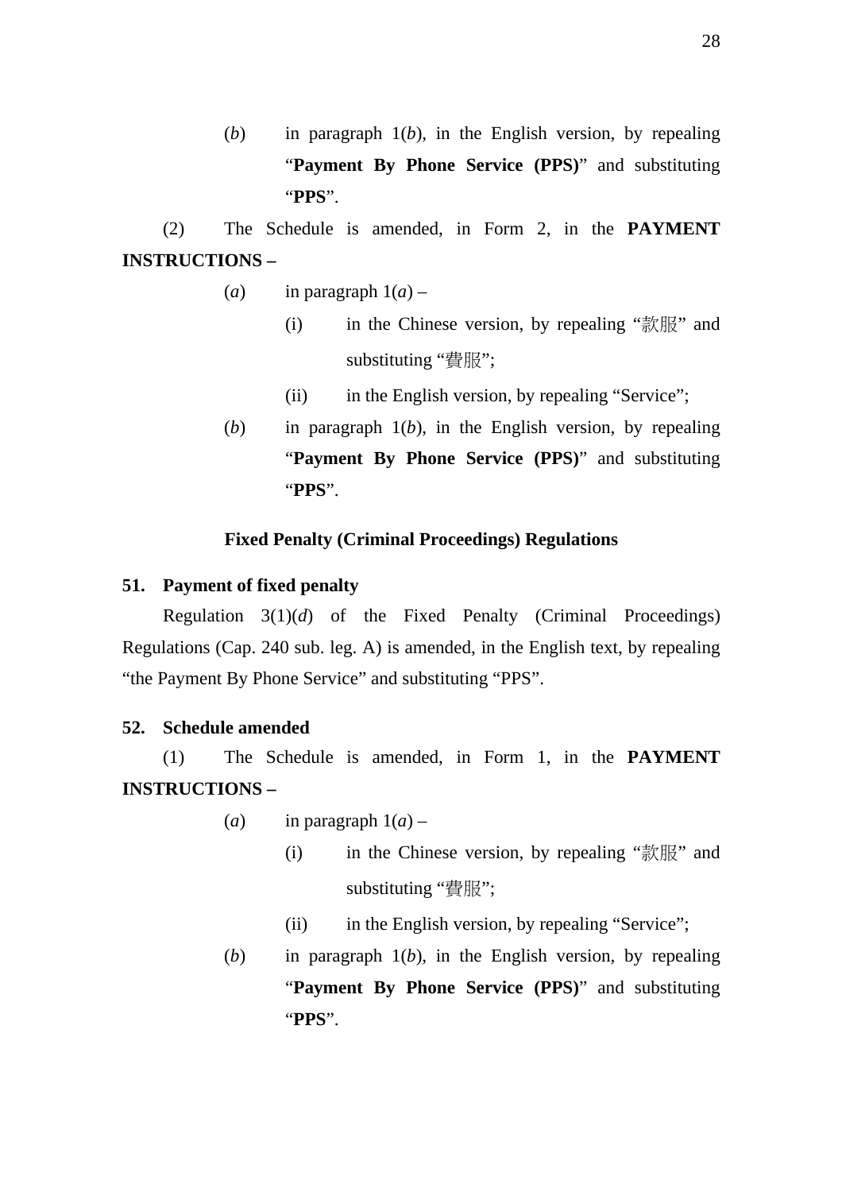(*b*) in paragraph 1(*b*), in the English version, by repealing "**Payment By Phone Service (PPS)**" and substituting "**PPS**".

(2) The Schedule is amended, in Form 2, in the **PAYMENT INSTRUCTIONS –**

(*a*) in paragraph 1(*a*) –

(i) in the Chinese version, by repealing "款服" and substituting "費服";

(ii) in the English version, by repealing "Service";

(*b*) in paragraph 1(*b*), in the English version, by repealing "**Payment By Phone Service (PPS)**" and substituting "**PPS**".

### Fixed Penalty (Criminal Proceedings) Regulations

**51. Payment of fixed penalty**

Regulation 3(1)(*d*) of the Fixed Penalty (Criminal Proceedings) Regulations (Cap. 240 sub. leg. A) is amended, in the English text, by repealing "the Payment By Phone Service" and substituting "PPS".

**52. Schedule amended**

(1) The Schedule is amended, in Form 1, in the **PAYMENT INSTRUCTIONS –**

(*a*) in paragraph 1(*a*) –

(i) in the Chinese version, by repealing "款服" and substituting "費服";

(ii) in the English version, by repealing "Service";

(*b*) in paragraph 1(*b*), in the English version, by repealing "**Payment By Phone Service (PPS)**" and substituting "**PPS**".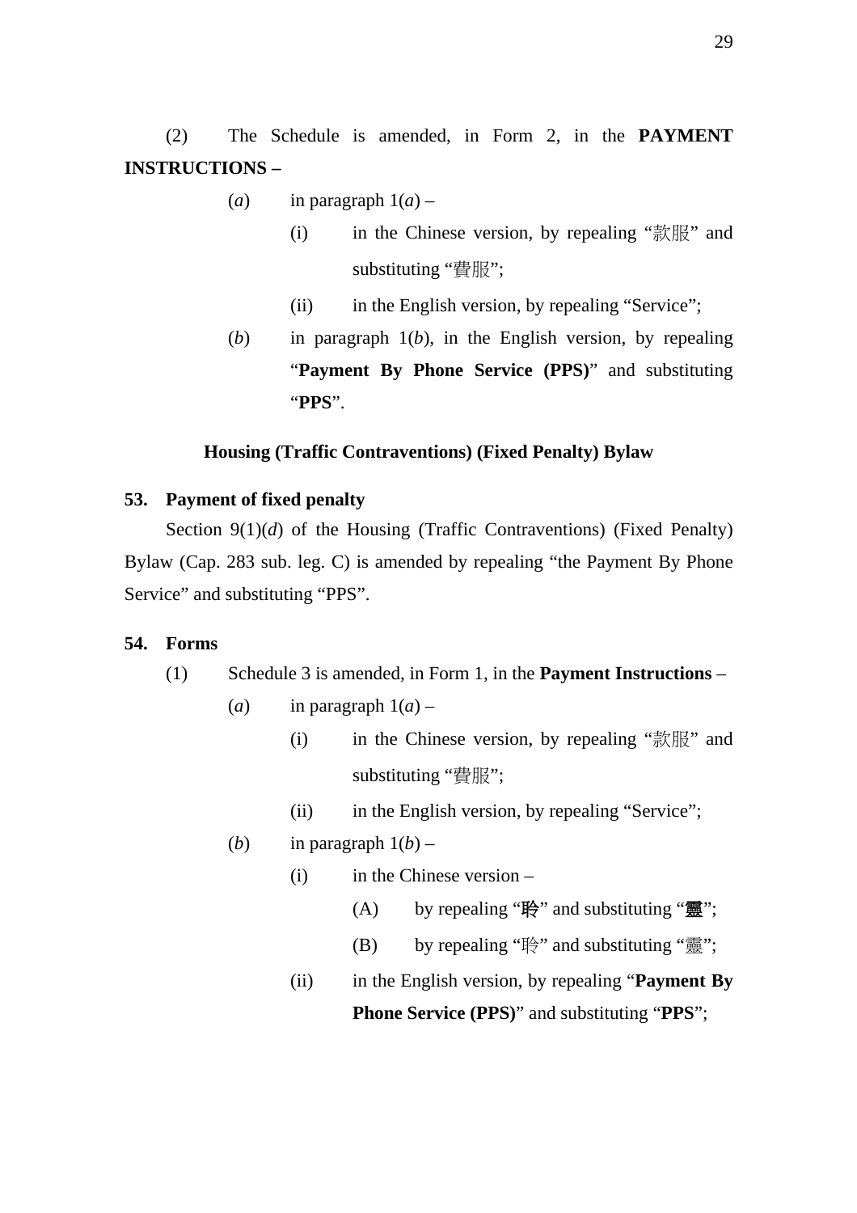(2) The Schedule is amended, in Form 2, in the **PAYMENT INSTRUCTIONS –**

(*a*) in paragraph 1(*a*) –

(i) in the Chinese version, by repealing “款服” and substituting “費服”;

(ii) in the English version, by repealing “Service”;

(*b*) in paragraph 1(*b*), in the English version, by repealing “**Payment By Phone Service (PPS)**” and substituting “**PPS**”.

### Housing (Traffic Contraventions) (Fixed Penalty) Bylaw

**53. Payment of fixed penalty**

Section 9(1)(*d*) of the Housing (Traffic Contraventions) (Fixed Penalty) Bylaw (Cap. 283 sub. leg. C) is amended by repealing “the Payment By Phone Service” and substituting “PPS”.

**54. Forms**

(1) Schedule 3 is amended, in Form 1, in the **Payment Instructions** –

(*a*) in paragraph 1(*a*) –

(i) in the Chinese version, by repealing “款服” and substituting “費服”;

(ii) in the English version, by repealing “Service”;

(*b*) in paragraph 1(*b*) –

(i) in the Chinese version –

(A) by repealing “**聆**” and substituting “**靈**”;

(B) by repealing “聆” and substituting “靈”;

(ii) in the English version, by repealing “**Payment By Phone Service (PPS)**” and substituting “**PPS**”;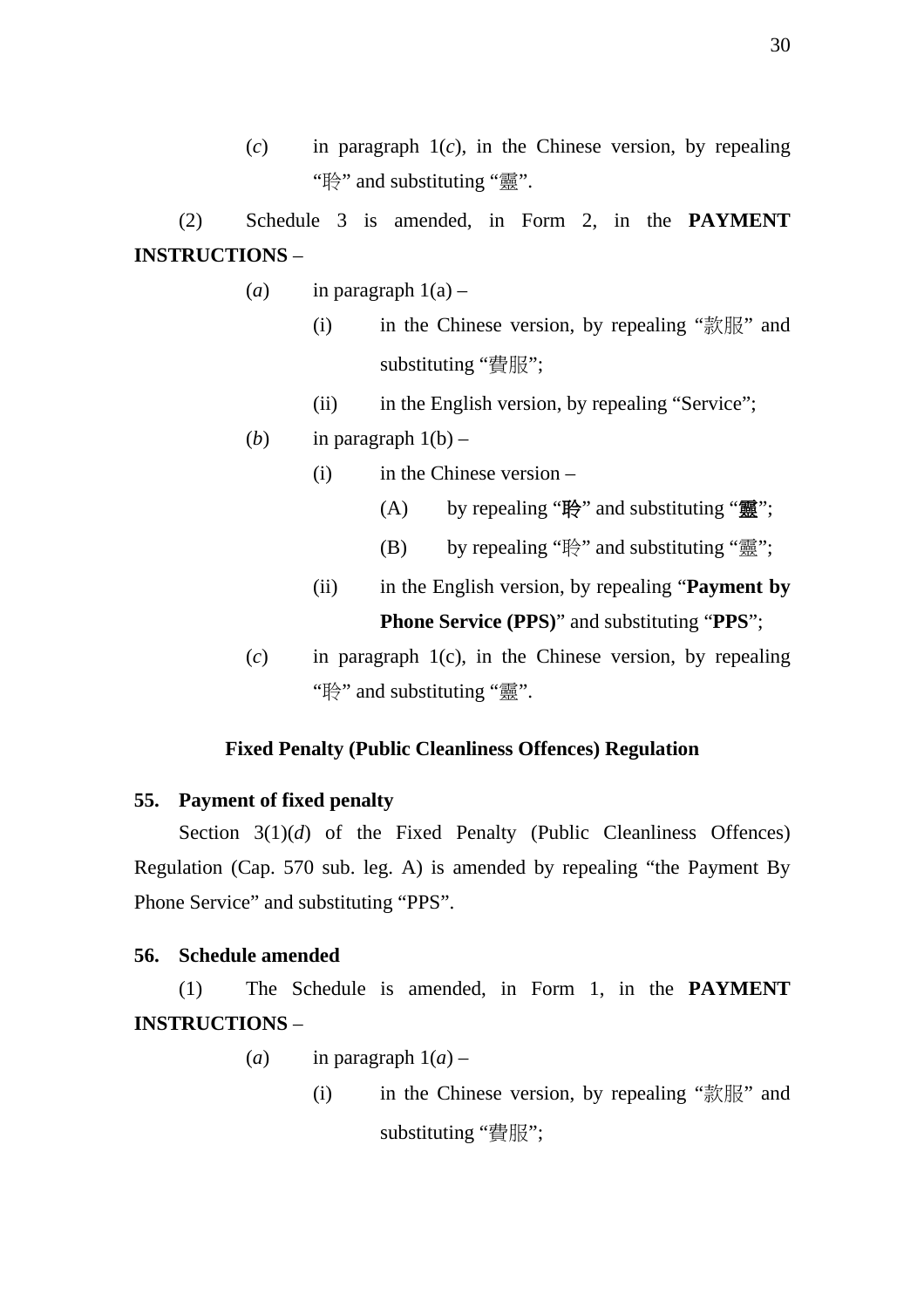(*c*) in paragraph 1(*c*), in the Chinese version, by repealing “聆” and substituting “靈”.

(2) Schedule 3 is amended, in Form 2, in the **PAYMENT INSTRUCTIONS** –

(*a*) in paragraph 1(a) –

(i) in the Chinese version, by repealing “款服” and substituting “費服”;

(ii) in the English version, by repealing “Service”;

(*b*) in paragraph 1(b) –

(i) in the Chinese version –

(A) by repealing “**聆**” and substituting “**靈**”;

(B) by repealing “聆” and substituting “靈”;

(ii) in the English version, by repealing “**Payment by Phone Service (PPS)**” and substituting “**PPS**”;

(*c*) in paragraph 1(c), in the Chinese version, by repealing “聆” and substituting “靈”.

**Fixed Penalty (Public Cleanliness Offences) Regulation**

**55. Payment of fixed penalty**

Section 3(1)(*d*) of the Fixed Penalty (Public Cleanliness Offences) Regulation (Cap. 570 sub. leg. A) is amended by repealing “the Payment By Phone Service” and substituting “PPS”.

**56. Schedule amended**

(1) The Schedule is amended, in Form 1, in the **PAYMENT INSTRUCTIONS** –

(*a*) in paragraph 1(*a*) –

(i) in the Chinese version, by repealing “款服” and substituting “費服”;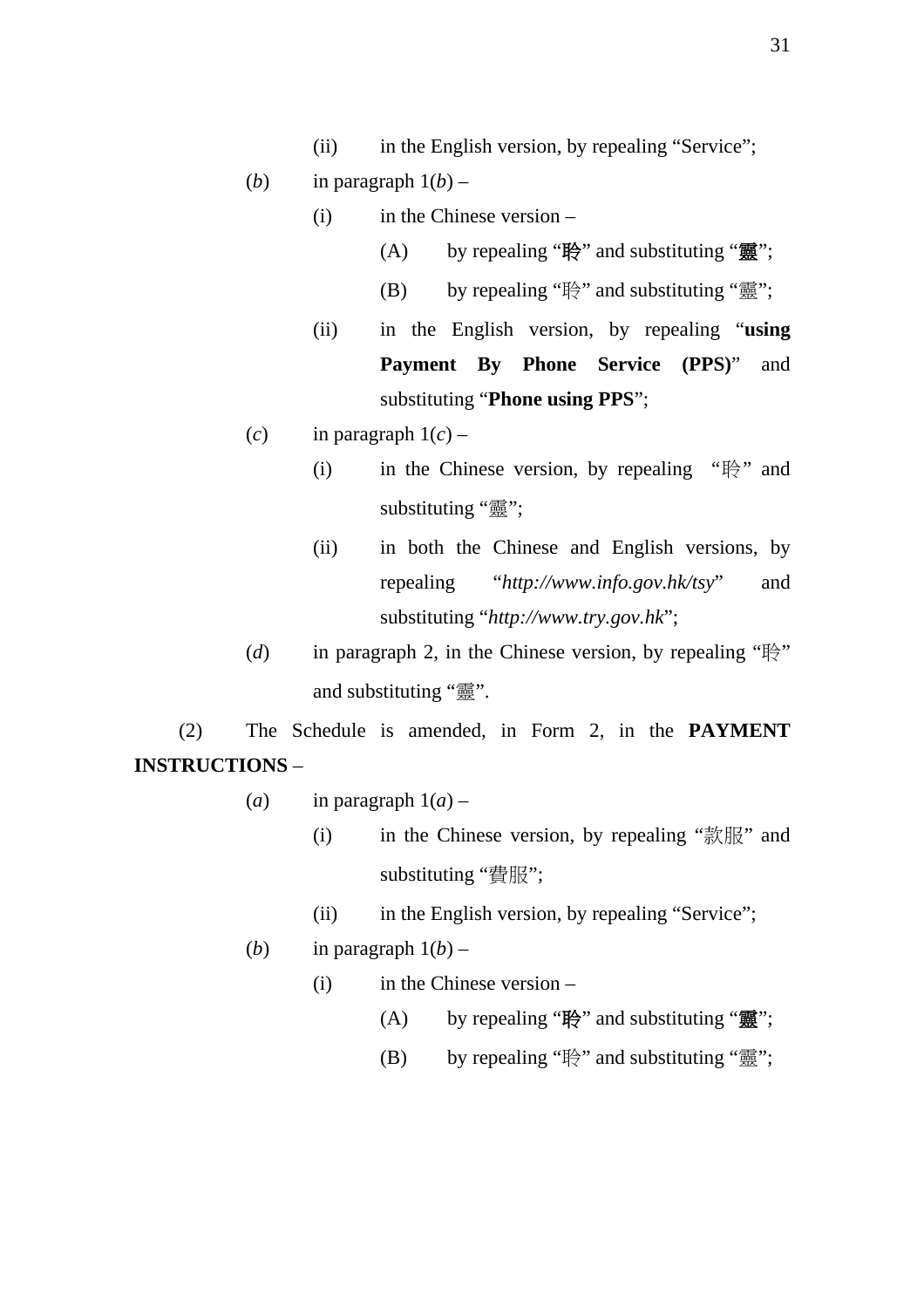(ii) in the English version, by repealing “Service”;

(*b*) in paragraph 1(*b*) –

(i) in the Chinese version –

(A) by repealing “**聆**” and substituting “**靈**”;

(B) by repealing “聆” and substituting “靈”;

(ii) in the English version, by repealing “**using Payment By Phone Service (PPS)**” and substituting “**Phone using PPS**”;

(*c*) in paragraph 1(*c*) –

(i) in the Chinese version, by repealing “聆” and substituting “靈”;

(ii) in both the Chinese and English versions, by repealing “*http://www.info.gov.hk/tsy*” and substituting “*http://www.try.gov.hk*”;

(*d*) in paragraph 2, in the Chinese version, by repealing “聆” and substituting “靈”.

(2) The Schedule is amended, in Form 2, in the **PAYMENT INSTRUCTIONS** –

(*a*) in paragraph 1(*a*) –

(i) in the Chinese version, by repealing “款服” and substituting “費服”;

(ii) in the English version, by repealing “Service”;

(*b*) in paragraph 1(*b*) –

(i) in the Chinese version –

(A) by repealing “**聆**” and substituting “**靈**”;

(B) by repealing “聆” and substituting “靈”;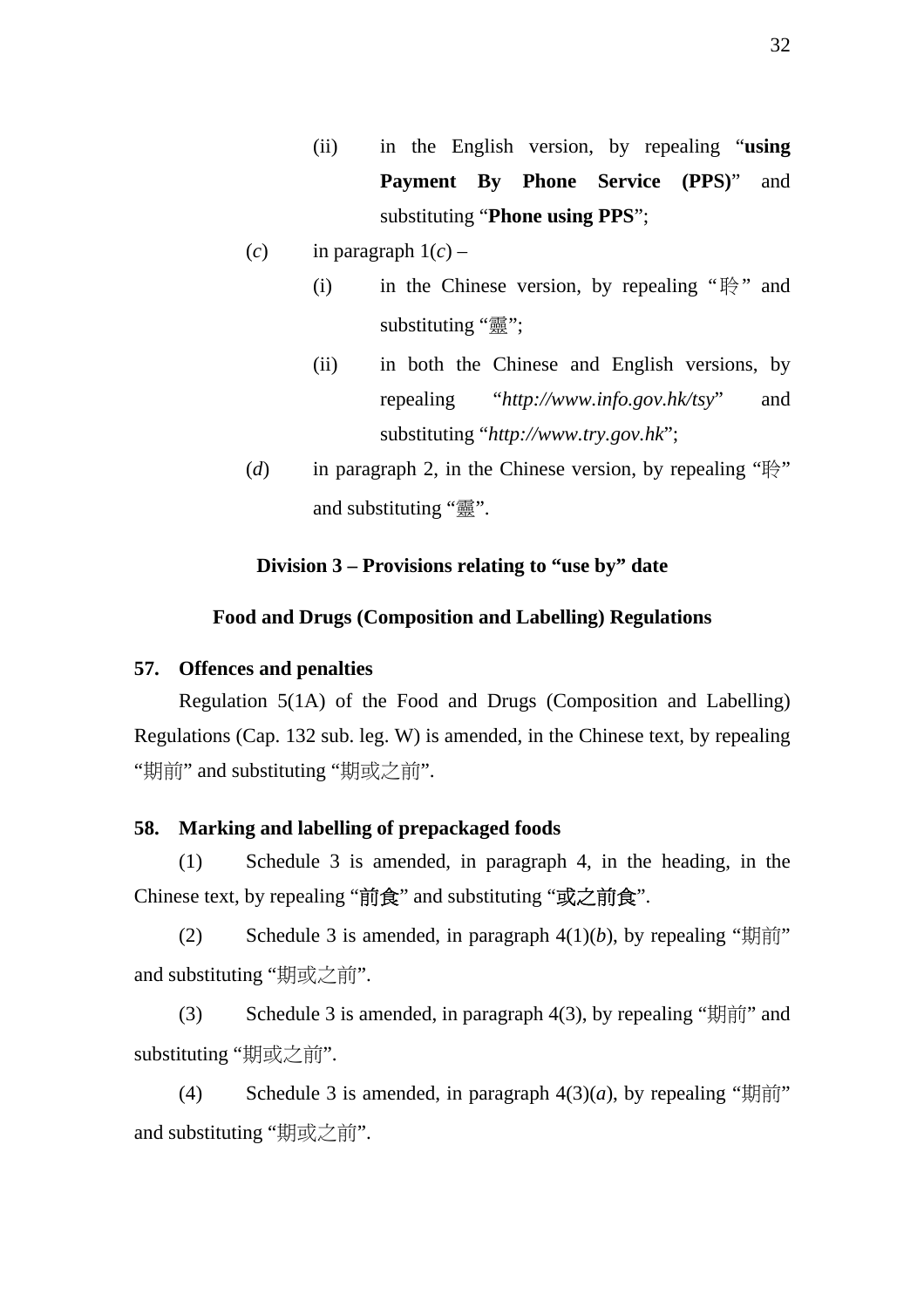(ii) in the English version, by repealing "**using Payment By Phone Service (PPS)**" and substituting "**Phone using PPS**";

(*c*) in paragraph 1(*c*) –

(i) in the Chinese version, by repealing "聆" and substituting "靈";

(ii) in both the Chinese and English versions, by repealing "*http://www.info.gov.hk/tsy*" and substituting "*http://www.try.gov.hk*";

(*d*) in paragraph 2, in the Chinese version, by repealing "聆" and substituting "靈".

## Division 3 – Provisions relating to "use by" date

## Food and Drugs (Composition and Labelling) Regulations

### 57. Offences and penalties

Regulation 5(1A) of the Food and Drugs (Composition and Labelling) Regulations (Cap. 132 sub. leg. W) is amended, in the Chinese text, by repealing "期前" and substituting "期或之前".

### 58. Marking and labelling of prepackaged foods

(1) Schedule 3 is amended, in paragraph 4, in the heading, in the Chinese text, by repealing "前食" and substituting "或之前食".

(2) Schedule 3 is amended, in paragraph 4(1)(*b*), by repealing "期前" and substituting "期或之前".

(3) Schedule 3 is amended, in paragraph 4(3), by repealing "期前" and substituting "期或之前".

(4) Schedule 3 is amended, in paragraph 4(3)(*a*), by repealing "期前" and substituting "期或之前".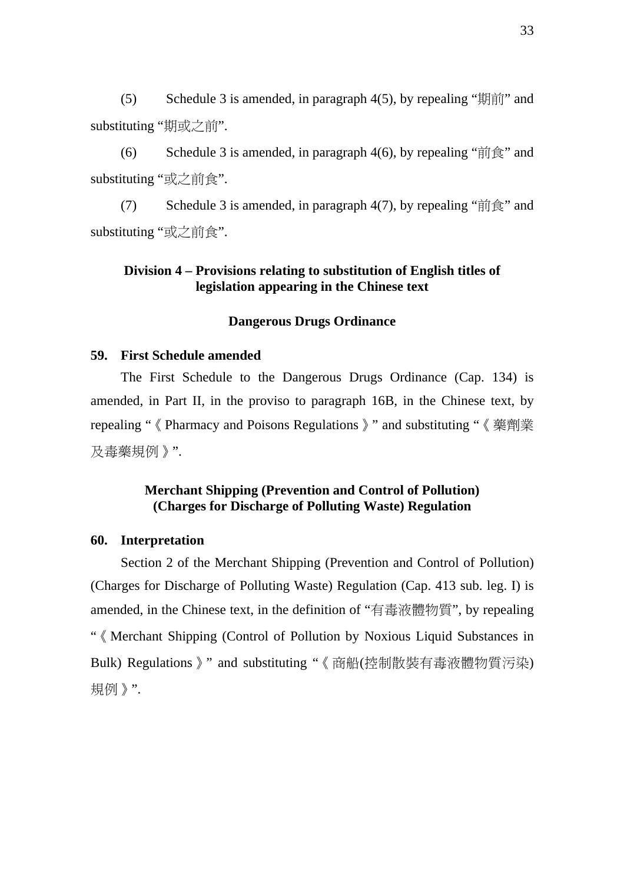(5) Schedule 3 is amended, in paragraph 4(5), by repealing "期前" and substituting "期或之前".

(6) Schedule 3 is amended, in paragraph 4(6), by repealing "前食" and substituting "或之前食".

(7) Schedule 3 is amended, in paragraph 4(7), by repealing "前食" and substituting "或之前食".

## Division 4 – Provisions relating to substitution of English titles of legislation appearing in the Chinese text

### Dangerous Drugs Ordinance

**59. First Schedule amended**

The First Schedule to the Dangerous Drugs Ordinance (Cap. 134) is amended, in Part II, in the proviso to paragraph 16B, in the Chinese text, by repealing "《Pharmacy and Poisons Regulations》" and substituting "《藥劑業及毒藥規例》".

### Merchant Shipping (Prevention and Control of Pollution) (Charges for Discharge of Polluting Waste) Regulation

**60. Interpretation**

Section 2 of the Merchant Shipping (Prevention and Control of Pollution) (Charges for Discharge of Polluting Waste) Regulation (Cap. 413 sub. leg. I) is amended, in the Chinese text, in the definition of "有毒液體物質", by repealing "《Merchant Shipping (Control of Pollution by Noxious Liquid Substances in Bulk) Regulations》" and substituting "《商船(控制散裝有毒液體物質污染)規例》".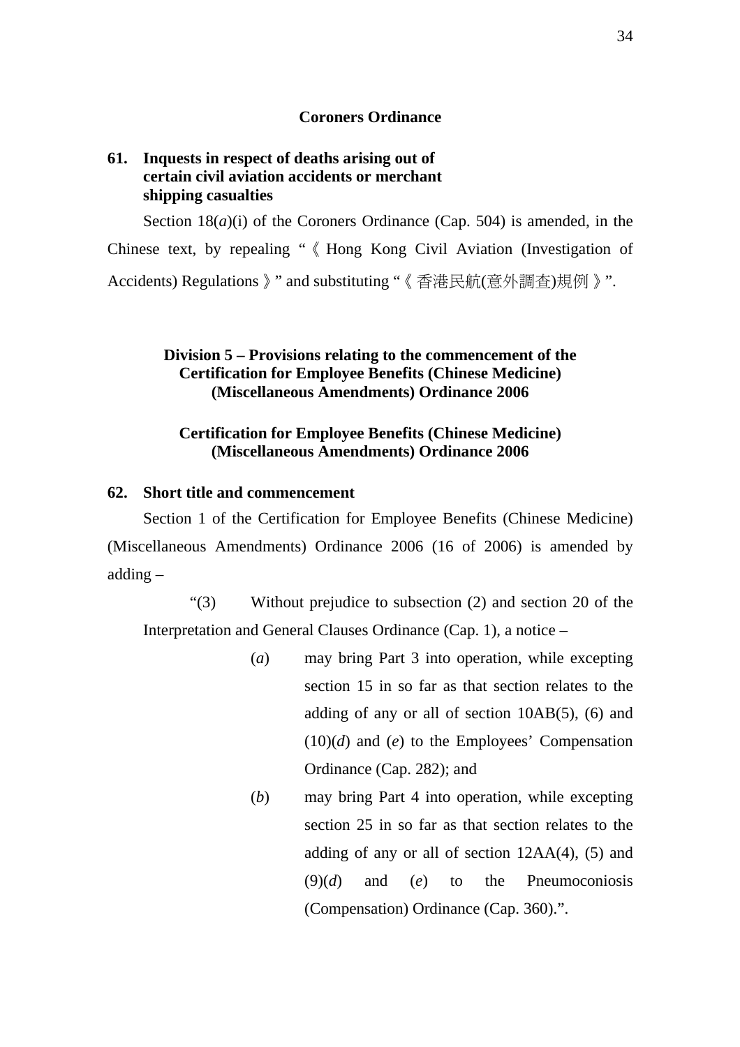**Coroners Ordinance**

**61. Inquests in respect of deaths arising out of certain civil aviation accidents or merchant shipping casualties**

Section 18(*a*)(i) of the Coroners Ordinance (Cap. 504) is amended, in the Chinese text, by repealing "《Hong Kong Civil Aviation (Investigation of Accidents) Regulations》" and substituting "《香港民航(意外調查)規例》".

**Division 5 – Provisions relating to the commencement of the Certification for Employee Benefits (Chinese Medicine) (Miscellaneous Amendments) Ordinance 2006**

**Certification for Employee Benefits (Chinese Medicine) (Miscellaneous Amendments) Ordinance 2006**

**62. Short title and commencement**

Section 1 of the Certification for Employee Benefits (Chinese Medicine) (Miscellaneous Amendments) Ordinance 2006 (16 of 2006) is amended by adding –

"(3) Without prejudice to subsection (2) and section 20 of the Interpretation and General Clauses Ordinance (Cap. 1), a notice –

(*a*) may bring Part 3 into operation, while excepting section 15 in so far as that section relates to the adding of any or all of section 10AB(5), (6) and (10)(*d*) and (*e*) to the Employees' Compensation Ordinance (Cap. 282); and

(*b*) may bring Part 4 into operation, while excepting section 25 in so far as that section relates to the adding of any or all of section 12AA(4), (5) and (9)(*d*) and (*e*) to the Pneumoconiosis (Compensation) Ordinance (Cap. 360).".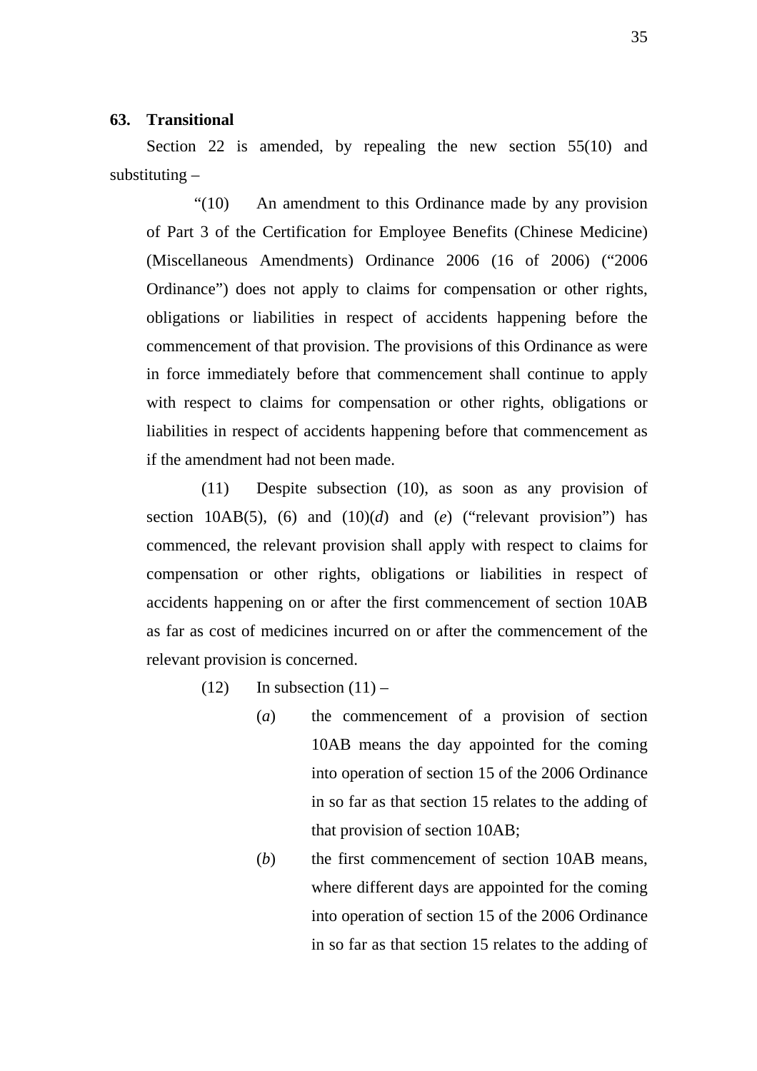**63. Transitional**

Section 22 is amended, by repealing the new section 55(10) and substituting –

"(10) An amendment to this Ordinance made by any provision of Part 3 of the Certification for Employee Benefits (Chinese Medicine) (Miscellaneous Amendments) Ordinance 2006 (16 of 2006) ("2006 Ordinance") does not apply to claims for compensation or other rights, obligations or liabilities in respect of accidents happening before the commencement of that provision. The provisions of this Ordinance as were in force immediately before that commencement shall continue to apply with respect to claims for compensation or other rights, obligations or liabilities in respect of accidents happening before that commencement as if the amendment had not been made.

(11) Despite subsection (10), as soon as any provision of section 10AB(5), (6) and (10)(*d*) and (*e*) ("relevant provision") has commenced, the relevant provision shall apply with respect to claims for compensation or other rights, obligations or liabilities in respect of accidents happening on or after the first commencement of section 10AB as far as cost of medicines incurred on or after the commencement of the relevant provision is concerned.

(12) In subsection (11) –

(*a*) the commencement of a provision of section 10AB means the day appointed for the coming into operation of section 15 of the 2006 Ordinance in so far as that section 15 relates to the adding of that provision of section 10AB;

(*b*) the first commencement of section 10AB means, where different days are appointed for the coming into operation of section 15 of the 2006 Ordinance in so far as that section 15 relates to the adding of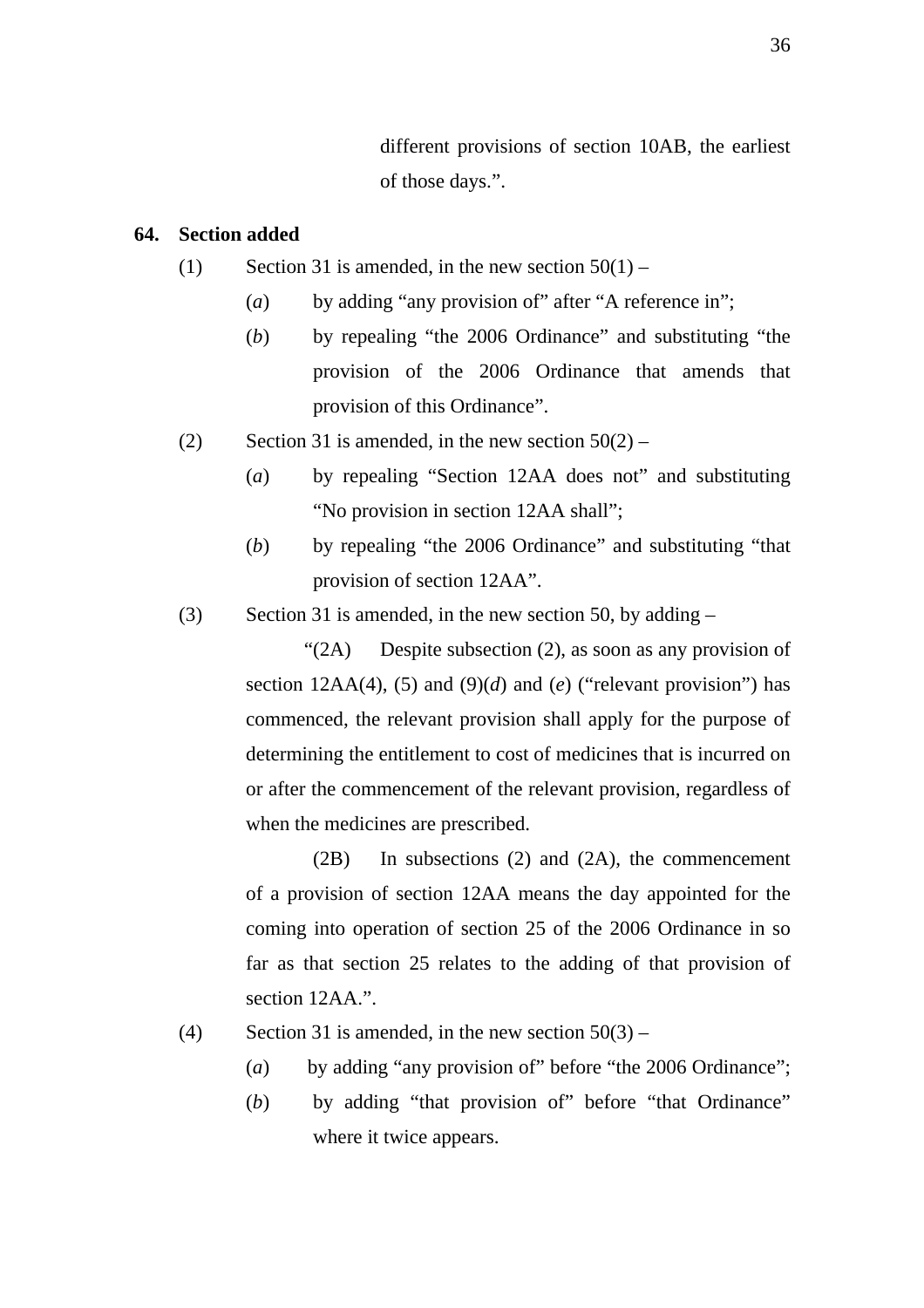different provisions of section 10AB, the earliest of those days.”.

**64. Section added**

(1) Section 31 is amended, in the new section 50(1) –

(*a*) by adding “any provision of” after “A reference in”;

(*b*) by repealing “the 2006 Ordinance” and substituting “the provision of the 2006 Ordinance that amends that provision of this Ordinance”.

(2) Section 31 is amended, in the new section 50(2) –

(*a*) by repealing “Section 12AA does not” and substituting “No provision in section 12AA shall”;

(*b*) by repealing “the 2006 Ordinance” and substituting “that provision of section 12AA”.

(3) Section 31 is amended, in the new section 50, by adding –

“(2A) Despite subsection (2), as soon as any provision of section 12AA(4), (5) and (9)(*d*) and (*e*) (“relevant provision”) has commenced, the relevant provision shall apply for the purpose of determining the entitlement to cost of medicines that is incurred on or after the commencement of the relevant provision, regardless of when the medicines are prescribed.

(2B) In subsections (2) and (2A), the commencement of a provision of section 12AA means the day appointed for the coming into operation of section 25 of the 2006 Ordinance in so far as that section 25 relates to the adding of that provision of section 12AA.”.

(4) Section 31 is amended, in the new section 50(3) –

(*a*) by adding “any provision of” before “the 2006 Ordinance”;

(*b*) by adding “that provision of” before “that Ordinance” where it twice appears.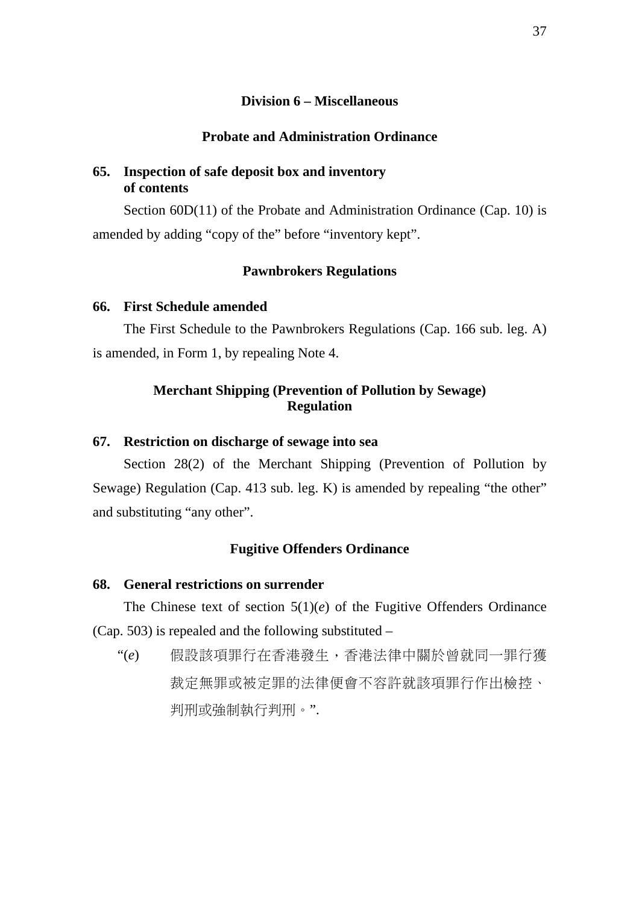## Division 6 – Miscellaneous

### Probate and Administration Ordinance

**65. Inspection of safe deposit box and inventory of contents**

Section 60D(11) of the Probate and Administration Ordinance (Cap. 10) is amended by adding "copy of the" before "inventory kept".

### Pawnbrokers Regulations

**66. First Schedule amended**

The First Schedule to the Pawnbrokers Regulations (Cap. 166 sub. leg. A) is amended, in Form 1, by repealing Note 4.

### Merchant Shipping (Prevention of Pollution by Sewage) Regulation

**67. Restriction on discharge of sewage into sea**

Section 28(2) of the Merchant Shipping (Prevention of Pollution by Sewage) Regulation (Cap. 413 sub. leg. K) is amended by repealing "the other" and substituting "any other".

### Fugitive Offenders Ordinance

**68. General restrictions on surrender**

The Chinese text of section 5(1)(*e*) of the Fugitive Offenders Ordinance (Cap. 503) is repealed and the following substituted –

"(*e*) 假設該項罪行在香港發生，香港法律中關於曾就同一罪行獲裁定無罪或被定罪的法律便會不容許就該項罪行作出檢控、判刑或強制執行判刑。".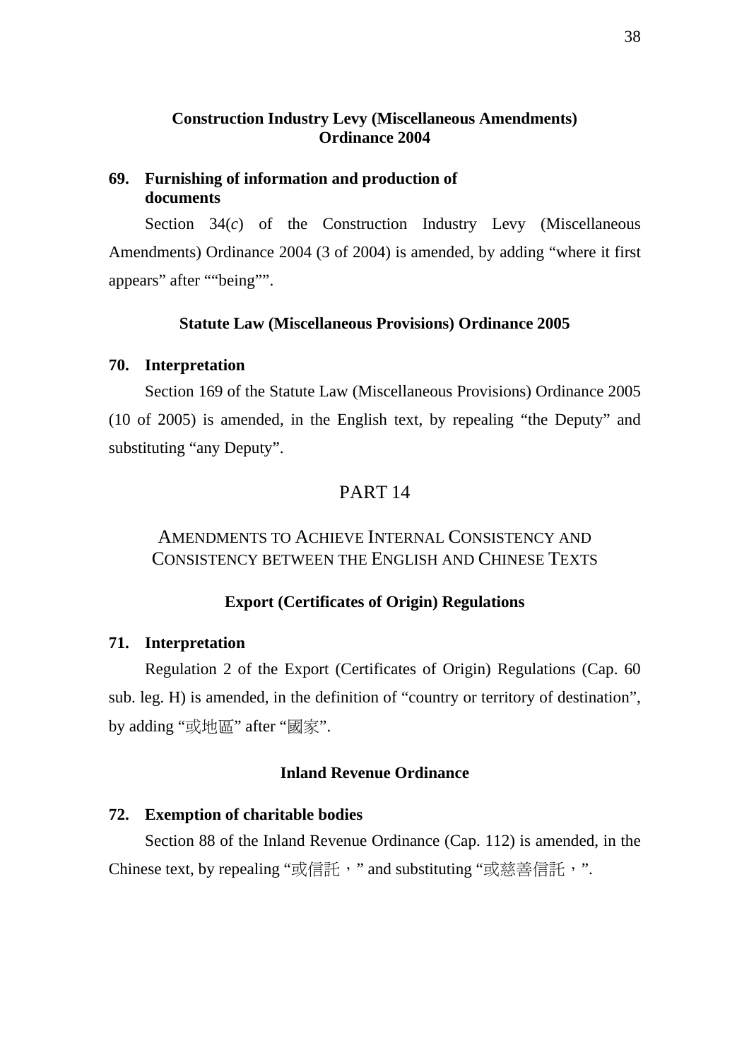## Construction Industry Levy (Miscellaneous Amendments) Ordinance 2004

### 69. Furnishing of information and production of documents

Section 34(*c*) of the Construction Industry Levy (Miscellaneous Amendments) Ordinance 2004 (3 of 2004) is amended, by adding "where it first appears" after ""being"".

## Statute Law (Miscellaneous Provisions) Ordinance 2005

### 70. Interpretation

Section 169 of the Statute Law (Miscellaneous Provisions) Ordinance 2005 (10 of 2005) is amended, in the English text, by repealing "the Deputy" and substituting "any Deputy".

# PART 14

# AMENDMENTS TO ACHIEVE INTERNAL CONSISTENCY AND CONSISTENCY BETWEEN THE ENGLISH AND CHINESE TEXTS

## Export (Certificates of Origin) Regulations

### 71. Interpretation

Regulation 2 of the Export (Certificates of Origin) Regulations (Cap. 60 sub. leg. H) is amended, in the definition of "country or territory of destination", by adding "或地區" after "國家".

## Inland Revenue Ordinance

### 72. Exemption of charitable bodies

Section 88 of the Inland Revenue Ordinance (Cap. 112) is amended, in the Chinese text, by repealing "或信託，" and substituting "或慈善信託，".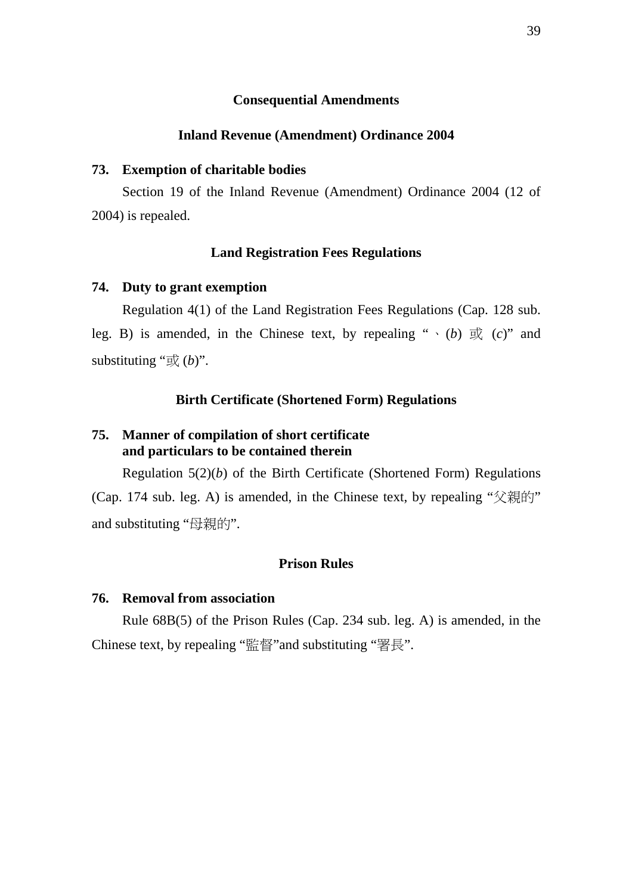## Consequential Amendments

### Inland Revenue (Amendment) Ordinance 2004

**73. Exemption of charitable bodies**

Section 19 of the Inland Revenue (Amendment) Ordinance 2004 (12 of 2004) is repealed.

### Land Registration Fees Regulations

**74. Duty to grant exemption**

Regulation 4(1) of the Land Registration Fees Regulations (Cap. 128 sub. leg. B) is amended, in the Chinese text, by repealing "、(*b*) 或 (*c*)" and substituting "或 (*b*)".

### Birth Certificate (Shortened Form) Regulations

**75. Manner of compilation of short certificate and particulars to be contained therein**

Regulation 5(2)(*b*) of the Birth Certificate (Shortened Form) Regulations (Cap. 174 sub. leg. A) is amended, in the Chinese text, by repealing "父親的" and substituting "母親的".

### Prison Rules

**76. Removal from association**

Rule 68B(5) of the Prison Rules (Cap. 234 sub. leg. A) is amended, in the Chinese text, by repealing "監督"and substituting "署長".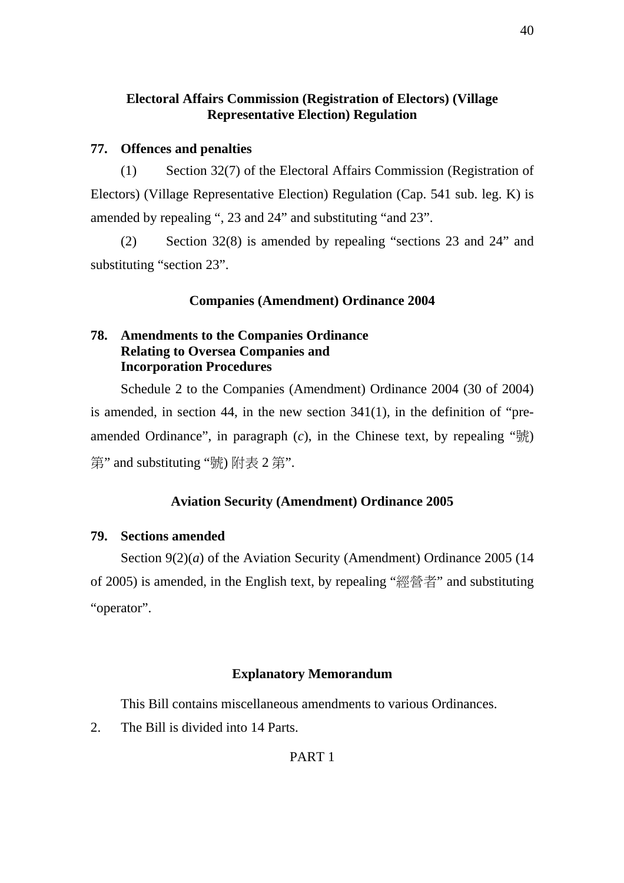## Electoral Affairs Commission (Registration of Electors) (Village Representative Election) Regulation

### 77. Offences and penalties

(1) Section 32(7) of the Electoral Affairs Commission (Registration of Electors) (Village Representative Election) Regulation (Cap. 541 sub. leg. K) is amended by repealing ", 23 and 24" and substituting "and 23".

(2) Section 32(8) is amended by repealing "sections 23 and 24" and substituting "section 23".

## Companies (Amendment) Ordinance 2004

### 78. Amendments to the Companies Ordinance Relating to Oversea Companies and Incorporation Procedures

Schedule 2 to the Companies (Amendment) Ordinance 2004 (30 of 2004) is amended, in section 44, in the new section 341(1), in the definition of "pre-amended Ordinance", in paragraph (*c*), in the Chinese text, by repealing "號) 第" and substituting "號) 附表 2 第".

## Aviation Security (Amendment) Ordinance 2005

### 79. Sections amended

Section 9(2)(*a*) of the Aviation Security (Amendment) Ordinance 2005 (14 of 2005) is amended, in the English text, by repealing "經營者" and substituting "operator".

## Explanatory Memorandum

This Bill contains miscellaneous amendments to various Ordinances.

2. The Bill is divided into 14 Parts.

PART 1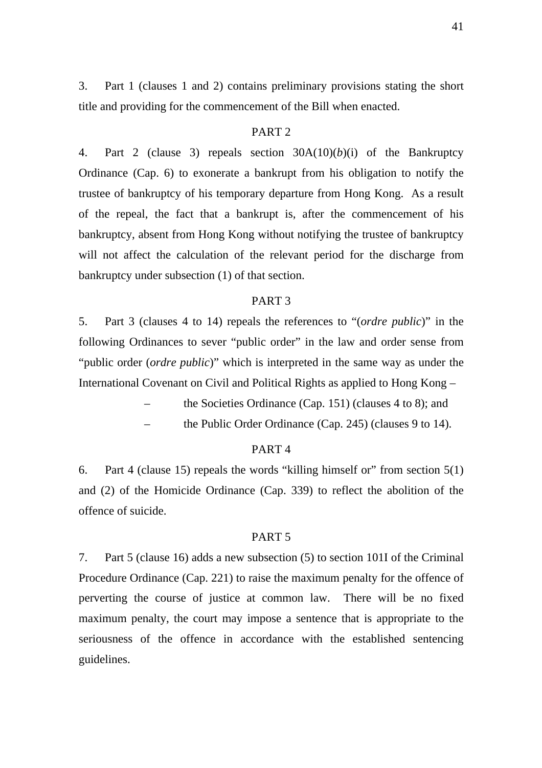3. Part 1 (clauses 1 and 2) contains preliminary provisions stating the short title and providing for the commencement of the Bill when enacted.

PART 2

4. Part 2 (clause 3) repeals section 30A(10)(*b*)(i) of the Bankruptcy Ordinance (Cap. 6) to exonerate a bankrupt from his obligation to notify the trustee of bankruptcy of his temporary departure from Hong Kong. As a result of the repeal, the fact that a bankrupt is, after the commencement of his bankruptcy, absent from Hong Kong without notifying the trustee of bankruptcy will not affect the calculation of the relevant period for the discharge from bankruptcy under subsection (1) of that section.

PART 3

5. Part 3 (clauses 4 to 14) repeals the references to "(*ordre public*)" in the following Ordinances to sever "public order" in the law and order sense from "public order (*ordre public*)" which is interpreted in the same way as under the International Covenant on Civil and Political Rights as applied to Hong Kong –

- the Societies Ordinance (Cap. 151) (clauses 4 to 8); and
- the Public Order Ordinance (Cap. 245) (clauses 9 to 14).

PART 4

6. Part 4 (clause 15) repeals the words "killing himself or" from section 5(1) and (2) of the Homicide Ordinance (Cap. 339) to reflect the abolition of the offence of suicide.

PART 5

7. Part 5 (clause 16) adds a new subsection (5) to section 101I of the Criminal Procedure Ordinance (Cap. 221) to raise the maximum penalty for the offence of perverting the course of justice at common law. There will be no fixed maximum penalty, the court may impose a sentence that is appropriate to the seriousness of the offence in accordance with the established sentencing guidelines.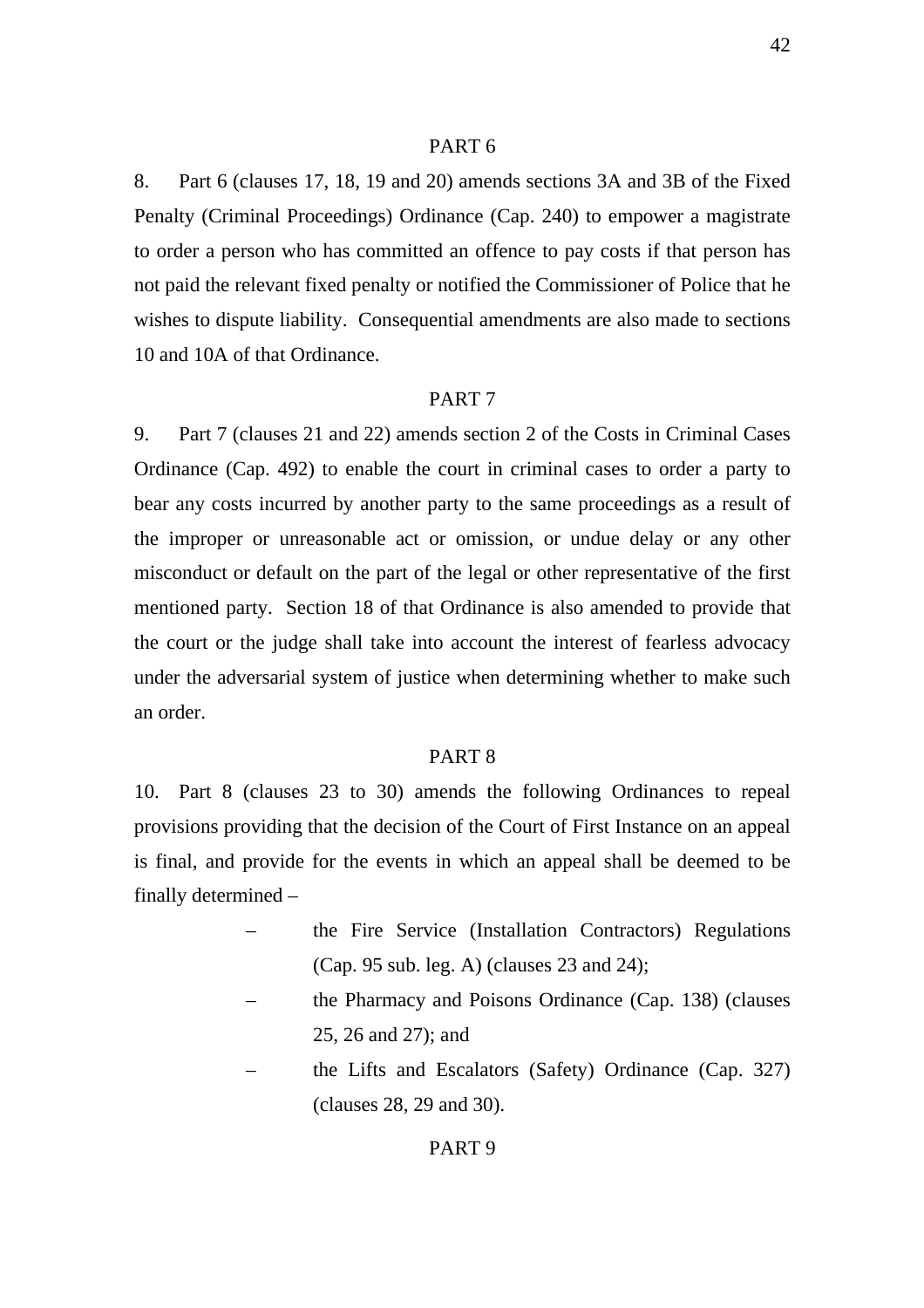PART 6

8. Part 6 (clauses 17, 18, 19 and 20) amends sections 3A and 3B of the Fixed Penalty (Criminal Proceedings) Ordinance (Cap. 240) to empower a magistrate to order a person who has committed an offence to pay costs if that person has not paid the relevant fixed penalty or notified the Commissioner of Police that he wishes to dispute liability. Consequential amendments are also made to sections 10 and 10A of that Ordinance.

PART 7

9. Part 7 (clauses 21 and 22) amends section 2 of the Costs in Criminal Cases Ordinance (Cap. 492) to enable the court in criminal cases to order a party to bear any costs incurred by another party to the same proceedings as a result of the improper or unreasonable act or omission, or undue delay or any other misconduct or default on the part of the legal or other representative of the first mentioned party. Section 18 of that Ordinance is also amended to provide that the court or the judge shall take into account the interest of fearless advocacy under the adversarial system of justice when determining whether to make such an order.

PART 8

10. Part 8 (clauses 23 to 30) amends the following Ordinances to repeal provisions providing that the decision of the Court of First Instance on an appeal is final, and provide for the events in which an appeal shall be deemed to be finally determined –

- the Fire Service (Installation Contractors) Regulations (Cap. 95 sub. leg. A) (clauses 23 and 24);
- the Pharmacy and Poisons Ordinance (Cap. 138) (clauses 25, 26 and 27); and
- the Lifts and Escalators (Safety) Ordinance (Cap. 327) (clauses 28, 29 and 30).

PART 9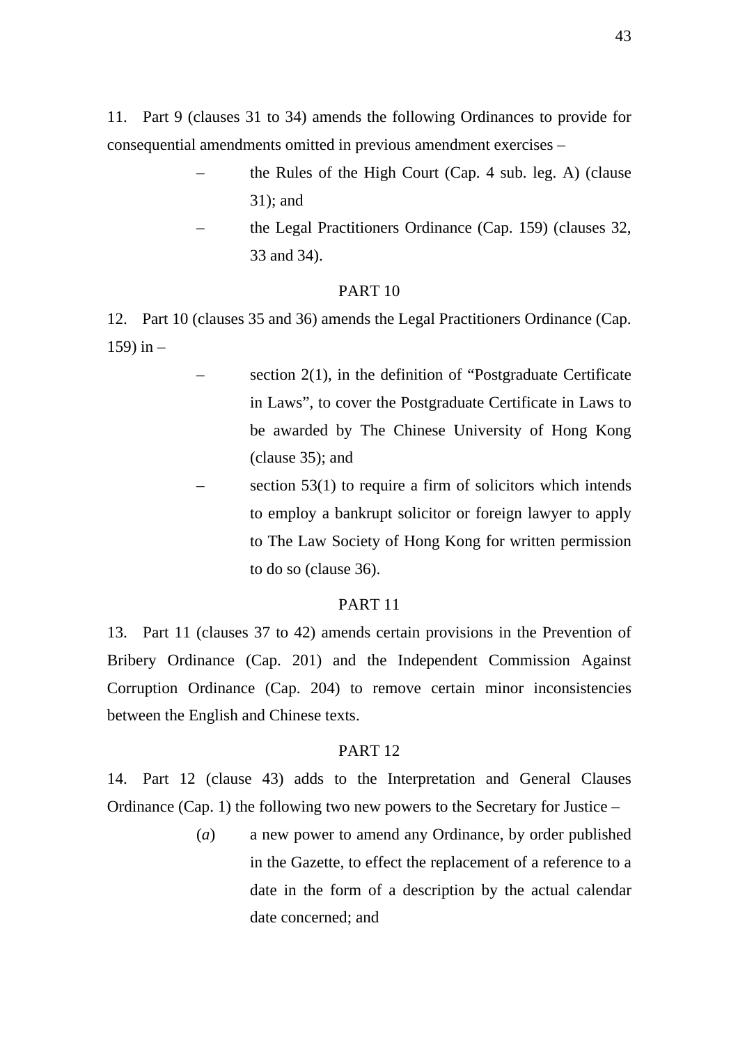11. Part 9 (clauses 31 to 34) amends the following Ordinances to provide for consequential amendments omitted in previous amendment exercises –

– the Rules of the High Court (Cap. 4 sub. leg. A) (clause 31); and

– the Legal Practitioners Ordinance (Cap. 159) (clauses 32, 33 and 34).

PART 10

12. Part 10 (clauses 35 and 36) amends the Legal Practitioners Ordinance (Cap. 159) in –

– section 2(1), in the definition of "Postgraduate Certificate in Laws", to cover the Postgraduate Certificate in Laws to be awarded by The Chinese University of Hong Kong (clause 35); and

– section 53(1) to require a firm of solicitors which intends to employ a bankrupt solicitor or foreign lawyer to apply to The Law Society of Hong Kong for written permission to do so (clause 36).

PART 11

13. Part 11 (clauses 37 to 42) amends certain provisions in the Prevention of Bribery Ordinance (Cap. 201) and the Independent Commission Against Corruption Ordinance (Cap. 204) to remove certain minor inconsistencies between the English and Chinese texts.

PART 12

14. Part 12 (clause 43) adds to the Interpretation and General Clauses Ordinance (Cap. 1) the following two new powers to the Secretary for Justice –

(*a*) a new power to amend any Ordinance, by order published in the Gazette, to effect the replacement of a reference to a date in the form of a description by the actual calendar date concerned; and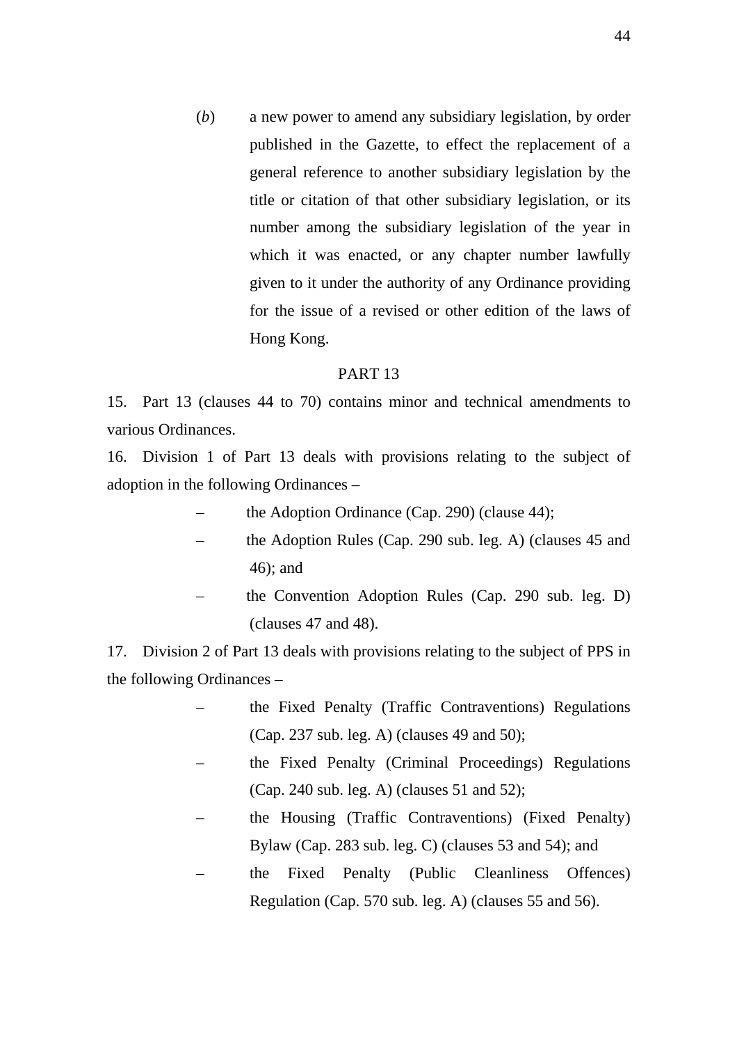(*b*) a new power to amend any subsidiary legislation, by order published in the Gazette, to effect the replacement of a general reference to another subsidiary legislation by the title or citation of that other subsidiary legislation, or its number among the subsidiary legislation of the year in which it was enacted, or any chapter number lawfully given to it under the authority of any Ordinance providing for the issue of a revised or other edition of the laws of Hong Kong.

PART 13

15. Part 13 (clauses 44 to 70) contains minor and technical amendments to various Ordinances.

16. Division 1 of Part 13 deals with provisions relating to the subject of adoption in the following Ordinances –

- the Adoption Ordinance (Cap. 290) (clause 44);
- the Adoption Rules (Cap. 290 sub. leg. A) (clauses 45 and 46); and
- the Convention Adoption Rules (Cap. 290 sub. leg. D) (clauses 47 and 48).

17. Division 2 of Part 13 deals with provisions relating to the subject of PPS in the following Ordinances –

- the Fixed Penalty (Traffic Contraventions) Regulations (Cap. 237 sub. leg. A) (clauses 49 and 50);
- the Fixed Penalty (Criminal Proceedings) Regulations (Cap. 240 sub. leg. A) (clauses 51 and 52);
- the Housing (Traffic Contraventions) (Fixed Penalty) Bylaw (Cap. 283 sub. leg. C) (clauses 53 and 54); and
- the Fixed Penalty (Public Cleanliness Offences) Regulation (Cap. 570 sub. leg. A) (clauses 55 and 56).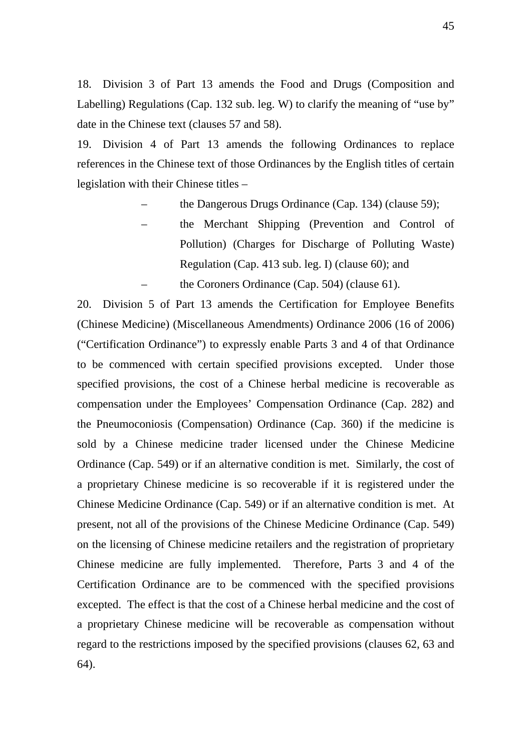18. Division 3 of Part 13 amends the Food and Drugs (Composition and Labelling) Regulations (Cap. 132 sub. leg. W) to clarify the meaning of "use by" date in the Chinese text (clauses 57 and 58).

19. Division 4 of Part 13 amends the following Ordinances to replace references in the Chinese text of those Ordinances by the English titles of certain legislation with their Chinese titles –

- the Dangerous Drugs Ordinance (Cap. 134) (clause 59);
- the Merchant Shipping (Prevention and Control of Pollution) (Charges for Discharge of Polluting Waste) Regulation (Cap. 413 sub. leg. I) (clause 60); and
- the Coroners Ordinance (Cap. 504) (clause 61).

20. Division 5 of Part 13 amends the Certification for Employee Benefits (Chinese Medicine) (Miscellaneous Amendments) Ordinance 2006 (16 of 2006) ("Certification Ordinance") to expressly enable Parts 3 and 4 of that Ordinance to be commenced with certain specified provisions excepted. Under those specified provisions, the cost of a Chinese herbal medicine is recoverable as compensation under the Employees' Compensation Ordinance (Cap. 282) and the Pneumoconiosis (Compensation) Ordinance (Cap. 360) if the medicine is sold by a Chinese medicine trader licensed under the Chinese Medicine Ordinance (Cap. 549) or if an alternative condition is met. Similarly, the cost of a proprietary Chinese medicine is so recoverable if it is registered under the Chinese Medicine Ordinance (Cap. 549) or if an alternative condition is met. At present, not all of the provisions of the Chinese Medicine Ordinance (Cap. 549) on the licensing of Chinese medicine retailers and the registration of proprietary Chinese medicine are fully implemented. Therefore, Parts 3 and 4 of the Certification Ordinance are to be commenced with the specified provisions excepted. The effect is that the cost of a Chinese herbal medicine and the cost of a proprietary Chinese medicine will be recoverable as compensation without regard to the restrictions imposed by the specified provisions (clauses 62, 63 and 64).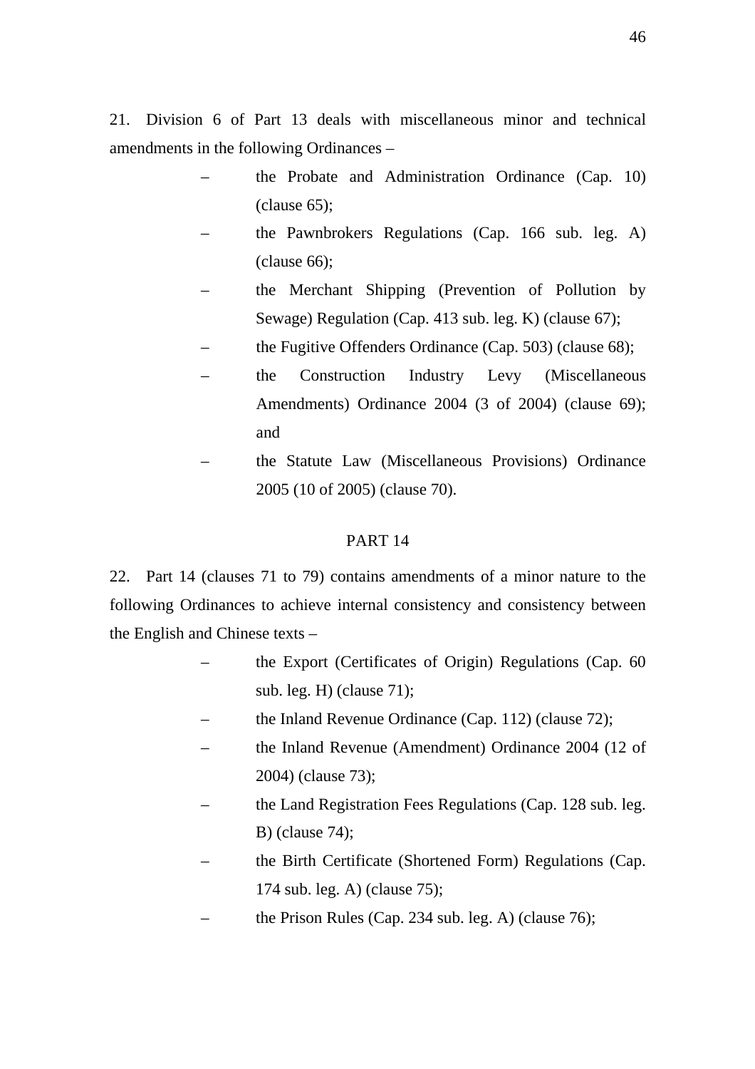21. Division 6 of Part 13 deals with miscellaneous minor and technical amendments in the following Ordinances –

- the Probate and Administration Ordinance (Cap. 10) (clause 65);
- the Pawnbrokers Regulations (Cap. 166 sub. leg. A) (clause 66);
- the Merchant Shipping (Prevention of Pollution by Sewage) Regulation (Cap. 413 sub. leg. K) (clause 67);
- the Fugitive Offenders Ordinance (Cap. 503) (clause 68);
- the Construction Industry Levy (Miscellaneous Amendments) Ordinance 2004 (3 of 2004) (clause 69); and
- the Statute Law (Miscellaneous Provisions) Ordinance 2005 (10 of 2005) (clause 70).

## PART 14

22. Part 14 (clauses 71 to 79) contains amendments of a minor nature to the following Ordinances to achieve internal consistency and consistency between the English and Chinese texts –

- the Export (Certificates of Origin) Regulations (Cap. 60 sub. leg. H) (clause 71);
- the Inland Revenue Ordinance (Cap. 112) (clause 72);
- the Inland Revenue (Amendment) Ordinance 2004 (12 of 2004) (clause 73);
- the Land Registration Fees Regulations (Cap. 128 sub. leg. B) (clause 74);
- the Birth Certificate (Shortened Form) Regulations (Cap. 174 sub. leg. A) (clause 75);
- the Prison Rules (Cap. 234 sub. leg. A) (clause 76);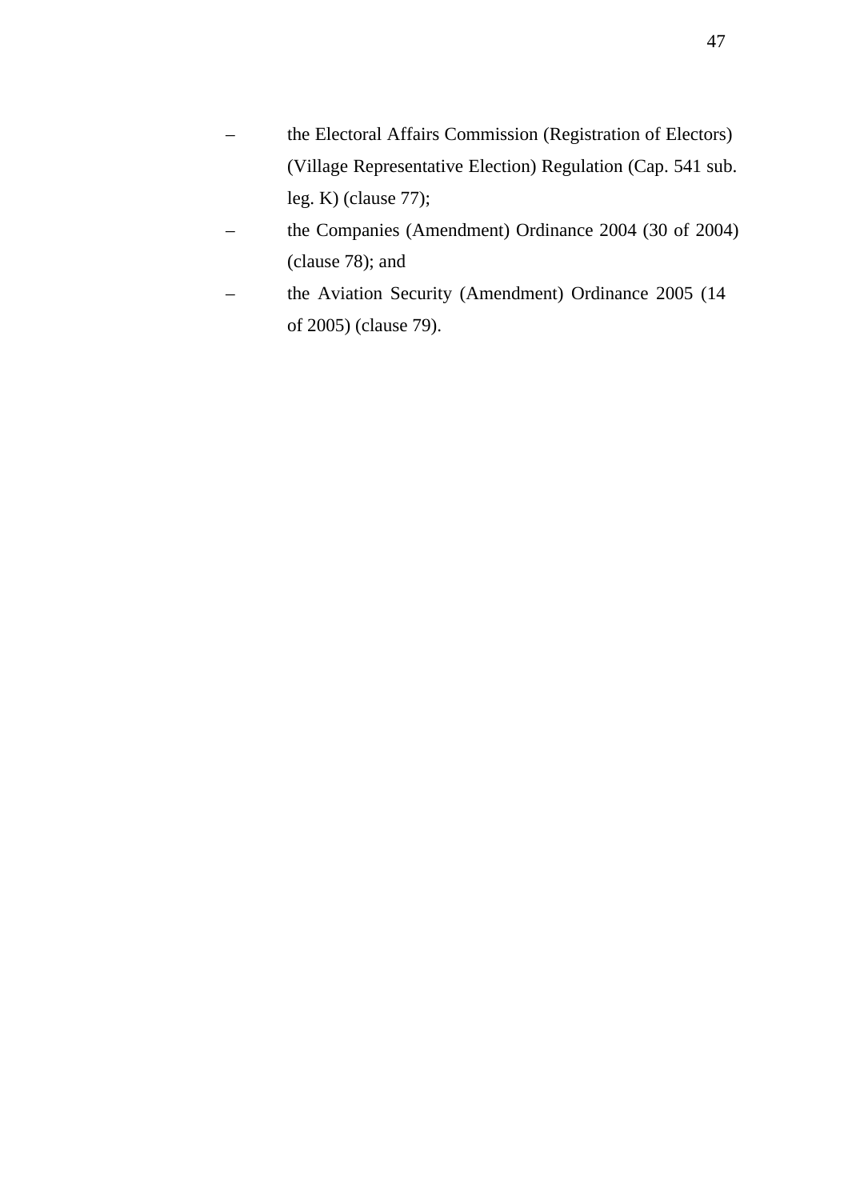- the Electoral Affairs Commission (Registration of Electors) (Village Representative Election) Regulation (Cap. 541 sub. leg. K) (clause 77);
- the Companies (Amendment) Ordinance 2004 (30 of 2004) (clause 78); and
- the Aviation Security (Amendment) Ordinance 2005 (14 of 2005) (clause 79).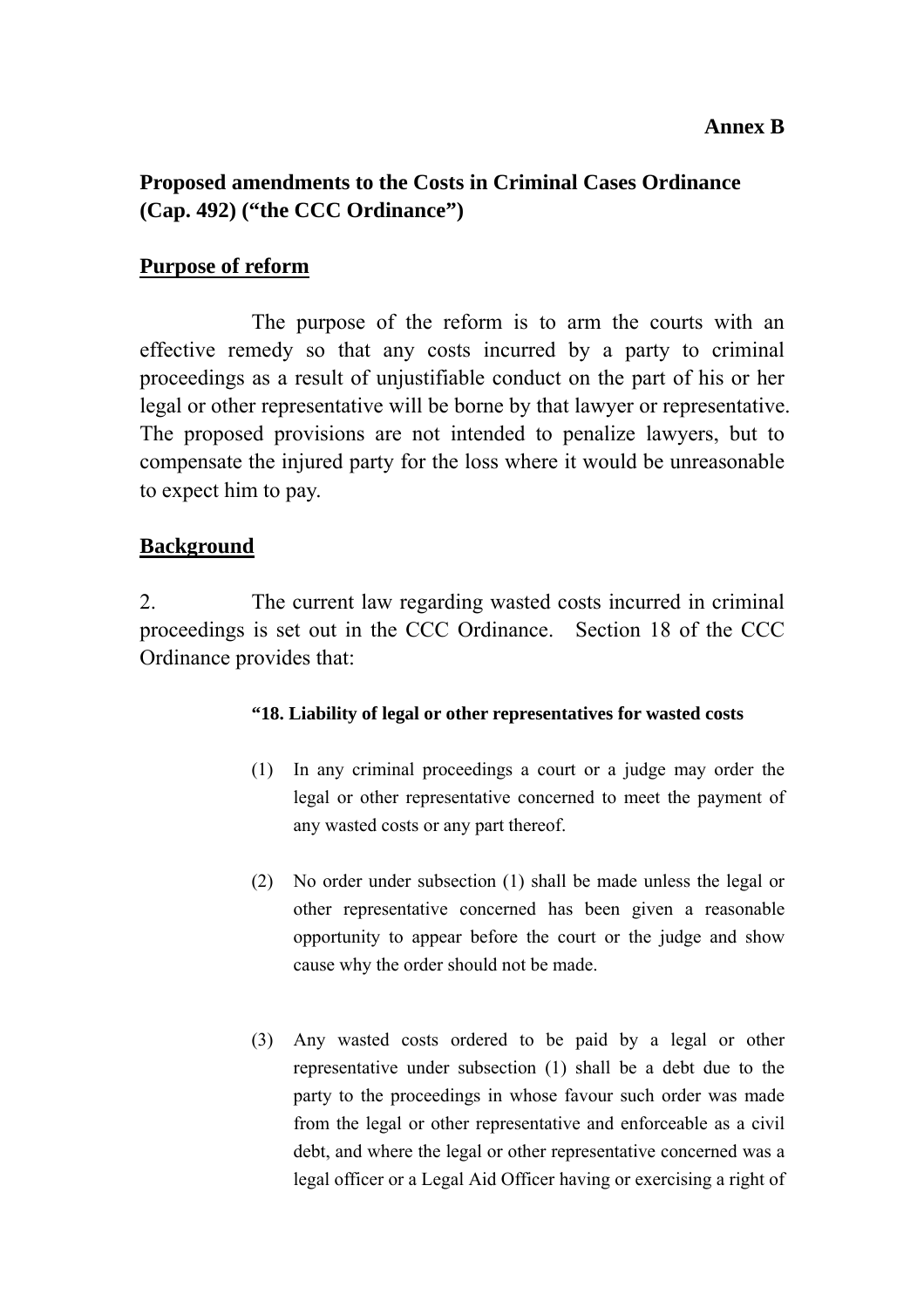**Annex B**

## Proposed amendments to the Costs in Criminal Cases Ordinance (Cap. 492) ("the CCC Ordinance")

### Purpose of reform

The purpose of the reform is to arm the courts with an effective remedy so that any costs incurred by a party to criminal proceedings as a result of unjustifiable conduct on the part of his or her legal or other representative will be borne by that lawyer or representative. The proposed provisions are not intended to penalize lawyers, but to compensate the injured party for the loss where it would be unreasonable to expect him to pay.

### Background

2. The current law regarding wasted costs incurred in criminal proceedings is set out in the CCC Ordinance. Section 18 of the CCC Ordinance provides that:

> **"18. Liability of legal or other representatives for wasted costs**
>
> (1) In any criminal proceedings a court or a judge may order the legal or other representative concerned to meet the payment of any wasted costs or any part thereof.
>
> (2) No order under subsection (1) shall be made unless the legal or other representative concerned has been given a reasonable opportunity to appear before the court or the judge and show cause why the order should not be made.
>
> (3) Any wasted costs ordered to be paid by a legal or other representative under subsection (1) shall be a debt due to the party to the proceedings in whose favour such order was made from the legal or other representative and enforceable as a civil debt, and where the legal or other representative concerned was a legal officer or a Legal Aid Officer having or exercising a right of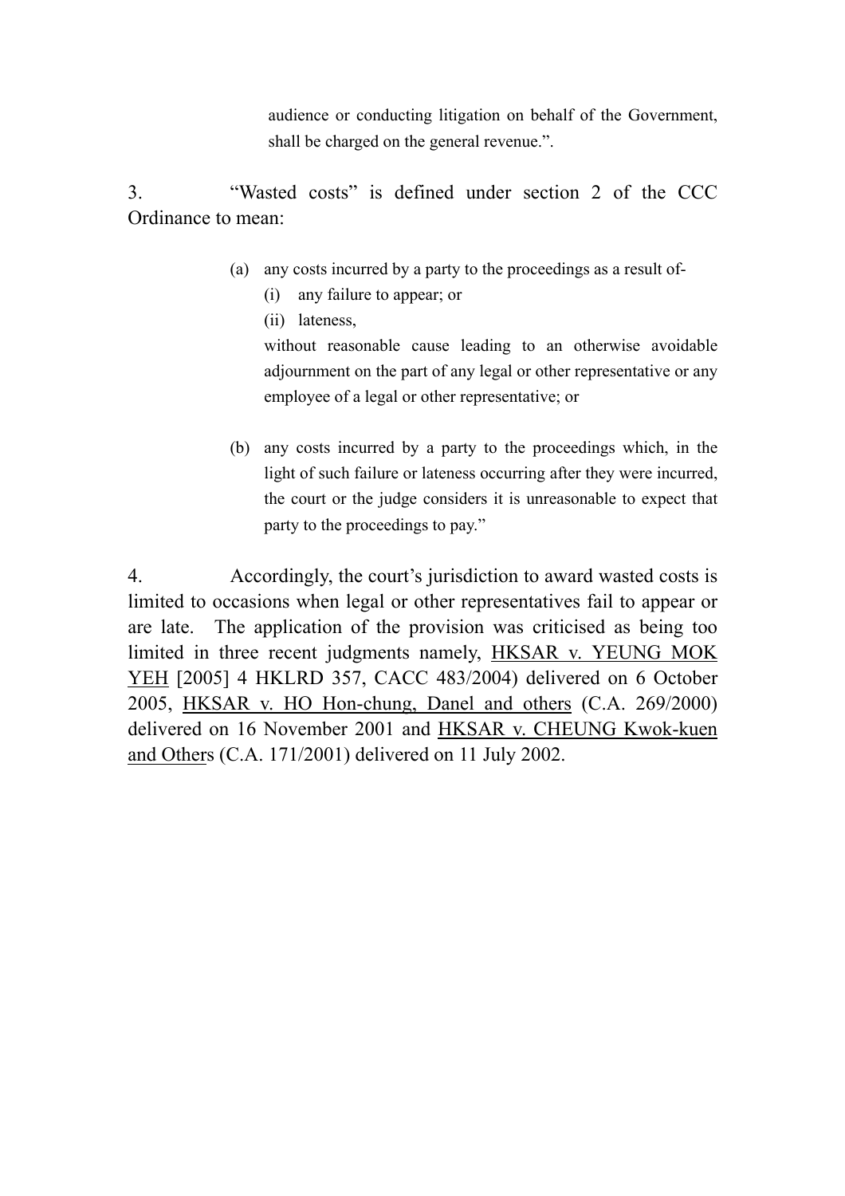> audience or conducting litigation on behalf of the Government, shall be charged on the general revenue.”.

3. “Wasted costs” is defined under section 2 of the CCC Ordinance to mean:

> (a) any costs incurred by a party to the proceedings as a result of-
>
> (i) any failure to appear; or
>
> (ii) lateness,
>
> without reasonable cause leading to an otherwise avoidable adjournment on the part of any legal or other representative or any employee of a legal or other representative; or
>
> (b) any costs incurred by a party to the proceedings which, in the light of such failure or lateness occurring after they were incurred, the court or the judge considers it is unreasonable to expect that party to the proceedings to pay.”

4. Accordingly, the court’s jurisdiction to award wasted costs is limited to occasions when legal or other representatives fail to appear or are late. The application of the provision was criticised as being too limited in three recent judgments namely, <u>HKSAR v. YEUNG MOK YEH</u> [2005] 4 HKLRD 357, CACC 483/2004) delivered on 6 October 2005, <u>HKSAR v. HO Hon-chung, Danel and others</u> (C.A. 269/2000) delivered on 16 November 2001 and <u>HKSAR v. CHEUNG Kwok-kuen and Others</u> (C.A. 171/2001) delivered on 11 July 2002.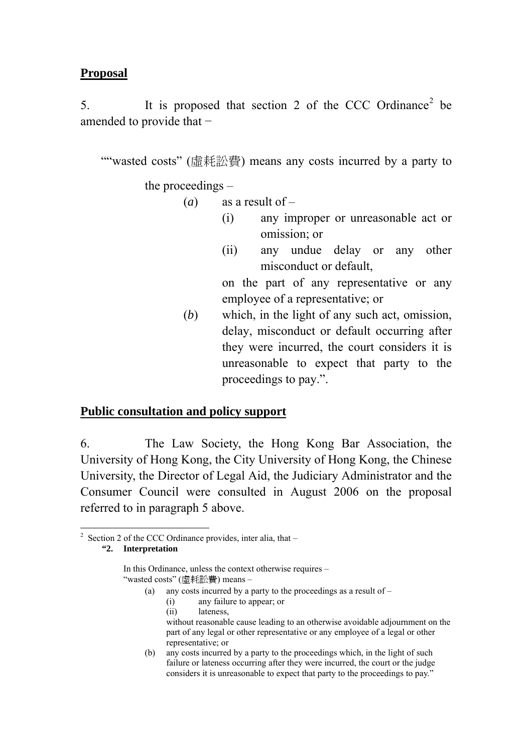## Proposal

5. It is proposed that section 2 of the CCC Ordinance[2] be amended to provide that −

> ""wasted costs" (虛耗訟費) means any costs incurred by a party to the proceedings –
>
> (*a*) as a result of –
>
> (i) any improper or unreasonable act or omission; or
>
> (ii) any undue delay or any other misconduct or default,
>
> on the part of any representative or any employee of a representative; or
>
> (*b*) which, in the light of any such act, omission, delay, misconduct or default occurring after they were incurred, the court considers it is unreasonable to expect that party to the proceedings to pay.".

## Public consultation and policy support

6. The Law Society, the Hong Kong Bar Association, the University of Hong Kong, the City University of Hong Kong, the Chinese University, the Director of Legal Aid, the Judiciary Administrator and the Consumer Council were consulted in August 2006 on the proposal referred to in paragraph 5 above.

---

[2] Section 2 of the CCC Ordinance provides, inter alia, that –

> **"2. Interpretation**
>
> In this Ordinance, unless the context otherwise requires –
>
> "wasted costs" (虛耗訟費) means –
>
> (a) any costs incurred by a party to the proceedings as a result of –
>
> (i) any failure to appear; or
>
> (ii) lateness,
>
> without reasonable cause leading to an otherwise avoidable adjournment on the part of any legal or other representative or any employee of a legal or other representative; or
>
> (b) any costs incurred by a party to the proceedings which, in the light of such failure or lateness occurring after they were incurred, the court or the judge considers it is unreasonable to expect that party to the proceedings to pay."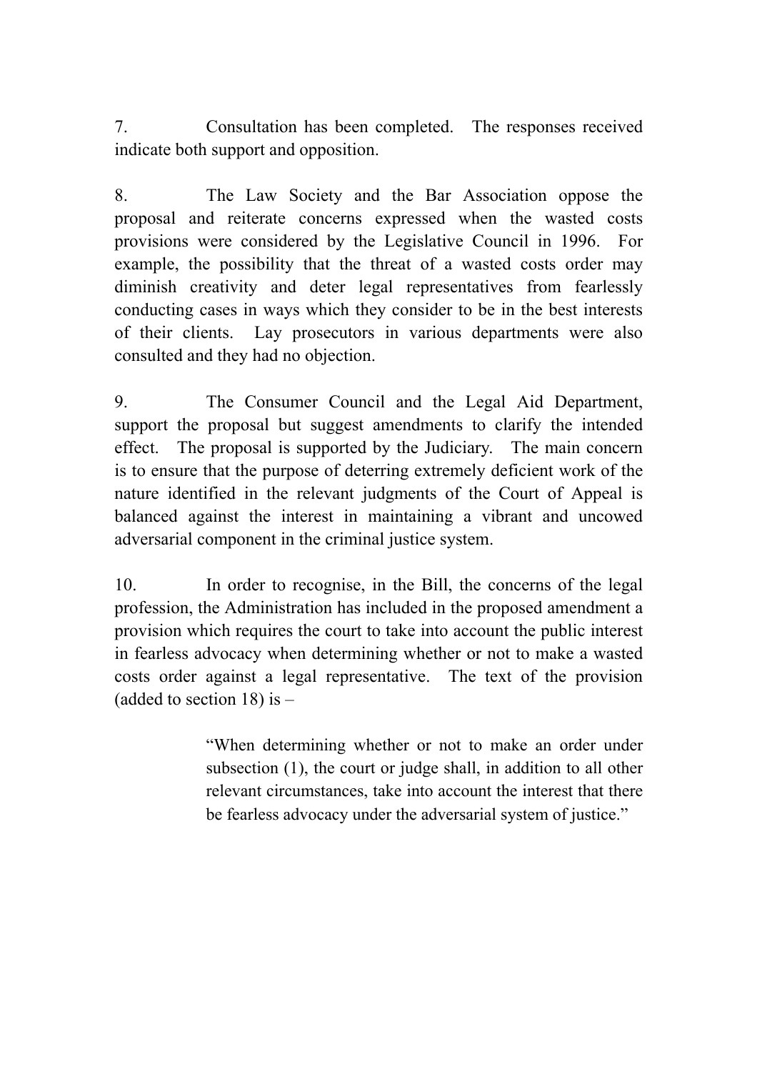7. Consultation has been completed. The responses received indicate both support and opposition.

8. The Law Society and the Bar Association oppose the proposal and reiterate concerns expressed when the wasted costs provisions were considered by the Legislative Council in 1996. For example, the possibility that the threat of a wasted costs order may diminish creativity and deter legal representatives from fearlessly conducting cases in ways which they consider to be in the best interests of their clients. Lay prosecutors in various departments were also consulted and they had no objection.

9. The Consumer Council and the Legal Aid Department, support the proposal but suggest amendments to clarify the intended effect. The proposal is supported by the Judiciary. The main concern is to ensure that the purpose of deterring extremely deficient work of the nature identified in the relevant judgments of the Court of Appeal is balanced against the interest in maintaining a vibrant and uncowed adversarial component in the criminal justice system.

10. In order to recognise, in the Bill, the concerns of the legal profession, the Administration has included in the proposed amendment a provision which requires the court to take into account the public interest in fearless advocacy when determining whether or not to make a wasted costs order against a legal representative. The text of the provision (added to section 18) is –

> "When determining whether or not to make an order under subsection (1), the court or judge shall, in addition to all other relevant circumstances, take into account the interest that there be fearless advocacy under the adversarial system of justice."